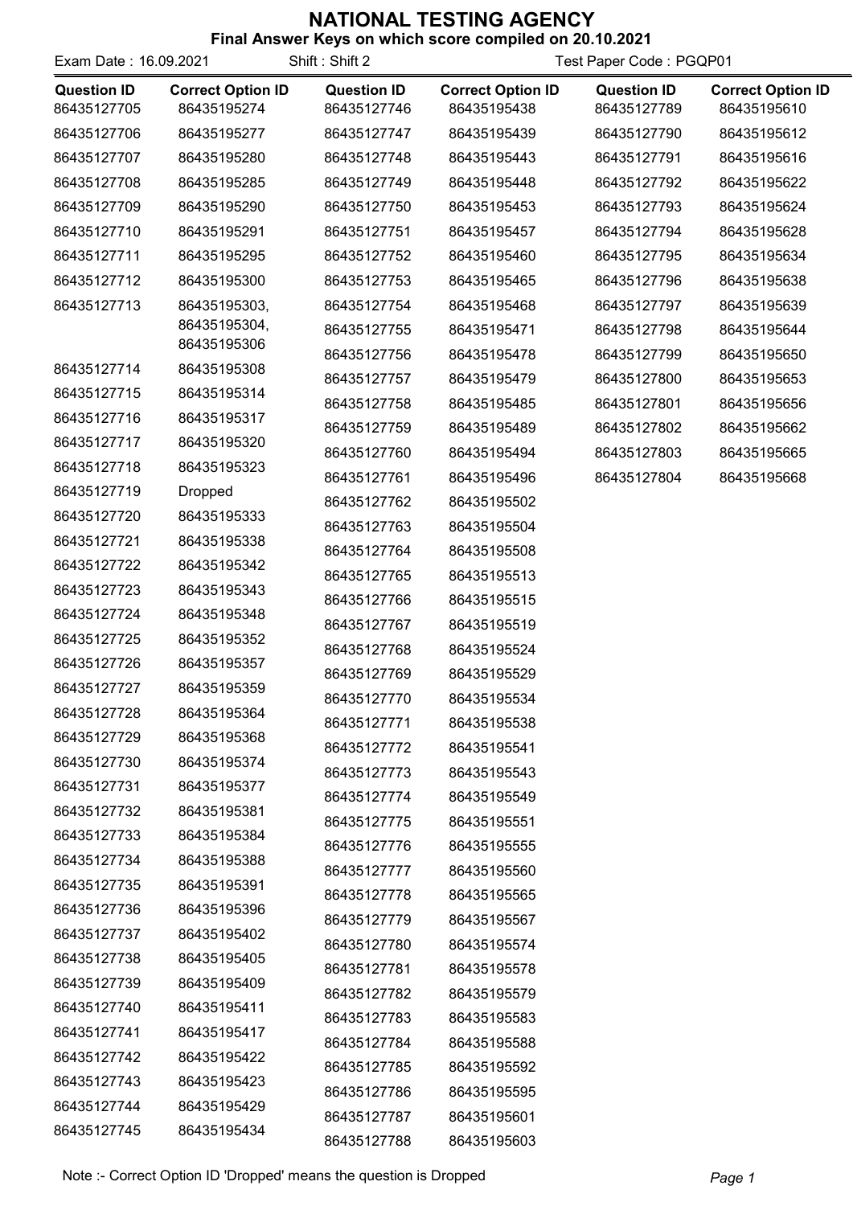# NATIONAL TESTING AGENCY

## Final Answer Keys on which score compiled on 20.10.2021

Exam Date : 16.09.2021 Shift : Shift 2 Test Paper Code : PGQP01

| Question ID | Correct Option ID |
|---|---|
| 86435127705 | 86435195274 |
| 86435127706 | 86435195277 |
| 86435127707 | 86435195280 |
| 86435127708 | 86435195285 |
| 86435127709 | 86435195290 |
| 86435127710 | 86435195291 |
| 86435127711 | 86435195295 |
| 86435127712 | 86435195300 |
| 86435127713 | 86435195303, 86435195304, 86435195306 |
| 86435127714 | 86435195308 |
| 86435127715 | 86435195314 |
| 86435127716 | 86435195317 |
| 86435127717 | 86435195320 |
| 86435127718 | 86435195323 |
| 86435127719 | Dropped |
| 86435127720 | 86435195333 |
| 86435127721 | 86435195338 |
| 86435127722 | 86435195342 |
| 86435127723 | 86435195343 |
| 86435127724 | 86435195348 |
| 86435127725 | 86435195352 |
| 86435127726 | 86435195357 |
| 86435127727 | 86435195359 |
| 86435127728 | 86435195364 |
| 86435127729 | 86435195368 |
| 86435127730 | 86435195374 |
| 86435127731 | 86435195377 |
| 86435127732 | 86435195381 |
| 86435127733 | 86435195384 |
| 86435127734 | 86435195388 |
| 86435127735 | 86435195391 |
| 86435127736 | 86435195396 |
| 86435127737 | 86435195402 |
| 86435127738 | 86435195405 |
| 86435127739 | 86435195409 |
| 86435127740 | 86435195411 |
| 86435127741 | 86435195417 |
| 86435127742 | 86435195422 |
| 86435127743 | 86435195423 |
| 86435127744 | 86435195429 |
| 86435127745 | 86435195434 |
| 86435127746 | 86435195438 |
| 86435127747 | 86435195439 |
| 86435127748 | 86435195443 |
| 86435127749 | 86435195448 |
| 86435127750 | 86435195453 |
| 86435127751 | 86435195457 |
| 86435127752 | 86435195460 |
| 86435127753 | 86435195465 |
| 86435127754 | 86435195468 |
| 86435127755 | 86435195471 |
| 86435127756 | 86435195478 |
| 86435127757 | 86435195479 |
| 86435127758 | 86435195485 |
| 86435127759 | 86435195489 |
| 86435127760 | 86435195494 |
| 86435127761 | 86435195496 |
| 86435127762 | 86435195502 |
| 86435127763 | 86435195504 |
| 86435127764 | 86435195508 |
| 86435127765 | 86435195513 |
| 86435127766 | 86435195515 |
| 86435127767 | 86435195519 |
| 86435127768 | 86435195524 |
| 86435127769 | 86435195529 |
| 86435127770 | 86435195534 |
| 86435127771 | 86435195538 |
| 86435127772 | 86435195541 |
| 86435127773 | 86435195543 |
| 86435127774 | 86435195549 |
| 86435127775 | 86435195551 |
| 86435127776 | 86435195555 |
| 86435127777 | 86435195560 |
| 86435127778 | 86435195565 |
| 86435127779 | 86435195567 |
| 86435127780 | 86435195574 |
| 86435127781 | 86435195578 |
| 86435127782 | 86435195579 |
| 86435127783 | 86435195583 |
| 86435127784 | 86435195588 |
| 86435127785 | 86435195592 |
| 86435127786 | 86435195595 |
| 86435127787 | 86435195601 |
| 86435127788 | 86435195603 |
| 86435127789 | 86435195610 |
| 86435127790 | 86435195612 |
| 86435127791 | 86435195616 |
| 86435127792 | 86435195622 |
| 86435127793 | 86435195624 |
| 86435127794 | 86435195628 |
| 86435127795 | 86435195634 |
| 86435127796 | 86435195638 |
| 86435127797 | 86435195639 |
| 86435127798 | 86435195644 |
| 86435127799 | 86435195650 |
| 86435127800 | 86435195653 |
| 86435127801 | 86435195656 |
| 86435127802 | 86435195662 |
| 86435127803 | 86435195665 |
| 86435127804 | 86435195668 |

Note :- Correct Option ID 'Dropped' means the question is Dropped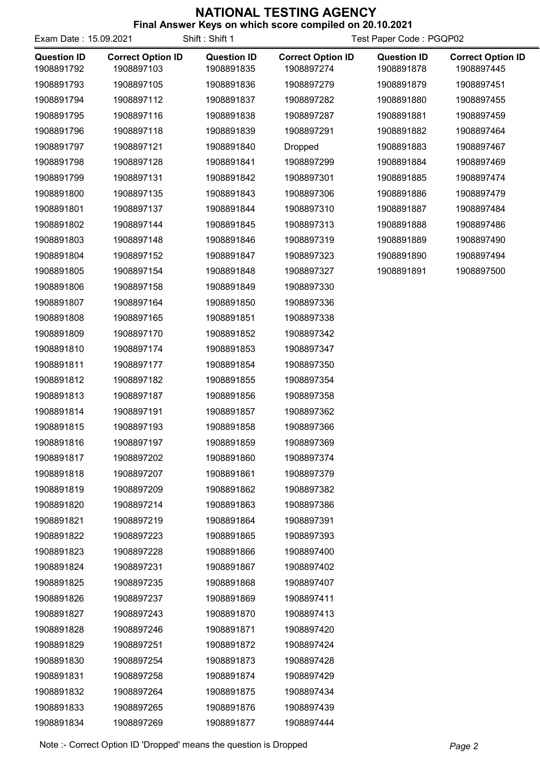# NATIONAL TESTING AGENCY

**Final Answer Keys on which score compiled on 20.10.2021**

Exam Date : 15.09.2021 Shift : Shift 1 Test Paper Code : PGQP02

| Question ID | Correct Option ID | Question ID | Correct Option ID | Question ID | Correct Option ID |
|---|---|---|---|---|---|
| 1908891792 | 1908897103 | 1908891835 | 1908897274 | 1908891878 | 1908897445 |
| 1908891793 | 1908897105 | 1908891836 | 1908897279 | 1908891879 | 1908897451 |
| 1908891794 | 1908897112 | 1908891837 | 1908897282 | 1908891880 | 1908897455 |
| 1908891795 | 1908897116 | 1908891838 | 1908897287 | 1908891881 | 1908897459 |
| 1908891796 | 1908897118 | 1908891839 | 1908897291 | 1908891882 | 1908897464 |
| 1908891797 | 1908897121 | 1908891840 | Dropped | 1908891883 | 1908897467 |
| 1908891798 | 1908897128 | 1908891841 | 1908897299 | 1908891884 | 1908897469 |
| 1908891799 | 1908897131 | 1908891842 | 1908897301 | 1908891885 | 1908897474 |
| 1908891800 | 1908897135 | 1908891843 | 1908897306 | 1908891886 | 1908897479 |
| 1908891801 | 1908897137 | 1908891844 | 1908897310 | 1908891887 | 1908897484 |
| 1908891802 | 1908897144 | 1908891845 | 1908897313 | 1908891888 | 1908897486 |
| 1908891803 | 1908897148 | 1908891846 | 1908897319 | 1908891889 | 1908897490 |
| 1908891804 | 1908897152 | 1908891847 | 1908897323 | 1908891890 | 1908897494 |
| 1908891805 | 1908897154 | 1908891848 | 1908897327 | 1908891891 | 1908897500 |
| 1908891806 | 1908897158 | 1908891849 | 1908897330 | | |
| 1908891807 | 1908897164 | 1908891850 | 1908897336 | | |
| 1908891808 | 1908897165 | 1908891851 | 1908897338 | | |
| 1908891809 | 1908897170 | 1908891852 | 1908897342 | | |
| 1908891810 | 1908897174 | 1908891853 | 1908897347 | | |
| 1908891811 | 1908897177 | 1908891854 | 1908897350 | | |
| 1908891812 | 1908897182 | 1908891855 | 1908897354 | | |
| 1908891813 | 1908897187 | 1908891856 | 1908897358 | | |
| 1908891814 | 1908897191 | 1908891857 | 1908897362 | | |
| 1908891815 | 1908897193 | 1908891858 | 1908897366 | | |
| 1908891816 | 1908897197 | 1908891859 | 1908897369 | | |
| 1908891817 | 1908897202 | 1908891860 | 1908897374 | | |
| 1908891818 | 1908897207 | 1908891861 | 1908897379 | | |
| 1908891819 | 1908897209 | 1908891862 | 1908897382 | | |
| 1908891820 | 1908897214 | 1908891863 | 1908897386 | | |
| 1908891821 | 1908897219 | 1908891864 | 1908897391 | | |
| 1908891822 | 1908897223 | 1908891865 | 1908897393 | | |
| 1908891823 | 1908897228 | 1908891866 | 1908897400 | | |
| 1908891824 | 1908897231 | 1908891867 | 1908897402 | | |
| 1908891825 | 1908897235 | 1908891868 | 1908897407 | | |
| 1908891826 | 1908897237 | 1908891869 | 1908897411 | | |
| 1908891827 | 1908897243 | 1908891870 | 1908897413 | | |
| 1908891828 | 1908897246 | 1908891871 | 1908897420 | | |
| 1908891829 | 1908897251 | 1908891872 | 1908897424 | | |
| 1908891830 | 1908897254 | 1908891873 | 1908897428 | | |
| 1908891831 | 1908897258 | 1908891874 | 1908897429 | | |
| 1908891832 | 1908897264 | 1908891875 | 1908897434 | | |
| 1908891833 | 1908897265 | 1908891876 | 1908897439 | | |
| 1908891834 | 1908897269 | 1908891877 | 1908897444 | | |

Note :- Correct Option ID 'Dropped' means the question is Dropped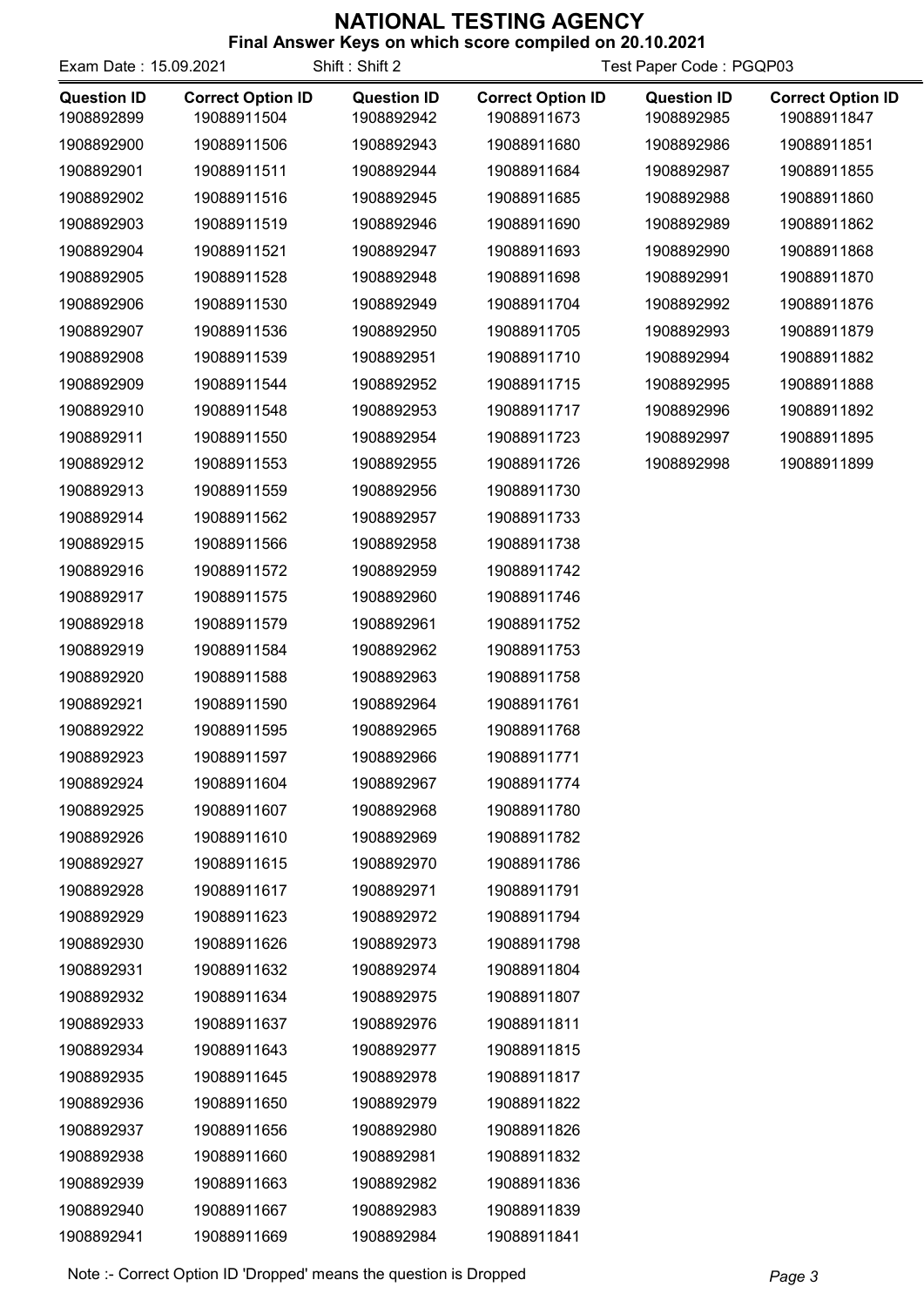# NATIONAL TESTING AGENCY

## Final Answer Keys on which score compiled on 20.10.2021

Exam Date : 15.09.2021 Shift : Shift 2 Test Paper Code : PGQP03

| Question ID | Correct Option ID | Question ID | Correct Option ID | Question ID | Correct Option ID |
|---|---|---|---|---|---|
| 1908892899 | 19088911504 | 1908892942 | 19088911673 | 1908892985 | 19088911847 |
| 1908892900 | 19088911506 | 1908892943 | 19088911680 | 1908892986 | 19088911851 |
| 1908892901 | 19088911511 | 1908892944 | 19088911684 | 1908892987 | 19088911855 |
| 1908892902 | 19088911516 | 1908892945 | 19088911685 | 1908892988 | 19088911860 |
| 1908892903 | 19088911519 | 1908892946 | 19088911690 | 1908892989 | 19088911862 |
| 1908892904 | 19088911521 | 1908892947 | 19088911693 | 1908892990 | 19088911868 |
| 1908892905 | 19088911528 | 1908892948 | 19088911698 | 1908892991 | 19088911870 |
| 1908892906 | 19088911530 | 1908892949 | 19088911704 | 1908892992 | 19088911876 |
| 1908892907 | 19088911536 | 1908892950 | 19088911705 | 1908892993 | 19088911879 |
| 1908892908 | 19088911539 | 1908892951 | 19088911710 | 1908892994 | 19088911882 |
| 1908892909 | 19088911544 | 1908892952 | 19088911715 | 1908892995 | 19088911888 |
| 1908892910 | 19088911548 | 1908892953 | 19088911717 | 1908892996 | 19088911892 |
| 1908892911 | 19088911550 | 1908892954 | 19088911723 | 1908892997 | 19088911895 |
| 1908892912 | 19088911553 | 1908892955 | 19088911726 | 1908892998 | 19088911899 |
| 1908892913 | 19088911559 | 1908892956 | 19088911730 | | |
| 1908892914 | 19088911562 | 1908892957 | 19088911733 | | |
| 1908892915 | 19088911566 | 1908892958 | 19088911738 | | |
| 1908892916 | 19088911572 | 1908892959 | 19088911742 | | |
| 1908892917 | 19088911575 | 1908892960 | 19088911746 | | |
| 1908892918 | 19088911579 | 1908892961 | 19088911752 | | |
| 1908892919 | 19088911584 | 1908892962 | 19088911753 | | |
| 1908892920 | 19088911588 | 1908892963 | 19088911758 | | |
| 1908892921 | 19088911590 | 1908892964 | 19088911761 | | |
| 1908892922 | 19088911595 | 1908892965 | 19088911768 | | |
| 1908892923 | 19088911597 | 1908892966 | 19088911771 | | |
| 1908892924 | 19088911604 | 1908892967 | 19088911774 | | |
| 1908892925 | 19088911607 | 1908892968 | 19088911780 | | |
| 1908892926 | 19088911610 | 1908892969 | 19088911782 | | |
| 1908892927 | 19088911615 | 1908892970 | 19088911786 | | |
| 1908892928 | 19088911617 | 1908892971 | 19088911791 | | |
| 1908892929 | 19088911623 | 1908892972 | 19088911794 | | |
| 1908892930 | 19088911626 | 1908892973 | 19088911798 | | |
| 1908892931 | 19088911632 | 1908892974 | 19088911804 | | |
| 1908892932 | 19088911634 | 1908892975 | 19088911807 | | |
| 1908892933 | 19088911637 | 1908892976 | 19088911811 | | |
| 1908892934 | 19088911643 | 1908892977 | 19088911815 | | |
| 1908892935 | 19088911645 | 1908892978 | 19088911817 | | |
| 1908892936 | 19088911650 | 1908892979 | 19088911822 | | |
| 1908892937 | 19088911656 | 1908892980 | 19088911826 | | |
| 1908892938 | 19088911660 | 1908892981 | 19088911832 | | |
| 1908892939 | 19088911663 | 1908892982 | 19088911836 | | |
| 1908892940 | 19088911667 | 1908892983 | 19088911839 | | |
| 1908892941 | 19088911669 | 1908892984 | 19088911841 | | |

Note :- Correct Option ID 'Dropped' means the question is Dropped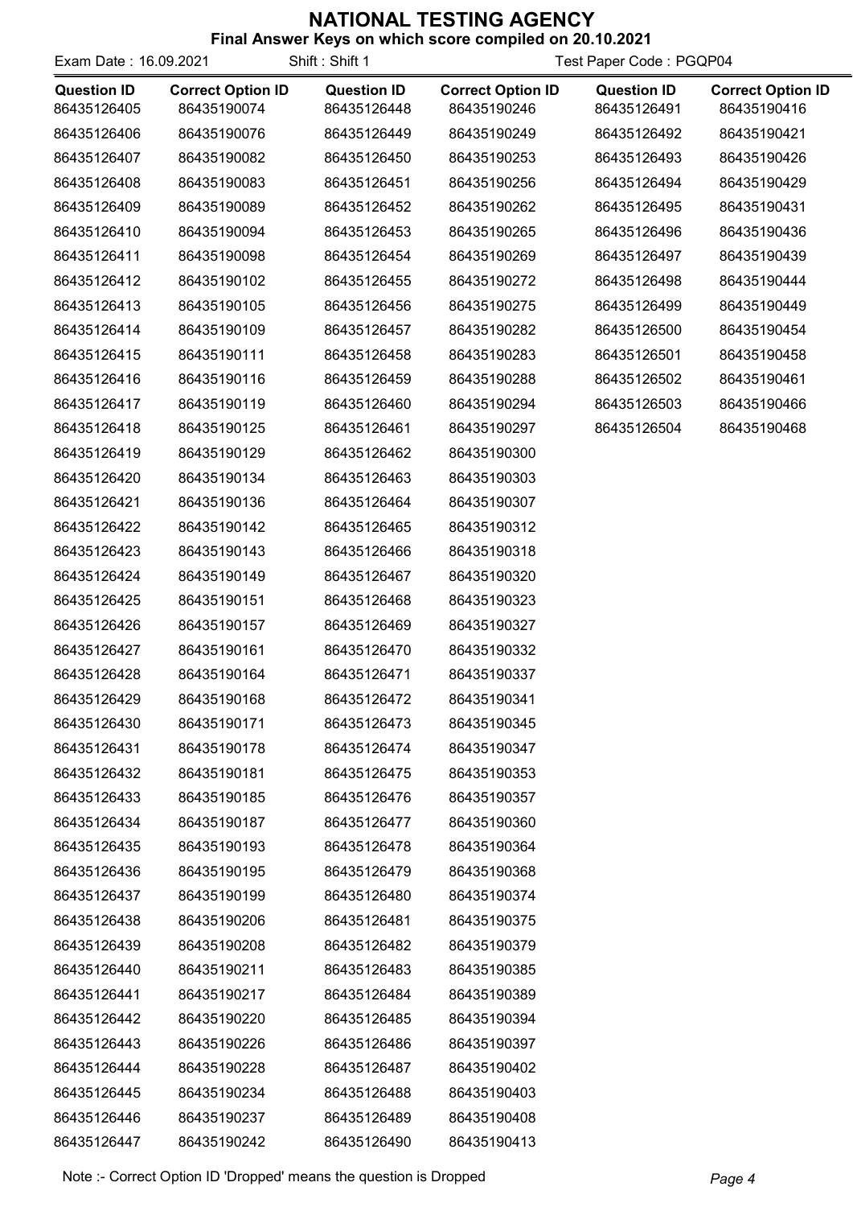# NATIONAL TESTING AGENCY

**Final Answer Keys on which score compiled on 20.10.2021**

Exam Date : 16.09.2021 Shift : Shift 1 Test Paper Code : PGQP04

| Question ID | Correct Option ID | Question ID | Correct Option ID | Question ID | Correct Option ID |
|---|---|---|---|---|---|
| 86435126405 | 86435190074 | 86435126448 | 86435190246 | 86435126491 | 86435190416 |
| 86435126406 | 86435190076 | 86435126449 | 86435190249 | 86435126492 | 86435190421 |
| 86435126407 | 86435190082 | 86435126450 | 86435190253 | 86435126493 | 86435190426 |
| 86435126408 | 86435190083 | 86435126451 | 86435190256 | 86435126494 | 86435190429 |
| 86435126409 | 86435190089 | 86435126452 | 86435190262 | 86435126495 | 86435190431 |
| 86435126410 | 86435190094 | 86435126453 | 86435190265 | 86435126496 | 86435190436 |
| 86435126411 | 86435190098 | 86435126454 | 86435190269 | 86435126497 | 86435190439 |
| 86435126412 | 86435190102 | 86435126455 | 86435190272 | 86435126498 | 86435190444 |
| 86435126413 | 86435190105 | 86435126456 | 86435190275 | 86435126499 | 86435190449 |
| 86435126414 | 86435190109 | 86435126457 | 86435190282 | 86435126500 | 86435190454 |
| 86435126415 | 86435190111 | 86435126458 | 86435190283 | 86435126501 | 86435190458 |
| 86435126416 | 86435190116 | 86435126459 | 86435190288 | 86435126502 | 86435190461 |
| 86435126417 | 86435190119 | 86435126460 | 86435190294 | 86435126503 | 86435190466 |
| 86435126418 | 86435190125 | 86435126461 | 86435190297 | 86435126504 | 86435190468 |
| 86435126419 | 86435190129 | 86435126462 | 86435190300 | | |
| 86435126420 | 86435190134 | 86435126463 | 86435190303 | | |
| 86435126421 | 86435190136 | 86435126464 | 86435190307 | | |
| 86435126422 | 86435190142 | 86435126465 | 86435190312 | | |
| 86435126423 | 86435190143 | 86435126466 | 86435190318 | | |
| 86435126424 | 86435190149 | 86435126467 | 86435190320 | | |
| 86435126425 | 86435190151 | 86435126468 | 86435190323 | | |
| 86435126426 | 86435190157 | 86435126469 | 86435190327 | | |
| 86435126427 | 86435190161 | 86435126470 | 86435190332 | | |
| 86435126428 | 86435190164 | 86435126471 | 86435190337 | | |
| 86435126429 | 86435190168 | 86435126472 | 86435190341 | | |
| 86435126430 | 86435190171 | 86435126473 | 86435190345 | | |
| 86435126431 | 86435190178 | 86435126474 | 86435190347 | | |
| 86435126432 | 86435190181 | 86435126475 | 86435190353 | | |
| 86435126433 | 86435190185 | 86435126476 | 86435190357 | | |
| 86435126434 | 86435190187 | 86435126477 | 86435190360 | | |
| 86435126435 | 86435190193 | 86435126478 | 86435190364 | | |
| 86435126436 | 86435190195 | 86435126479 | 86435190368 | | |
| 86435126437 | 86435190199 | 86435126480 | 86435190374 | | |
| 86435126438 | 86435190206 | 86435126481 | 86435190375 | | |
| 86435126439 | 86435190208 | 86435126482 | 86435190379 | | |
| 86435126440 | 86435190211 | 86435126483 | 86435190385 | | |
| 86435126441 | 86435190217 | 86435126484 | 86435190389 | | |
| 86435126442 | 86435190220 | 86435126485 | 86435190394 | | |
| 86435126443 | 86435190226 | 86435126486 | 86435190397 | | |
| 86435126444 | 86435190228 | 86435126487 | 86435190402 | | |
| 86435126445 | 86435190234 | 86435126488 | 86435190403 | | |
| 86435126446 | 86435190237 | 86435126489 | 86435190408 | | |
| 86435126447 | 86435190242 | 86435126490 | 86435190413 | | |

Note :- Correct Option ID 'Dropped' means the question is Dropped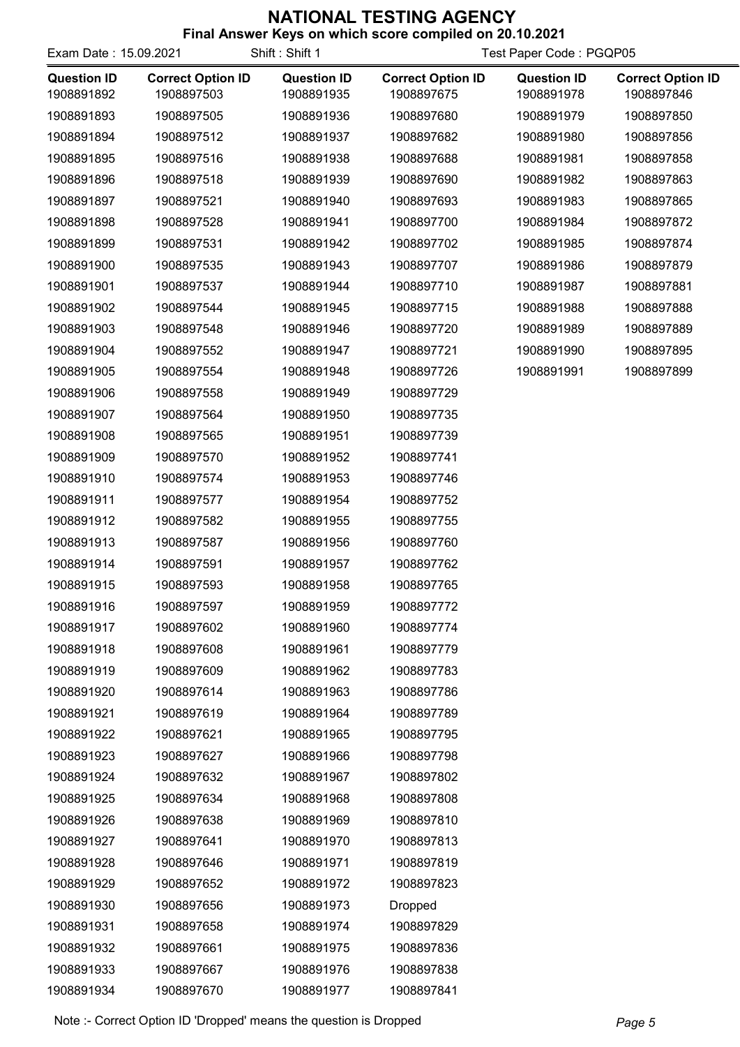# NATIONAL TESTING AGENCY

**Final Answer Keys on which score compiled on 20.10.2021**

Exam Date : 15.09.2021 Shift : Shift 1 Test Paper Code : PGQP05

| Question ID | Correct Option ID | Question ID | Correct Option ID | Question ID | Correct Option ID |
|---|---|---|---|---|---|
| 1908891892 | 1908897503 | 1908891935 | 1908897675 | 1908891978 | 1908897846 |
| 1908891893 | 1908897505 | 1908891936 | 1908897680 | 1908891979 | 1908897850 |
| 1908891894 | 1908897512 | 1908891937 | 1908897682 | 1908891980 | 1908897856 |
| 1908891895 | 1908897516 | 1908891938 | 1908897688 | 1908891981 | 1908897858 |
| 1908891896 | 1908897518 | 1908891939 | 1908897690 | 1908891982 | 1908897863 |
| 1908891897 | 1908897521 | 1908891940 | 1908897693 | 1908891983 | 1908897865 |
| 1908891898 | 1908897528 | 1908891941 | 1908897700 | 1908891984 | 1908897872 |
| 1908891899 | 1908897531 | 1908891942 | 1908897702 | 1908891985 | 1908897874 |
| 1908891900 | 1908897535 | 1908891943 | 1908897707 | 1908891986 | 1908897879 |
| 1908891901 | 1908897537 | 1908891944 | 1908897710 | 1908891987 | 1908897881 |
| 1908891902 | 1908897544 | 1908891945 | 1908897715 | 1908891988 | 1908897888 |
| 1908891903 | 1908897548 | 1908891946 | 1908897720 | 1908891989 | 1908897889 |
| 1908891904 | 1908897552 | 1908891947 | 1908897721 | 1908891990 | 1908897895 |
| 1908891905 | 1908897554 | 1908891948 | 1908897726 | 1908891991 | 1908897899 |
| 1908891906 | 1908897558 | 1908891949 | 1908897729 | | |
| 1908891907 | 1908897564 | 1908891950 | 1908897735 | | |
| 1908891908 | 1908897565 | 1908891951 | 1908897739 | | |
| 1908891909 | 1908897570 | 1908891952 | 1908897741 | | |
| 1908891910 | 1908897574 | 1908891953 | 1908897746 | | |
| 1908891911 | 1908897577 | 1908891954 | 1908897752 | | |
| 1908891912 | 1908897582 | 1908891955 | 1908897755 | | |
| 1908891913 | 1908897587 | 1908891956 | 1908897760 | | |
| 1908891914 | 1908897591 | 1908891957 | 1908897762 | | |
| 1908891915 | 1908897593 | 1908891958 | 1908897765 | | |
| 1908891916 | 1908897597 | 1908891959 | 1908897772 | | |
| 1908891917 | 1908897602 | 1908891960 | 1908897774 | | |
| 1908891918 | 1908897608 | 1908891961 | 1908897779 | | |
| 1908891919 | 1908897609 | 1908891962 | 1908897783 | | |
| 1908891920 | 1908897614 | 1908891963 | 1908897786 | | |
| 1908891921 | 1908897619 | 1908891964 | 1908897789 | | |
| 1908891922 | 1908897621 | 1908891965 | 1908897795 | | |
| 1908891923 | 1908897627 | 1908891966 | 1908897798 | | |
| 1908891924 | 1908897632 | 1908891967 | 1908897802 | | |
| 1908891925 | 1908897634 | 1908891968 | 1908897808 | | |
| 1908891926 | 1908897638 | 1908891969 | 1908897810 | | |
| 1908891927 | 1908897641 | 1908891970 | 1908897813 | | |
| 1908891928 | 1908897646 | 1908891971 | 1908897819 | | |
| 1908891929 | 1908897652 | 1908891972 | 1908897823 | | |
| 1908891930 | 1908897656 | 1908891973 | Dropped | | |
| 1908891931 | 1908897658 | 1908891974 | 1908897829 | | |
| 1908891932 | 1908897661 | 1908891975 | 1908897836 | | |
| 1908891933 | 1908897667 | 1908891976 | 1908897838 | | |
| 1908891934 | 1908897670 | 1908891977 | 1908897841 | | |

Note :- Correct Option ID 'Dropped' means the question is Dropped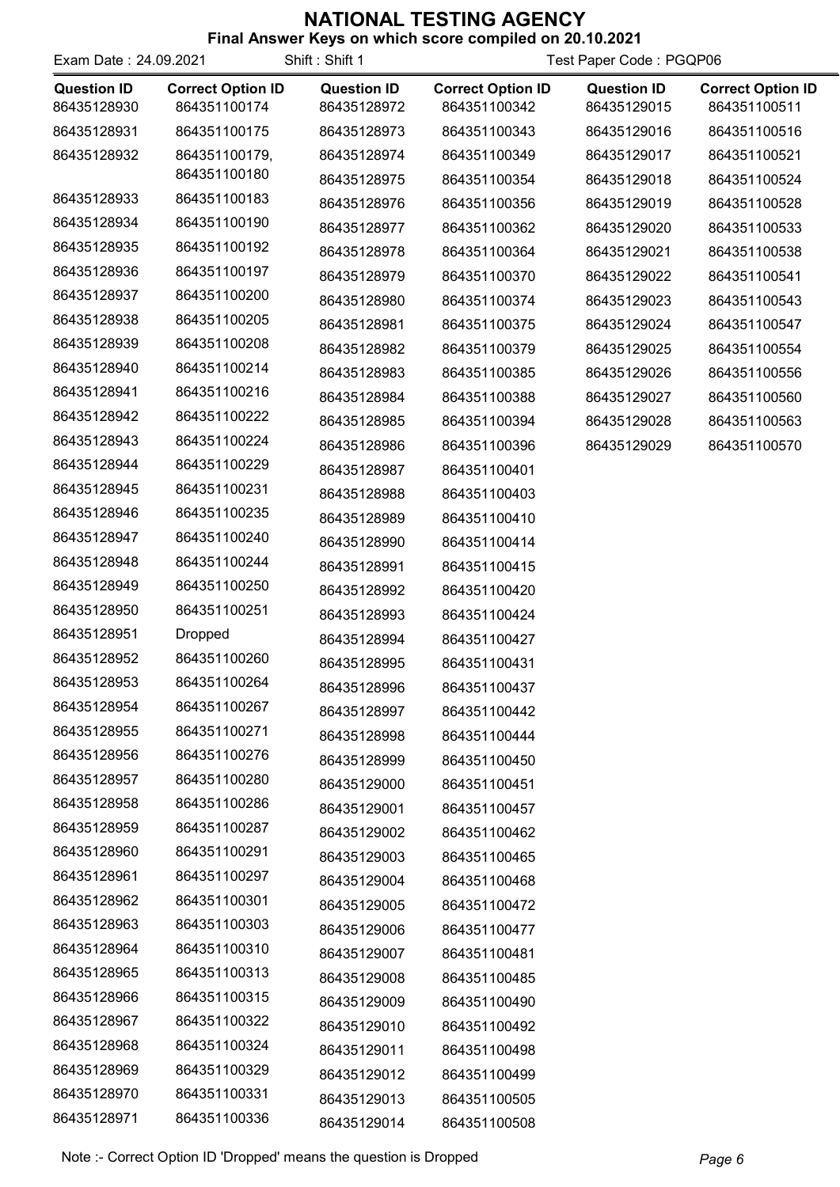# NATIONAL TESTING AGENCY

**Final Answer Keys on which score compiled on 20.10.2021**

Exam Date : 24.09.2021 Shift : Shift 1 Test Paper Code : PGQP06

| Question ID | Correct Option ID | Question ID | Correct Option ID | Question ID | Correct Option ID |
|---|---|---|---|---|---|
| 86435128930 | 864351100174 | 86435128972 | 864351100342 | 86435129015 | 864351100511 |
| 86435128931 | 864351100175 | 86435128973 | 864351100343 | 86435129016 | 864351100516 |
| 86435128932 | 864351100179, 864351100180 | 86435128974 | 864351100349 | 86435129017 | 864351100521 |
| | | 86435128975 | 864351100354 | 86435129018 | 864351100524 |
| 86435128933 | 864351100183 | 86435128976 | 864351100356 | 86435129019 | 864351100528 |
| 86435128934 | 864351100190 | 86435128977 | 864351100362 | 86435129020 | 864351100533 |
| 86435128935 | 864351100192 | 86435128978 | 864351100364 | 86435129021 | 864351100538 |
| 86435128936 | 864351100197 | 86435128979 | 864351100370 | 86435129022 | 864351100541 |
| 86435128937 | 864351100200 | 86435128980 | 864351100374 | 86435129023 | 864351100543 |
| 86435128938 | 864351100205 | 86435128981 | 864351100375 | 86435129024 | 864351100547 |
| 86435128939 | 864351100208 | 86435128982 | 864351100379 | 86435129025 | 864351100554 |
| 86435128940 | 864351100214 | 86435128983 | 864351100385 | 86435129026 | 864351100556 |
| 86435128941 | 864351100216 | 86435128984 | 864351100388 | 86435129027 | 864351100560 |
| 86435128942 | 864351100222 | 86435128985 | 864351100394 | 86435129028 | 864351100563 |
| 86435128943 | 864351100224 | 86435128986 | 864351100396 | 86435129029 | 864351100570 |
| 86435128944 | 864351100229 | 86435128987 | 864351100401 | | |
| 86435128945 | 864351100231 | 86435128988 | 864351100403 | | |
| 86435128946 | 864351100235 | 86435128989 | 864351100410 | | |
| 86435128947 | 864351100240 | 86435128990 | 864351100414 | | |
| 86435128948 | 864351100244 | 86435128991 | 864351100415 | | |
| 86435128949 | 864351100250 | 86435128992 | 864351100420 | | |
| 86435128950 | 864351100251 | 86435128993 | 864351100424 | | |
| 86435128951 | Dropped | 86435128994 | 864351100427 | | |
| 86435128952 | 864351100260 | 86435128995 | 864351100431 | | |
| 86435128953 | 864351100264 | 86435128996 | 864351100437 | | |
| 86435128954 | 864351100267 | 86435128997 | 864351100442 | | |
| 86435128955 | 864351100271 | 86435128998 | 864351100444 | | |
| 86435128956 | 864351100276 | 86435128999 | 864351100450 | | |
| 86435128957 | 864351100280 | 86435129000 | 864351100451 | | |
| 86435128958 | 864351100286 | 86435129001 | 864351100457 | | |
| 86435128959 | 864351100287 | 86435129002 | 864351100462 | | |
| 86435128960 | 864351100291 | 86435129003 | 864351100465 | | |
| 86435128961 | 864351100297 | 86435129004 | 864351100468 | | |
| 86435128962 | 864351100301 | 86435129005 | 864351100472 | | |
| 86435128963 | 864351100303 | 86435129006 | 864351100477 | | |
| 86435128964 | 864351100310 | 86435129007 | 864351100481 | | |
| 86435128965 | 864351100313 | 86435129008 | 864351100485 | | |
| 86435128966 | 864351100315 | 86435129009 | 864351100490 | | |
| 86435128967 | 864351100322 | 86435129010 | 864351100492 | | |
| 86435128968 | 864351100324 | 86435129011 | 864351100498 | | |
| 86435128969 | 864351100329 | 86435129012 | 864351100499 | | |
| 86435128970 | 864351100331 | 86435129013 | 864351100505 | | |
| 86435128971 | 864351100336 | 86435129014 | 864351100508 | | |

Note :- Correct Option ID 'Dropped' means the question is Dropped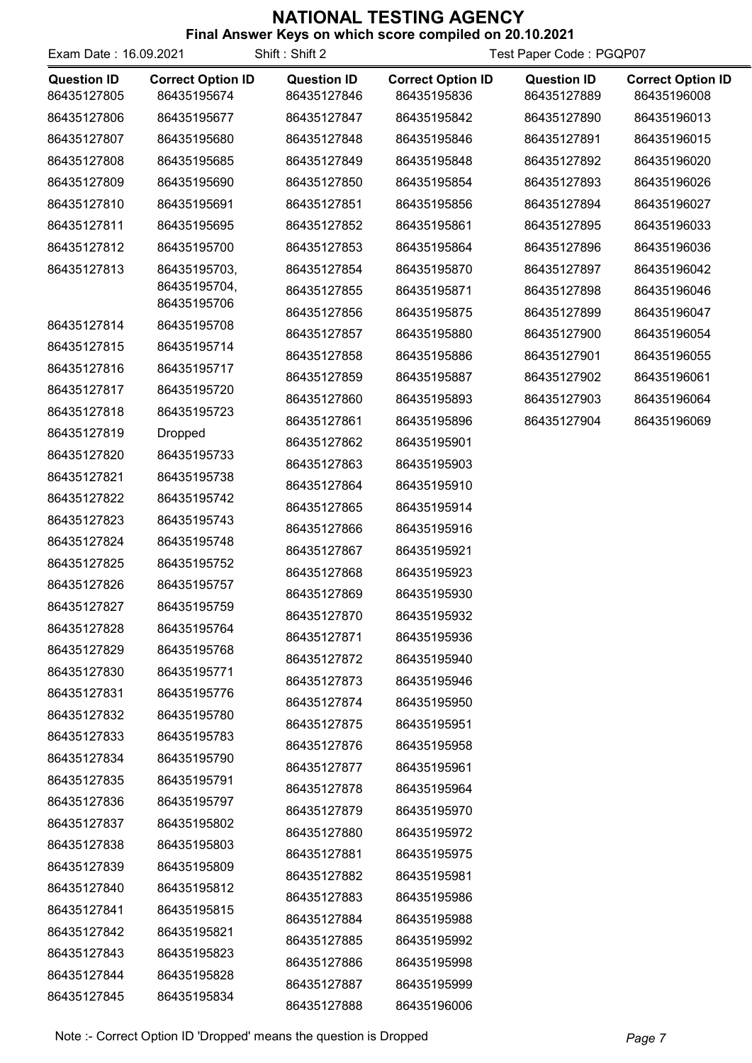# NATIONAL TESTING AGENCY

**Final Answer Keys on which score compiled on 20.10.2021**

Exam Date : 16.09.2021 Shift : Shift 2 Test Paper Code : PGQP07

| Question ID | Correct Option ID |
|---|---|
| 86435127805 | 86435195674 |
| 86435127806 | 86435195677 |
| 86435127807 | 86435195680 |
| 86435127808 | 86435195685 |
| 86435127809 | 86435195690 |
| 86435127810 | 86435195691 |
| 86435127811 | 86435195695 |
| 86435127812 | 86435195700 |
| 86435127813 | 86435195703, 86435195704, 86435195706 |
| 86435127814 | 86435195708 |
| 86435127815 | 86435195714 |
| 86435127816 | 86435195717 |
| 86435127817 | 86435195720 |
| 86435127818 | 86435195723 |
| 86435127819 | Dropped |
| 86435127820 | 86435195733 |
| 86435127821 | 86435195738 |
| 86435127822 | 86435195742 |
| 86435127823 | 86435195743 |
| 86435127824 | 86435195748 |
| 86435127825 | 86435195752 |
| 86435127826 | 86435195757 |
| 86435127827 | 86435195759 |
| 86435127828 | 86435195764 |
| 86435127829 | 86435195768 |
| 86435127830 | 86435195771 |
| 86435127831 | 86435195776 |
| 86435127832 | 86435195780 |
| 86435127833 | 86435195783 |
| 86435127834 | 86435195790 |
| 86435127835 | 86435195791 |
| 86435127836 | 86435195797 |
| 86435127837 | 86435195802 |
| 86435127838 | 86435195803 |
| 86435127839 | 86435195809 |
| 86435127840 | 86435195812 |
| 86435127841 | 86435195815 |
| 86435127842 | 86435195821 |
| 86435127843 | 86435195823 |
| 86435127844 | 86435195828 |
| 86435127845 | 86435195834 |
| 86435127846 | 86435195836 |
| 86435127847 | 86435195842 |
| 86435127848 | 86435195846 |
| 86435127849 | 86435195848 |
| 86435127850 | 86435195854 |
| 86435127851 | 86435195856 |
| 86435127852 | 86435195861 |
| 86435127853 | 86435195864 |
| 86435127854 | 86435195870 |
| 86435127855 | 86435195871 |
| 86435127856 | 86435195875 |
| 86435127857 | 86435195880 |
| 86435127858 | 86435195886 |
| 86435127859 | 86435195887 |
| 86435127860 | 86435195893 |
| 86435127861 | 86435195896 |
| 86435127862 | 86435195901 |
| 86435127863 | 86435195903 |
| 86435127864 | 86435195910 |
| 86435127865 | 86435195914 |
| 86435127866 | 86435195916 |
| 86435127867 | 86435195921 |
| 86435127868 | 86435195923 |
| 86435127869 | 86435195930 |
| 86435127870 | 86435195932 |
| 86435127871 | 86435195936 |
| 86435127872 | 86435195940 |
| 86435127873 | 86435195946 |
| 86435127874 | 86435195950 |
| 86435127875 | 86435195951 |
| 86435127876 | 86435195958 |
| 86435127877 | 86435195961 |
| 86435127878 | 86435195964 |
| 86435127879 | 86435195970 |
| 86435127880 | 86435195972 |
| 86435127881 | 86435195975 |
| 86435127882 | 86435195981 |
| 86435127883 | 86435195986 |
| 86435127884 | 86435195988 |
| 86435127885 | 86435195992 |
| 86435127886 | 86435195998 |
| 86435127887 | 86435195999 |
| 86435127888 | 86435196006 |
| 86435127889 | 86435196008 |
| 86435127890 | 86435196013 |
| 86435127891 | 86435196015 |
| 86435127892 | 86435196020 |
| 86435127893 | 86435196026 |
| 86435127894 | 86435196027 |
| 86435127895 | 86435196033 |
| 86435127896 | 86435196036 |
| 86435127897 | 86435196042 |
| 86435127898 | 86435196046 |
| 86435127899 | 86435196047 |
| 86435127900 | 86435196054 |
| 86435127901 | 86435196055 |
| 86435127902 | 86435196061 |
| 86435127903 | 86435196064 |
| 86435127904 | 86435196069 |

Note :- Correct Option ID 'Dropped' means the question is Dropped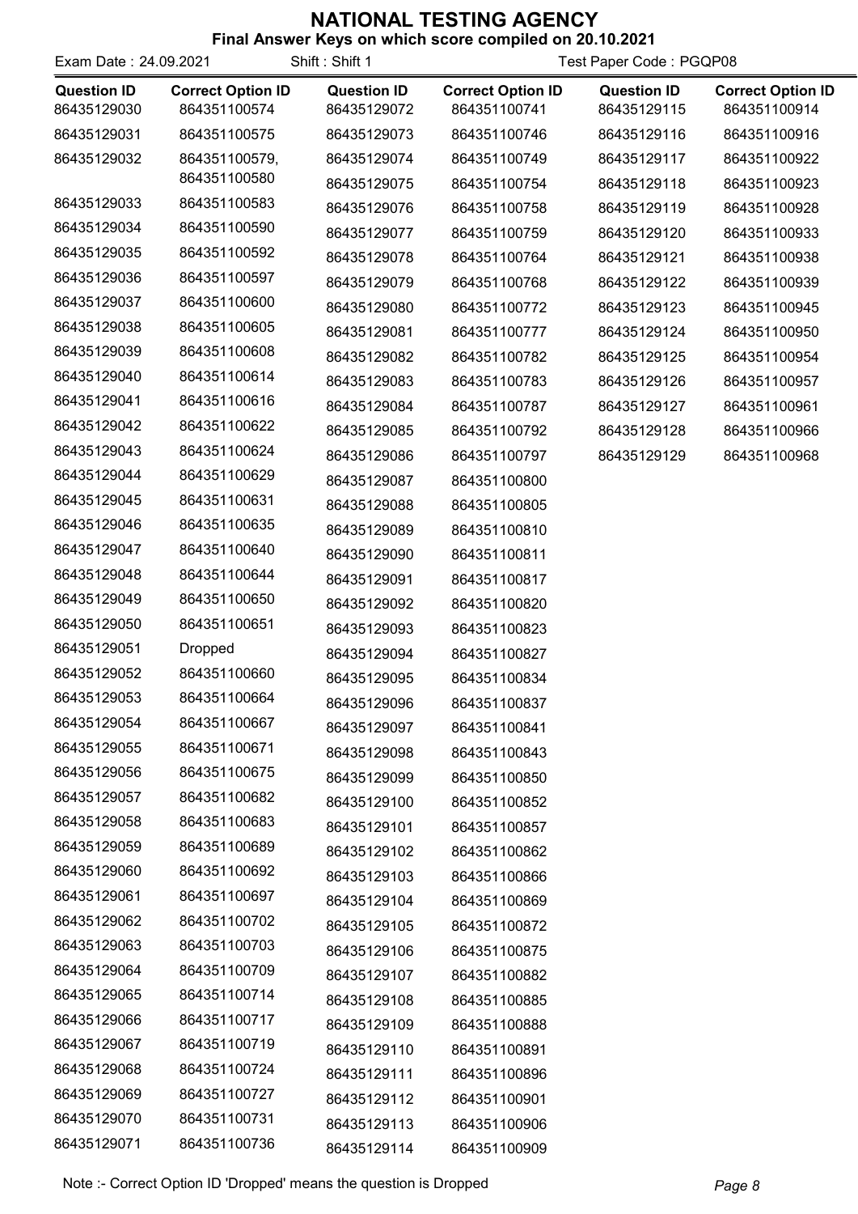# NATIONAL TESTING AGENCY

**Final Answer Keys on which score compiled on 20.10.2021**

Exam Date : 24.09.2021 | Shift : Shift 1 | Test Paper Code : PGQP08

| Question ID | Correct Option ID | Question ID | Correct Option ID | Question ID | Correct Option ID |
|---|---|---|---|---|---|
| 86435129030 | 864351100574 | 86435129072 | 864351100741 | 86435129115 | 864351100914 |
| 86435129031 | 864351100575 | 86435129073 | 864351100746 | 86435129116 | 864351100916 |
| 86435129032 | 864351100579, 864351100580 | 86435129074 | 864351100749 | 86435129117 | 864351100922 |
| | | 86435129075 | 864351100754 | 86435129118 | 864351100923 |
| 86435129033 | 864351100583 | 86435129076 | 864351100758 | 86435129119 | 864351100928 |
| 86435129034 | 864351100590 | 86435129077 | 864351100759 | 86435129120 | 864351100933 |
| 86435129035 | 864351100592 | 86435129078 | 864351100764 | 86435129121 | 864351100938 |
| 86435129036 | 864351100597 | 86435129079 | 864351100768 | 86435129122 | 864351100939 |
| 86435129037 | 864351100600 | 86435129080 | 864351100772 | 86435129123 | 864351100945 |
| 86435129038 | 864351100605 | 86435129081 | 864351100777 | 86435129124 | 864351100950 |
| 86435129039 | 864351100608 | 86435129082 | 864351100782 | 86435129125 | 864351100954 |
| 86435129040 | 864351100614 | 86435129083 | 864351100783 | 86435129126 | 864351100957 |
| 86435129041 | 864351100616 | 86435129084 | 864351100787 | 86435129127 | 864351100961 |
| 86435129042 | 864351100622 | 86435129085 | 864351100792 | 86435129128 | 864351100966 |
| 86435129043 | 864351100624 | 86435129086 | 864351100797 | 86435129129 | 864351100968 |
| 86435129044 | 864351100629 | 86435129087 | 864351100800 | | |
| 86435129045 | 864351100631 | 86435129088 | 864351100805 | | |
| 86435129046 | 864351100635 | 86435129089 | 864351100810 | | |
| 86435129047 | 864351100640 | 86435129090 | 864351100811 | | |
| 86435129048 | 864351100644 | 86435129091 | 864351100817 | | |
| 86435129049 | 864351100650 | 86435129092 | 864351100820 | | |
| 86435129050 | 864351100651 | 86435129093 | 864351100823 | | |
| 86435129051 | Dropped | 86435129094 | 864351100827 | | |
| 86435129052 | 864351100660 | 86435129095 | 864351100834 | | |
| 86435129053 | 864351100664 | 86435129096 | 864351100837 | | |
| 86435129054 | 864351100667 | 86435129097 | 864351100841 | | |
| 86435129055 | 864351100671 | 86435129098 | 864351100843 | | |
| 86435129056 | 864351100675 | 86435129099 | 864351100850 | | |
| 86435129057 | 864351100682 | 86435129100 | 864351100852 | | |
| 86435129058 | 864351100683 | 86435129101 | 864351100857 | | |
| 86435129059 | 864351100689 | 86435129102 | 864351100862 | | |
| 86435129060 | 864351100692 | 86435129103 | 864351100866 | | |
| 86435129061 | 864351100697 | 86435129104 | 864351100869 | | |
| 86435129062 | 864351100702 | 86435129105 | 864351100872 | | |
| 86435129063 | 864351100703 | 86435129106 | 864351100875 | | |
| 86435129064 | 864351100709 | 86435129107 | 864351100882 | | |
| 86435129065 | 864351100714 | 86435129108 | 864351100885 | | |
| 86435129066 | 864351100717 | 86435129109 | 864351100888 | | |
| 86435129067 | 864351100719 | 86435129110 | 864351100891 | | |
| 86435129068 | 864351100724 | 86435129111 | 864351100896 | | |
| 86435129069 | 864351100727 | 86435129112 | 864351100901 | | |
| 86435129070 | 864351100731 | 86435129113 | 864351100906 | | |
| 86435129071 | 864351100736 | 86435129114 | 864351100909 | | |

Note :- Correct Option ID 'Dropped' means the question is Dropped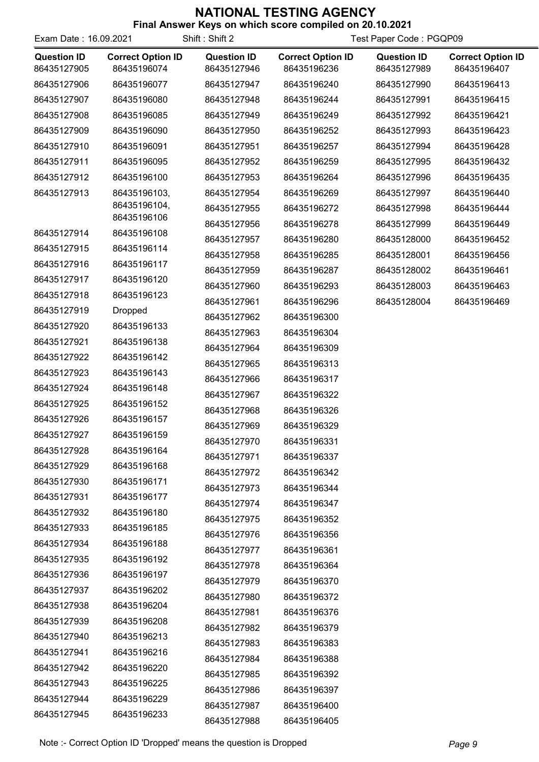# NATIONAL TESTING AGENCY

**Final Answer Keys on which score compiled on 20.10.2021**

Exam Date : 16.09.2021 Shift : Shift 2 Test Paper Code : PGQP09

| Question ID | Correct Option ID |
|---|---|
| 86435127905 | 86435196074 |
| 86435127906 | 86435196077 |
| 86435127907 | 86435196080 |
| 86435127908 | 86435196085 |
| 86435127909 | 86435196090 |
| 86435127910 | 86435196091 |
| 86435127911 | 86435196095 |
| 86435127912 | 86435196100 |
| 86435127913 | 86435196103, 86435196104, 86435196106 |
| 86435127914 | 86435196108 |
| 86435127915 | 86435196114 |
| 86435127916 | 86435196117 |
| 86435127917 | 86435196120 |
| 86435127918 | 86435196123 |
| 86435127919 | Dropped |
| 86435127920 | 86435196133 |
| 86435127921 | 86435196138 |
| 86435127922 | 86435196142 |
| 86435127923 | 86435196143 |
| 86435127924 | 86435196148 |
| 86435127925 | 86435196152 |
| 86435127926 | 86435196157 |
| 86435127927 | 86435196159 |
| 86435127928 | 86435196164 |
| 86435127929 | 86435196168 |
| 86435127930 | 86435196171 |
| 86435127931 | 86435196177 |
| 86435127932 | 86435196180 |
| 86435127933 | 86435196185 |
| 86435127934 | 86435196188 |
| 86435127935 | 86435196192 |
| 86435127936 | 86435196197 |
| 86435127937 | 86435196202 |
| 86435127938 | 86435196204 |
| 86435127939 | 86435196208 |
| 86435127940 | 86435196213 |
| 86435127941 | 86435196216 |
| 86435127942 | 86435196220 |
| 86435127943 | 86435196225 |
| 86435127944 | 86435196229 |
| 86435127945 | 86435196233 |
| 86435127946 | 86435196236 |
| 86435127947 | 86435196240 |
| 86435127948 | 86435196244 |
| 86435127949 | 86435196249 |
| 86435127950 | 86435196252 |
| 86435127951 | 86435196257 |
| 86435127952 | 86435196259 |
| 86435127953 | 86435196264 |
| 86435127954 | 86435196269 |
| 86435127955 | 86435196272 |
| 86435127956 | 86435196278 |
| 86435127957 | 86435196280 |
| 86435127958 | 86435196285 |
| 86435127959 | 86435196287 |
| 86435127960 | 86435196293 |
| 86435127961 | 86435196296 |
| 86435127962 | 86435196300 |
| 86435127963 | 86435196304 |
| 86435127964 | 86435196309 |
| 86435127965 | 86435196313 |
| 86435127966 | 86435196317 |
| 86435127967 | 86435196322 |
| 86435127968 | 86435196326 |
| 86435127969 | 86435196329 |
| 86435127970 | 86435196331 |
| 86435127971 | 86435196337 |
| 86435127972 | 86435196342 |
| 86435127973 | 86435196344 |
| 86435127974 | 86435196347 |
| 86435127975 | 86435196352 |
| 86435127976 | 86435196356 |
| 86435127977 | 86435196361 |
| 86435127978 | 86435196364 |
| 86435127979 | 86435196370 |
| 86435127980 | 86435196372 |
| 86435127981 | 86435196376 |
| 86435127982 | 86435196379 |
| 86435127983 | 86435196383 |
| 86435127984 | 86435196388 |
| 86435127985 | 86435196392 |
| 86435127986 | 86435196397 |
| 86435127987 | 86435196400 |
| 86435127988 | 86435196405 |
| 86435127989 | 86435196407 |
| 86435127990 | 86435196413 |
| 86435127991 | 86435196415 |
| 86435127992 | 86435196421 |
| 86435127993 | 86435196423 |
| 86435127994 | 86435196428 |
| 86435127995 | 86435196432 |
| 86435127996 | 86435196435 |
| 86435127997 | 86435196440 |
| 86435127998 | 86435196444 |
| 86435127999 | 86435196449 |
| 86435128000 | 86435196452 |
| 86435128001 | 86435196456 |
| 86435128002 | 86435196461 |
| 86435128003 | 86435196463 |
| 86435128004 | 86435196469 |

Note :- Correct Option ID 'Dropped' means the question is Dropped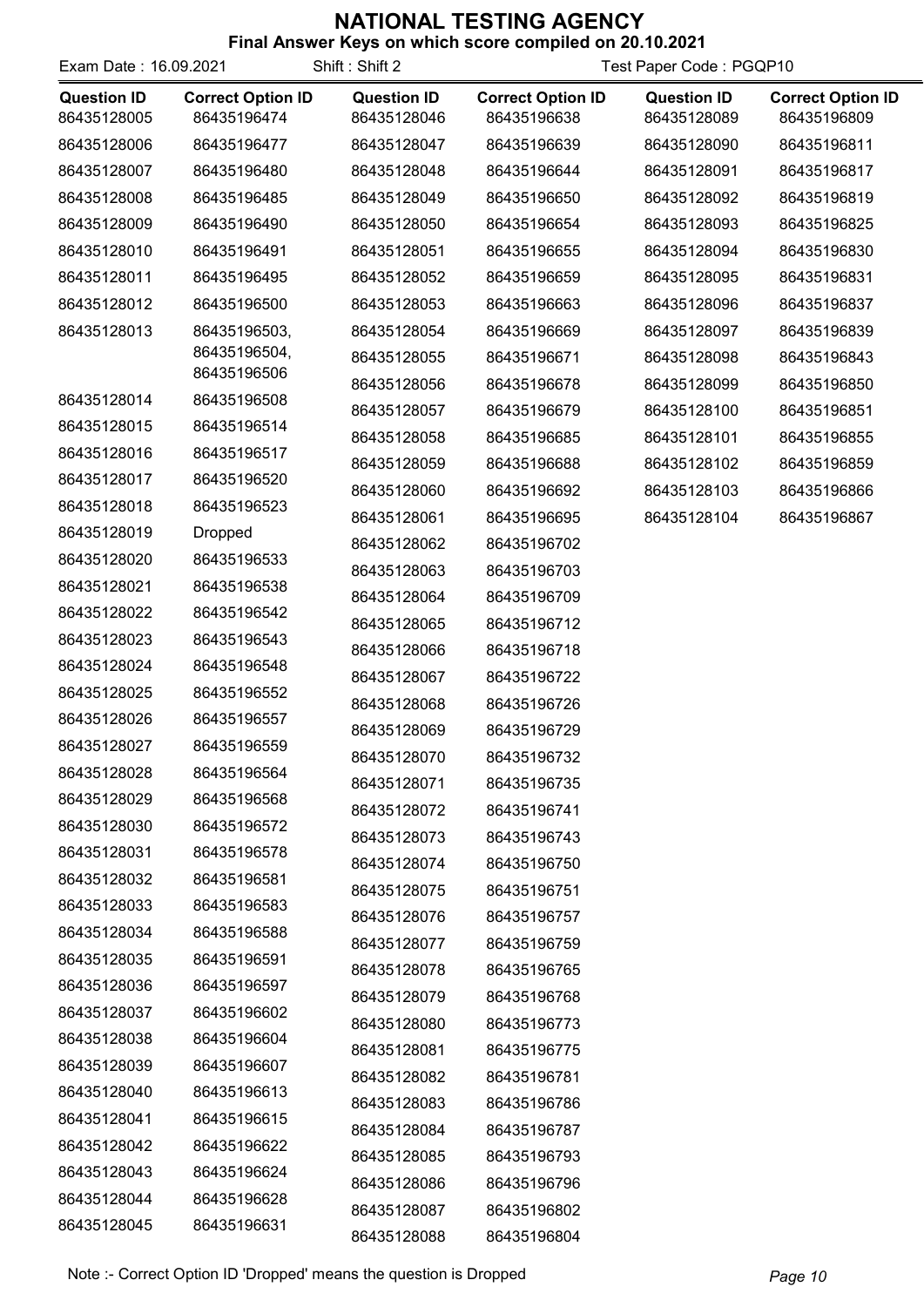# NATIONAL TESTING AGENCY

## Final Answer Keys on which score compiled on 20.10.2021

Exam Date : 16.09.2021 Shift : Shift 2 Test Paper Code : PGQP10

| Question ID | Correct Option ID | Question ID | Correct Option ID | Question ID | Correct Option ID |
|---|---|---|---|---|---|
| 86435128005 | 86435196474 | 86435128046 | 86435196638 | 86435128089 | 86435196809 |
| 86435128006 | 86435196477 | 86435128047 | 86435196639 | 86435128090 | 86435196811 |
| 86435128007 | 86435196480 | 86435128048 | 86435196644 | 86435128091 | 86435196817 |
| 86435128008 | 86435196485 | 86435128049 | 86435196650 | 86435128092 | 86435196819 |
| 86435128009 | 86435196490 | 86435128050 | 86435196654 | 86435128093 | 86435196825 |
| 86435128010 | 86435196491 | 86435128051 | 86435196655 | 86435128094 | 86435196830 |
| 86435128011 | 86435196495 | 86435128052 | 86435196659 | 86435128095 | 86435196831 |
| 86435128012 | 86435196500 | 86435128053 | 86435196663 | 86435128096 | 86435196837 |
| 86435128013 | 86435196503, 86435196504, 86435196506 | 86435128054 | 86435196669 | 86435128097 | 86435196839 |
| 86435128014 | 86435196508 | 86435128055 | 86435196671 | 86435128098 | 86435196843 |
| 86435128015 | 86435196514 | 86435128056 | 86435196678 | 86435128099 | 86435196850 |
| 86435128016 | 86435196517 | 86435128057 | 86435196679 | 86435128100 | 86435196851 |
| 86435128017 | 86435196520 | 86435128058 | 86435196685 | 86435128101 | 86435196855 |
| 86435128018 | 86435196523 | 86435128059 | 86435196688 | 86435128102 | 86435196859 |
| 86435128019 | Dropped | 86435128060 | 86435196692 | 86435128103 | 86435196866 |
| 86435128020 | 86435196533 | 86435128061 | 86435196695 | 86435128104 | 86435196867 |
| 86435128021 | 86435196538 | 86435128062 | 86435196702 | | |
| 86435128022 | 86435196542 | 86435128063 | 86435196703 | | |
| 86435128023 | 86435196543 | 86435128064 | 86435196709 | | |
| 86435128024 | 86435196548 | 86435128065 | 86435196712 | | |
| 86435128025 | 86435196552 | 86435128066 | 86435196718 | | |
| 86435128026 | 86435196557 | 86435128067 | 86435196722 | | |
| 86435128027 | 86435196559 | 86435128068 | 86435196726 | | |
| 86435128028 | 86435196564 | 86435128069 | 86435196729 | | |
| 86435128029 | 86435196568 | 86435128070 | 86435196732 | | |
| 86435128030 | 86435196572 | 86435128071 | 86435196735 | | |
| 86435128031 | 86435196578 | 86435128072 | 86435196741 | | |
| 86435128032 | 86435196581 | 86435128073 | 86435196743 | | |
| 86435128033 | 86435196583 | 86435128074 | 86435196750 | | |
| 86435128034 | 86435196588 | 86435128075 | 86435196751 | | |
| 86435128035 | 86435196591 | 86435128076 | 86435196757 | | |
| 86435128036 | 86435196597 | 86435128077 | 86435196759 | | |
| 86435128037 | 86435196602 | 86435128078 | 86435196765 | | |
| 86435128038 | 86435196604 | 86435128079 | 86435196768 | | |
| 86435128039 | 86435196607 | 86435128080 | 86435196773 | | |
| 86435128040 | 86435196613 | 86435128081 | 86435196775 | | |
| 86435128041 | 86435196615 | 86435128082 | 86435196781 | | |
| 86435128042 | 86435196622 | 86435128083 | 86435196786 | | |
| 86435128043 | 86435196624 | 86435128084 | 86435196787 | | |
| 86435128044 | 86435196628 | 86435128085 | 86435196793 | | |
| 86435128045 | 86435196631 | 86435128086 | 86435196796 | | |
| | | 86435128087 | 86435196802 | | |
| | | 86435128088 | 86435196804 | | |

Note :- Correct Option ID 'Dropped' means the question is Dropped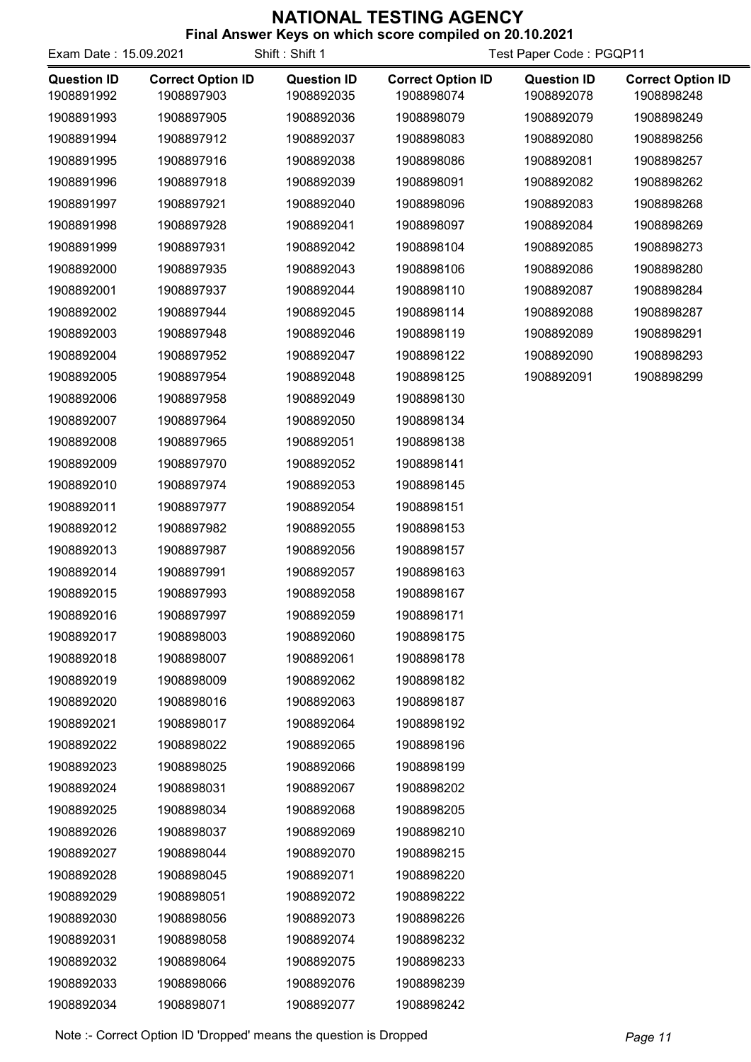# NATIONAL TESTING AGENCY

**Final Answer Keys on which score compiled on 20.10.2021**

Exam Date : 15.09.2021 Shift : Shift 1 Test Paper Code : PGQP11

| Question ID | Correct Option ID | Question ID | Correct Option ID | Question ID | Correct Option ID |
|---|---|---|---|---|---|
| 1908891992 | 1908897903 | 1908892035 | 1908898074 | 1908892078 | 1908898248 |
| 1908891993 | 1908897905 | 1908892036 | 1908898079 | 1908892079 | 1908898249 |
| 1908891994 | 1908897912 | 1908892037 | 1908898083 | 1908892080 | 1908898256 |
| 1908891995 | 1908897916 | 1908892038 | 1908898086 | 1908892081 | 1908898257 |
| 1908891996 | 1908897918 | 1908892039 | 1908898091 | 1908892082 | 1908898262 |
| 1908891997 | 1908897921 | 1908892040 | 1908898096 | 1908892083 | 1908898268 |
| 1908891998 | 1908897928 | 1908892041 | 1908898097 | 1908892084 | 1908898269 |
| 1908891999 | 1908897931 | 1908892042 | 1908898104 | 1908892085 | 1908898273 |
| 1908892000 | 1908897935 | 1908892043 | 1908898106 | 1908892086 | 1908898280 |
| 1908892001 | 1908897937 | 1908892044 | 1908898110 | 1908892087 | 1908898284 |
| 1908892002 | 1908897944 | 1908892045 | 1908898114 | 1908892088 | 1908898287 |
| 1908892003 | 1908897948 | 1908892046 | 1908898119 | 1908892089 | 1908898291 |
| 1908892004 | 1908897952 | 1908892047 | 1908898122 | 1908892090 | 1908898293 |
| 1908892005 | 1908897954 | 1908892048 | 1908898125 | 1908892091 | 1908898299 |
| 1908892006 | 1908897958 | 1908892049 | 1908898130 | | |
| 1908892007 | 1908897964 | 1908892050 | 1908898134 | | |
| 1908892008 | 1908897965 | 1908892051 | 1908898138 | | |
| 1908892009 | 1908897970 | 1908892052 | 1908898141 | | |
| 1908892010 | 1908897974 | 1908892053 | 1908898145 | | |
| 1908892011 | 1908897977 | 1908892054 | 1908898151 | | |
| 1908892012 | 1908897982 | 1908892055 | 1908898153 | | |
| 1908892013 | 1908897987 | 1908892056 | 1908898157 | | |
| 1908892014 | 1908897991 | 1908892057 | 1908898163 | | |
| 1908892015 | 1908897993 | 1908892058 | 1908898167 | | |
| 1908892016 | 1908897997 | 1908892059 | 1908898171 | | |
| 1908892017 | 1908898003 | 1908892060 | 1908898175 | | |
| 1908892018 | 1908898007 | 1908892061 | 1908898178 | | |
| 1908892019 | 1908898009 | 1908892062 | 1908898182 | | |
| 1908892020 | 1908898016 | 1908892063 | 1908898187 | | |
| 1908892021 | 1908898017 | 1908892064 | 1908898192 | | |
| 1908892022 | 1908898022 | 1908892065 | 1908898196 | | |
| 1908892023 | 1908898025 | 1908892066 | 1908898199 | | |
| 1908892024 | 1908898031 | 1908892067 | 1908898202 | | |
| 1908892025 | 1908898034 | 1908892068 | 1908898205 | | |
| 1908892026 | 1908898037 | 1908892069 | 1908898210 | | |
| 1908892027 | 1908898044 | 1908892070 | 1908898215 | | |
| 1908892028 | 1908898045 | 1908892071 | 1908898220 | | |
| 1908892029 | 1908898051 | 1908892072 | 1908898222 | | |
| 1908892030 | 1908898056 | 1908892073 | 1908898226 | | |
| 1908892031 | 1908898058 | 1908892074 | 1908898232 | | |
| 1908892032 | 1908898064 | 1908892075 | 1908898233 | | |
| 1908892033 | 1908898066 | 1908892076 | 1908898239 | | |
| 1908892034 | 1908898071 | 1908892077 | 1908898242 | | |

Note :- Correct Option ID 'Dropped' means the question is Dropped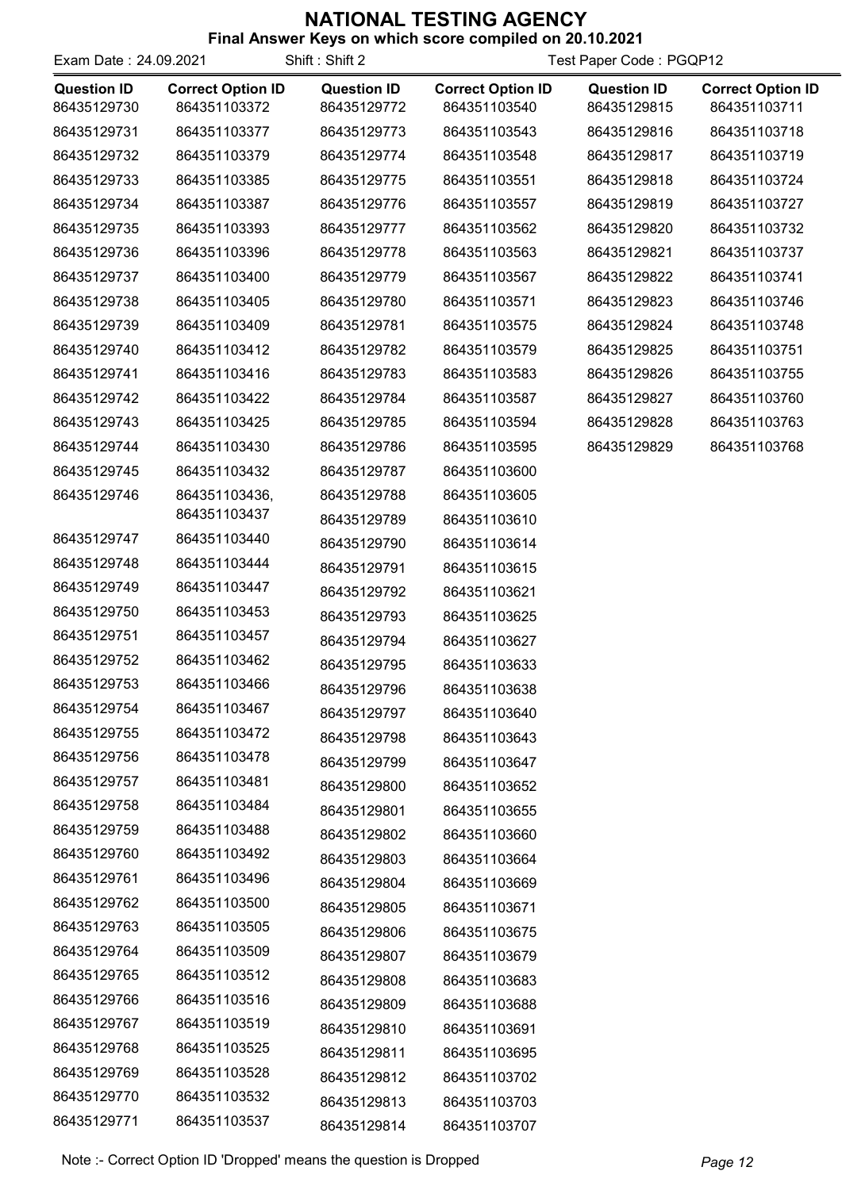# NATIONAL TESTING AGENCY

**Final Answer Keys on which score compiled on 20.10.2021**

Exam Date : 24.09.2021 Shift : Shift 2 Test Paper Code : PGQP12

| Question ID | Correct Option ID | Question ID | Correct Option ID | Question ID | Correct Option ID |
|---|---|---|---|---|---|
| 86435129730 | 864351103372 | 86435129772 | 864351103540 | 86435129815 | 864351103711 |
| 86435129731 | 864351103377 | 86435129773 | 864351103543 | 86435129816 | 864351103718 |
| 86435129732 | 864351103379 | 86435129774 | 864351103548 | 86435129817 | 864351103719 |
| 86435129733 | 864351103385 | 86435129775 | 864351103551 | 86435129818 | 864351103724 |
| 86435129734 | 864351103387 | 86435129776 | 864351103557 | 86435129819 | 864351103727 |
| 86435129735 | 864351103393 | 86435129777 | 864351103562 | 86435129820 | 864351103732 |
| 86435129736 | 864351103396 | 86435129778 | 864351103563 | 86435129821 | 864351103737 |
| 86435129737 | 864351103400 | 86435129779 | 864351103567 | 86435129822 | 864351103741 |
| 86435129738 | 864351103405 | 86435129780 | 864351103571 | 86435129823 | 864351103746 |
| 86435129739 | 864351103409 | 86435129781 | 864351103575 | 86435129824 | 864351103748 |
| 86435129740 | 864351103412 | 86435129782 | 864351103579 | 86435129825 | 864351103751 |
| 86435129741 | 864351103416 | 86435129783 | 864351103583 | 86435129826 | 864351103755 |
| 86435129742 | 864351103422 | 86435129784 | 864351103587 | 86435129827 | 864351103760 |
| 86435129743 | 864351103425 | 86435129785 | 864351103594 | 86435129828 | 864351103763 |
| 86435129744 | 864351103430 | 86435129786 | 864351103595 | 86435129829 | 864351103768 |
| 86435129745 | 864351103432 | 86435129787 | 864351103600 | | |
| 86435129746 | 864351103436, 864351103437 | 86435129788 | 864351103605 | | |
| | | 86435129789 | 864351103610 | | |
| 86435129747 | 864351103440 | 86435129790 | 864351103614 | | |
| 86435129748 | 864351103444 | 86435129791 | 864351103615 | | |
| 86435129749 | 864351103447 | 86435129792 | 864351103621 | | |
| 86435129750 | 864351103453 | 86435129793 | 864351103625 | | |
| 86435129751 | 864351103457 | 86435129794 | 864351103627 | | |
| 86435129752 | 864351103462 | 86435129795 | 864351103633 | | |
| 86435129753 | 864351103466 | 86435129796 | 864351103638 | | |
| 86435129754 | 864351103467 | 86435129797 | 864351103640 | | |
| 86435129755 | 864351103472 | 86435129798 | 864351103643 | | |
| 86435129756 | 864351103478 | 86435129799 | 864351103647 | | |
| 86435129757 | 864351103481 | 86435129800 | 864351103652 | | |
| 86435129758 | 864351103484 | 86435129801 | 864351103655 | | |
| 86435129759 | 864351103488 | 86435129802 | 864351103660 | | |
| 86435129760 | 864351103492 | 86435129803 | 864351103664 | | |
| 86435129761 | 864351103496 | 86435129804 | 864351103669 | | |
| 86435129762 | 864351103500 | 86435129805 | 864351103671 | | |
| 86435129763 | 864351103505 | 86435129806 | 864351103675 | | |
| 86435129764 | 864351103509 | 86435129807 | 864351103679 | | |
| 86435129765 | 864351103512 | 86435129808 | 864351103683 | | |
| 86435129766 | 864351103516 | 86435129809 | 864351103688 | | |
| 86435129767 | 864351103519 | 86435129810 | 864351103691 | | |
| 86435129768 | 864351103525 | 86435129811 | 864351103695 | | |
| 86435129769 | 864351103528 | 86435129812 | 864351103702 | | |
| 86435129770 | 864351103532 | 86435129813 | 864351103703 | | |
| 86435129771 | 864351103537 | 86435129814 | 864351103707 | | |

Note :- Correct Option ID 'Dropped' means the question is Dropped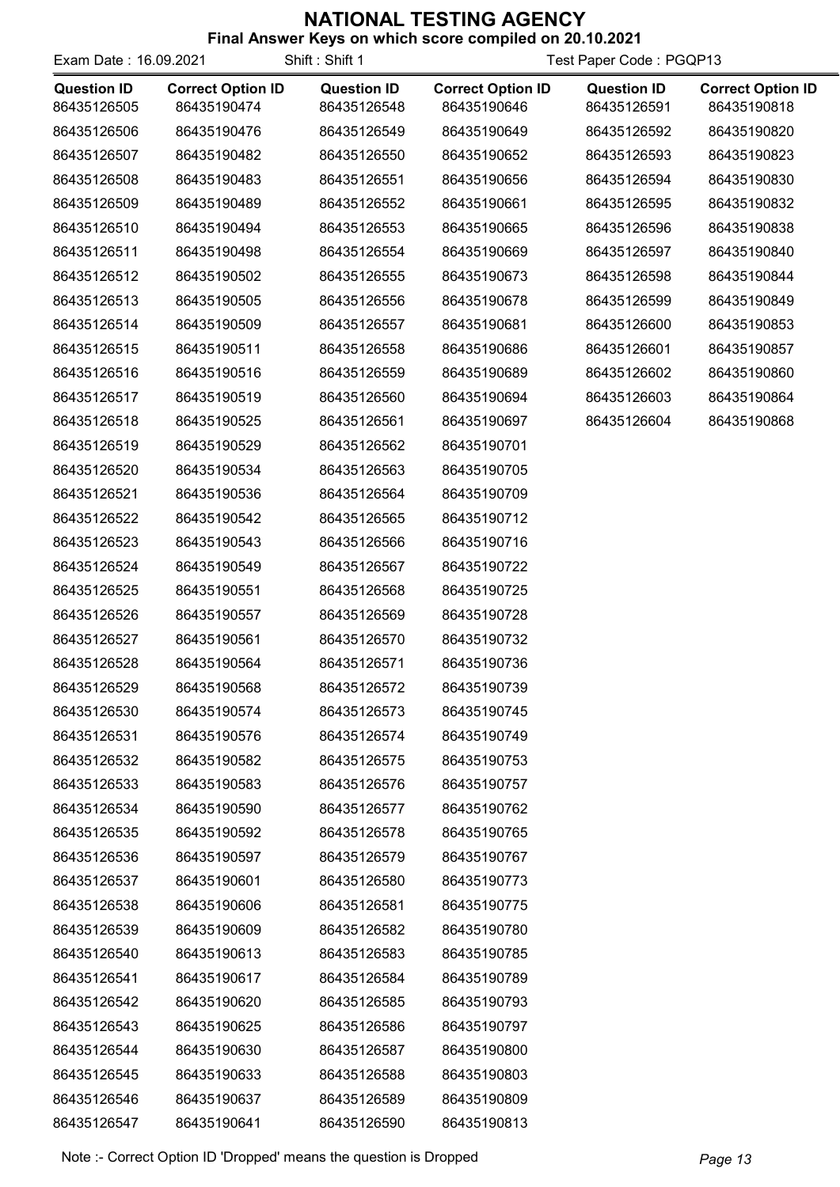# NATIONAL TESTING AGENCY

**Final Answer Keys on which score compiled on 20.10.2021**

Exam Date : 16.09.2021 Shift : Shift 1 Test Paper Code : PGQP13

| Question ID | Correct Option ID | Question ID | Correct Option ID | Question ID | Correct Option ID |
|---|---|---|---|---|---|
| 86435126505 | 86435190474 | 86435126548 | 86435190646 | 86435126591 | 86435190818 |
| 86435126506 | 86435190476 | 86435126549 | 86435190649 | 86435126592 | 86435190820 |
| 86435126507 | 86435190482 | 86435126550 | 86435190652 | 86435126593 | 86435190823 |
| 86435126508 | 86435190483 | 86435126551 | 86435190656 | 86435126594 | 86435190830 |
| 86435126509 | 86435190489 | 86435126552 | 86435190661 | 86435126595 | 86435190832 |
| 86435126510 | 86435190494 | 86435126553 | 86435190665 | 86435126596 | 86435190838 |
| 86435126511 | 86435190498 | 86435126554 | 86435190669 | 86435126597 | 86435190840 |
| 86435126512 | 86435190502 | 86435126555 | 86435190673 | 86435126598 | 86435190844 |
| 86435126513 | 86435190505 | 86435126556 | 86435190678 | 86435126599 | 86435190849 |
| 86435126514 | 86435190509 | 86435126557 | 86435190681 | 86435126600 | 86435190853 |
| 86435126515 | 86435190511 | 86435126558 | 86435190686 | 86435126601 | 86435190857 |
| 86435126516 | 86435190516 | 86435126559 | 86435190689 | 86435126602 | 86435190860 |
| 86435126517 | 86435190519 | 86435126560 | 86435190694 | 86435126603 | 86435190864 |
| 86435126518 | 86435190525 | 86435126561 | 86435190697 | 86435126604 | 86435190868 |
| 86435126519 | 86435190529 | 86435126562 | 86435190701 | | |
| 86435126520 | 86435190534 | 86435126563 | 86435190705 | | |
| 86435126521 | 86435190536 | 86435126564 | 86435190709 | | |
| 86435126522 | 86435190542 | 86435126565 | 86435190712 | | |
| 86435126523 | 86435190543 | 86435126566 | 86435190716 | | |
| 86435126524 | 86435190549 | 86435126567 | 86435190722 | | |
| 86435126525 | 86435190551 | 86435126568 | 86435190725 | | |
| 86435126526 | 86435190557 | 86435126569 | 86435190728 | | |
| 86435126527 | 86435190561 | 86435126570 | 86435190732 | | |
| 86435126528 | 86435190564 | 86435126571 | 86435190736 | | |
| 86435126529 | 86435190568 | 86435126572 | 86435190739 | | |
| 86435126530 | 86435190574 | 86435126573 | 86435190745 | | |
| 86435126531 | 86435190576 | 86435126574 | 86435190749 | | |
| 86435126532 | 86435190582 | 86435126575 | 86435190753 | | |
| 86435126533 | 86435190583 | 86435126576 | 86435190757 | | |
| 86435126534 | 86435190590 | 86435126577 | 86435190762 | | |
| 86435126535 | 86435190592 | 86435126578 | 86435190765 | | |
| 86435126536 | 86435190597 | 86435126579 | 86435190767 | | |
| 86435126537 | 86435190601 | 86435126580 | 86435190773 | | |
| 86435126538 | 86435190606 | 86435126581 | 86435190775 | | |
| 86435126539 | 86435190609 | 86435126582 | 86435190780 | | |
| 86435126540 | 86435190613 | 86435126583 | 86435190785 | | |
| 86435126541 | 86435190617 | 86435126584 | 86435190789 | | |
| 86435126542 | 86435190620 | 86435126585 | 86435190793 | | |
| 86435126543 | 86435190625 | 86435126586 | 86435190797 | | |
| 86435126544 | 86435190630 | 86435126587 | 86435190800 | | |
| 86435126545 | 86435190633 | 86435126588 | 86435190803 | | |
| 86435126546 | 86435190637 | 86435126589 | 86435190809 | | |
| 86435126547 | 86435190641 | 86435126590 | 86435190813 | | |

Note :- Correct Option ID 'Dropped' means the question is Dropped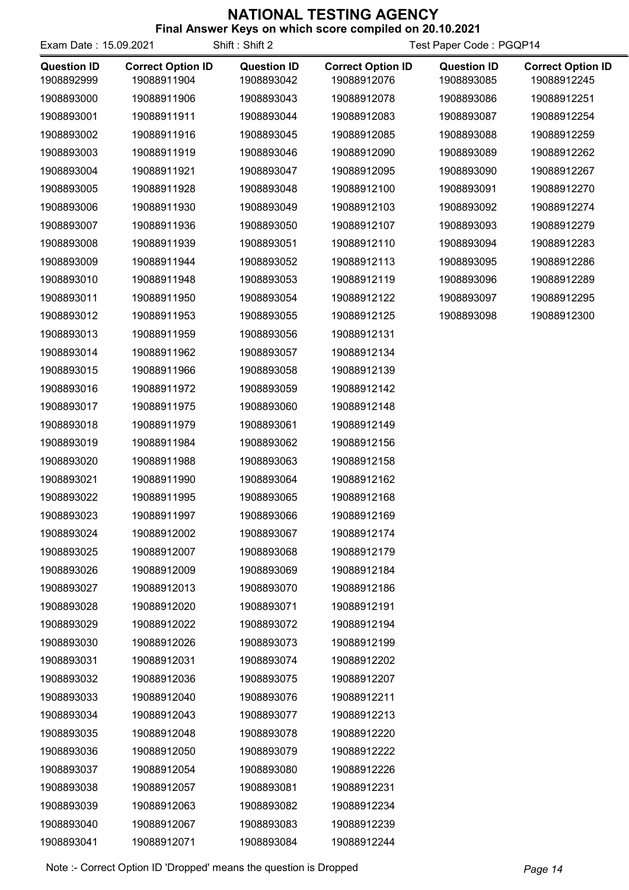# NATIONAL TESTING AGENCY

## Final Answer Keys on which score compiled on 20.10.2021

Exam Date : 15.09.2021 Shift : Shift 2 Test Paper Code : PGQP14

| Question ID | Correct Option ID | Question ID | Correct Option ID | Question ID | Correct Option ID |
|---|---|---|---|---|---|
| 1908892999 | 19088911904 | 1908893042 | 19088912076 | 1908893085 | 19088912245 |
| 1908893000 | 19088911906 | 1908893043 | 19088912078 | 1908893086 | 19088912251 |
| 1908893001 | 19088911911 | 1908893044 | 19088912083 | 1908893087 | 19088912254 |
| 1908893002 | 19088911916 | 1908893045 | 19088912085 | 1908893088 | 19088912259 |
| 1908893003 | 19088911919 | 1908893046 | 19088912090 | 1908893089 | 19088912262 |
| 1908893004 | 19088911921 | 1908893047 | 19088912095 | 1908893090 | 19088912267 |
| 1908893005 | 19088911928 | 1908893048 | 19088912100 | 1908893091 | 19088912270 |
| 1908893006 | 19088911930 | 1908893049 | 19088912103 | 1908893092 | 19088912274 |
| 1908893007 | 19088911936 | 1908893050 | 19088912107 | 1908893093 | 19088912279 |
| 1908893008 | 19088911939 | 1908893051 | 19088912110 | 1908893094 | 19088912283 |
| 1908893009 | 19088911944 | 1908893052 | 19088912113 | 1908893095 | 19088912286 |
| 1908893010 | 19088911948 | 1908893053 | 19088912119 | 1908893096 | 19088912289 |
| 1908893011 | 19088911950 | 1908893054 | 19088912122 | 1908893097 | 19088912295 |
| 1908893012 | 19088911953 | 1908893055 | 19088912125 | 1908893098 | 19088912300 |
| 1908893013 | 19088911959 | 1908893056 | 19088912131 | | |
| 1908893014 | 19088911962 | 1908893057 | 19088912134 | | |
| 1908893015 | 19088911966 | 1908893058 | 19088912139 | | |
| 1908893016 | 19088911972 | 1908893059 | 19088912142 | | |
| 1908893017 | 19088911975 | 1908893060 | 19088912148 | | |
| 1908893018 | 19088911979 | 1908893061 | 19088912149 | | |
| 1908893019 | 19088911984 | 1908893062 | 19088912156 | | |
| 1908893020 | 19088911988 | 1908893063 | 19088912158 | | |
| 1908893021 | 19088911990 | 1908893064 | 19088912162 | | |
| 1908893022 | 19088911995 | 1908893065 | 19088912168 | | |
| 1908893023 | 19088911997 | 1908893066 | 19088912169 | | |
| 1908893024 | 19088912002 | 1908893067 | 19088912174 | | |
| 1908893025 | 19088912007 | 1908893068 | 19088912179 | | |
| 1908893026 | 19088912009 | 1908893069 | 19088912184 | | |
| 1908893027 | 19088912013 | 1908893070 | 19088912186 | | |
| 1908893028 | 19088912020 | 1908893071 | 19088912191 | | |
| 1908893029 | 19088912022 | 1908893072 | 19088912194 | | |
| 1908893030 | 19088912026 | 1908893073 | 19088912199 | | |
| 1908893031 | 19088912031 | 1908893074 | 19088912202 | | |
| 1908893032 | 19088912036 | 1908893075 | 19088912207 | | |
| 1908893033 | 19088912040 | 1908893076 | 19088912211 | | |
| 1908893034 | 19088912043 | 1908893077 | 19088912213 | | |
| 1908893035 | 19088912048 | 1908893078 | 19088912220 | | |
| 1908893036 | 19088912050 | 1908893079 | 19088912222 | | |
| 1908893037 | 19088912054 | 1908893080 | 19088912226 | | |
| 1908893038 | 19088912057 | 1908893081 | 19088912231 | | |
| 1908893039 | 19088912063 | 1908893082 | 19088912234 | | |
| 1908893040 | 19088912067 | 1908893083 | 19088912239 | | |
| 1908893041 | 19088912071 | 1908893084 | 19088912244 | | |

Note :- Correct Option ID 'Dropped' means the question is Dropped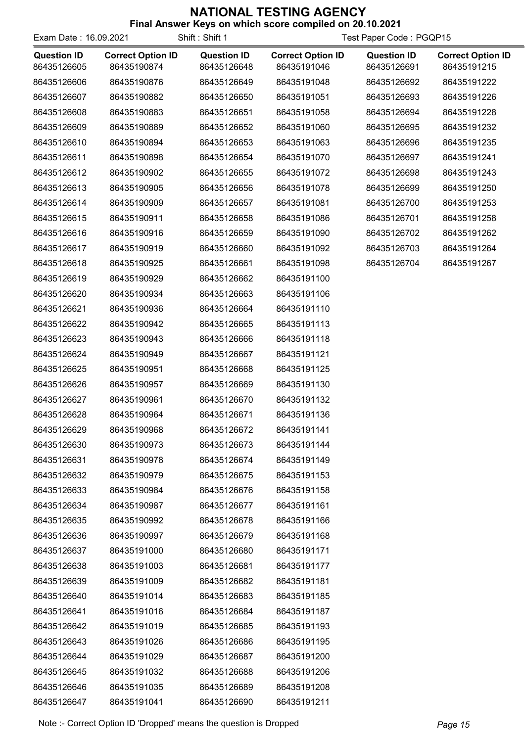# NATIONAL TESTING AGENCY

**Final Answer Keys on which score compiled on 20.10.2021**

Exam Date : 16.09.2021 Shift : Shift 1 Test Paper Code : PGQP15

| Question ID | Correct Option ID | Question ID | Correct Option ID | Question ID | Correct Option ID |
|---|---|---|---|---|---|
| 86435126605 | 86435190874 | 86435126648 | 86435191046 | 86435126691 | 86435191215 |
| 86435126606 | 86435190876 | 86435126649 | 86435191048 | 86435126692 | 86435191222 |
| 86435126607 | 86435190882 | 86435126650 | 86435191051 | 86435126693 | 86435191226 |
| 86435126608 | 86435190883 | 86435126651 | 86435191058 | 86435126694 | 86435191228 |
| 86435126609 | 86435190889 | 86435126652 | 86435191060 | 86435126695 | 86435191232 |
| 86435126610 | 86435190894 | 86435126653 | 86435191063 | 86435126696 | 86435191235 |
| 86435126611 | 86435190898 | 86435126654 | 86435191070 | 86435126697 | 86435191241 |
| 86435126612 | 86435190902 | 86435126655 | 86435191072 | 86435126698 | 86435191243 |
| 86435126613 | 86435190905 | 86435126656 | 86435191078 | 86435126699 | 86435191250 |
| 86435126614 | 86435190909 | 86435126657 | 86435191081 | 86435126700 | 86435191253 |
| 86435126615 | 86435190911 | 86435126658 | 86435191086 | 86435126701 | 86435191258 |
| 86435126616 | 86435190916 | 86435126659 | 86435191090 | 86435126702 | 86435191262 |
| 86435126617 | 86435190919 | 86435126660 | 86435191092 | 86435126703 | 86435191264 |
| 86435126618 | 86435190925 | 86435126661 | 86435191098 | 86435126704 | 86435191267 |
| 86435126619 | 86435190929 | 86435126662 | 86435191100 | | |
| 86435126620 | 86435190934 | 86435126663 | 86435191106 | | |
| 86435126621 | 86435190936 | 86435126664 | 86435191110 | | |
| 86435126622 | 86435190942 | 86435126665 | 86435191113 | | |
| 86435126623 | 86435190943 | 86435126666 | 86435191118 | | |
| 86435126624 | 86435190949 | 86435126667 | 86435191121 | | |
| 86435126625 | 86435190951 | 86435126668 | 86435191125 | | |
| 86435126626 | 86435190957 | 86435126669 | 86435191130 | | |
| 86435126627 | 86435190961 | 86435126670 | 86435191132 | | |
| 86435126628 | 86435190964 | 86435126671 | 86435191136 | | |
| 86435126629 | 86435190968 | 86435126672 | 86435191141 | | |
| 86435126630 | 86435190973 | 86435126673 | 86435191144 | | |
| 86435126631 | 86435190978 | 86435126674 | 86435191149 | | |
| 86435126632 | 86435190979 | 86435126675 | 86435191153 | | |
| 86435126633 | 86435190984 | 86435126676 | 86435191158 | | |
| 86435126634 | 86435190987 | 86435126677 | 86435191161 | | |
| 86435126635 | 86435190992 | 86435126678 | 86435191166 | | |
| 86435126636 | 86435190997 | 86435126679 | 86435191168 | | |
| 86435126637 | 86435191000 | 86435126680 | 86435191171 | | |
| 86435126638 | 86435191003 | 86435126681 | 86435191177 | | |
| 86435126639 | 86435191009 | 86435126682 | 86435191181 | | |
| 86435126640 | 86435191014 | 86435126683 | 86435191185 | | |
| 86435126641 | 86435191016 | 86435126684 | 86435191187 | | |
| 86435126642 | 86435191019 | 86435126685 | 86435191193 | | |
| 86435126643 | 86435191026 | 86435126686 | 86435191195 | | |
| 86435126644 | 86435191029 | 86435126687 | 86435191200 | | |
| 86435126645 | 86435191032 | 86435126688 | 86435191206 | | |
| 86435126646 | 86435191035 | 86435126689 | 86435191208 | | |
| 86435126647 | 86435191041 | 86435126690 | 86435191211 | | |

Note :- Correct Option ID 'Dropped' means the question is Dropped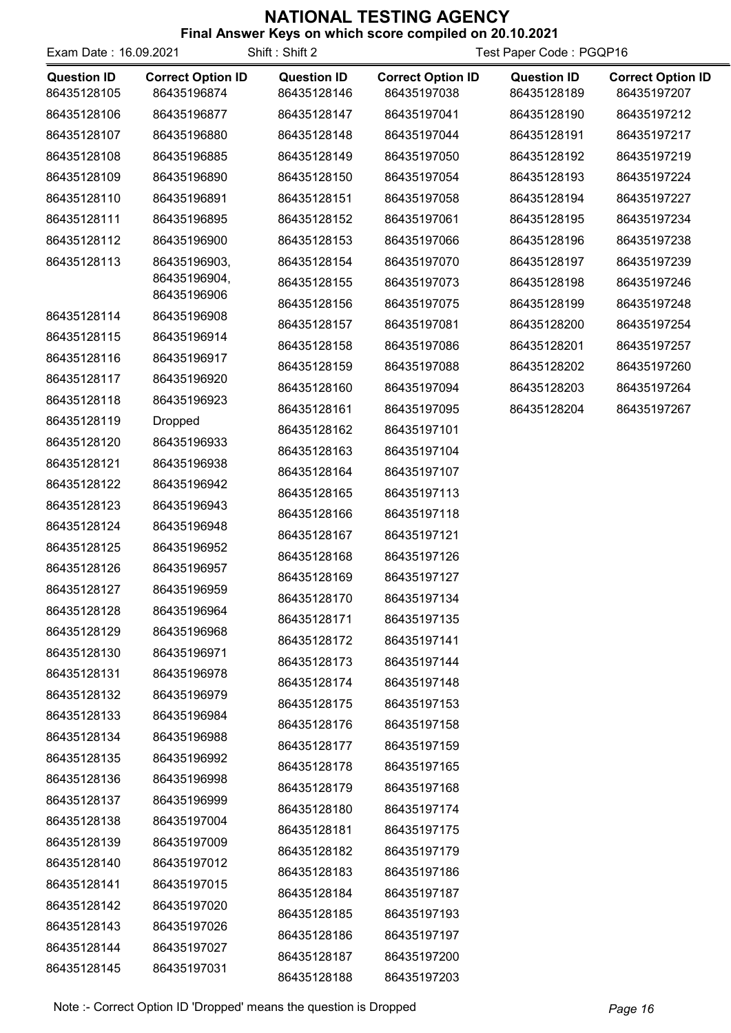# NATIONAL TESTING AGENCY

**Final Answer Keys on which score compiled on 20.10.2021**

Exam Date : 16.09.2021 | Shift : Shift 2 | Test Paper Code : PGQP16

| Question ID | Correct Option ID | Question ID | Correct Option ID | Question ID | Correct Option ID |
|---|---|---|---|---|---|
| 86435128105 | 86435196874 | 86435128146 | 86435197038 | 86435128189 | 86435197207 |
| 86435128106 | 86435196877 | 86435128147 | 86435197041 | 86435128190 | 86435197212 |
| 86435128107 | 86435196880 | 86435128148 | 86435197044 | 86435128191 | 86435197217 |
| 86435128108 | 86435196885 | 86435128149 | 86435197050 | 86435128192 | 86435197219 |
| 86435128109 | 86435196890 | 86435128150 | 86435197054 | 86435128193 | 86435197224 |
| 86435128110 | 86435196891 | 86435128151 | 86435197058 | 86435128194 | 86435197227 |
| 86435128111 | 86435196895 | 86435128152 | 86435197061 | 86435128195 | 86435197234 |
| 86435128112 | 86435196900 | 86435128153 | 86435197066 | 86435128196 | 86435197238 |
| 86435128113 | 86435196903, 86435196904, 86435196906 | 86435128154 | 86435197070 | 86435128197 | 86435197239 |
| 86435128114 | 86435196908 | 86435128155 | 86435197073 | 86435128198 | 86435197246 |
| 86435128115 | 86435196914 | 86435128156 | 86435197075 | 86435128199 | 86435197248 |
| 86435128116 | 86435196917 | 86435128157 | 86435197081 | 86435128200 | 86435197254 |
| 86435128117 | 86435196920 | 86435128158 | 86435197086 | 86435128201 | 86435197257 |
| 86435128118 | 86435196923 | 86435128159 | 86435197088 | 86435128202 | 86435197260 |
| 86435128119 | Dropped | 86435128160 | 86435197094 | 86435128203 | 86435197264 |
| 86435128120 | 86435196933 | 86435128161 | 86435197095 | 86435128204 | 86435197267 |
| 86435128121 | 86435196938 | 86435128162 | 86435197101 | | |
| 86435128122 | 86435196942 | 86435128163 | 86435197104 | | |
| 86435128123 | 86435196943 | 86435128164 | 86435197107 | | |
| 86435128124 | 86435196948 | 86435128165 | 86435197113 | | |
| 86435128125 | 86435196952 | 86435128166 | 86435197118 | | |
| 86435128126 | 86435196957 | 86435128167 | 86435197121 | | |
| 86435128127 | 86435196959 | 86435128168 | 86435197126 | | |
| 86435128128 | 86435196964 | 86435128169 | 86435197127 | | |
| 86435128129 | 86435196968 | 86435128170 | 86435197134 | | |
| 86435128130 | 86435196971 | 86435128171 | 86435197135 | | |
| 86435128131 | 86435196978 | 86435128172 | 86435197141 | | |
| 86435128132 | 86435196979 | 86435128173 | 86435197144 | | |
| 86435128133 | 86435196984 | 86435128174 | 86435197148 | | |
| 86435128134 | 86435196988 | 86435128175 | 86435197153 | | |
| 86435128135 | 86435196992 | 86435128176 | 86435197158 | | |
| 86435128136 | 86435196998 | 86435128177 | 86435197159 | | |
| 86435128137 | 86435196999 | 86435128178 | 86435197165 | | |
| 86435128138 | 86435197004 | 86435128179 | 86435197168 | | |
| 86435128139 | 86435197009 | 86435128180 | 86435197174 | | |
| 86435128140 | 86435197012 | 86435128181 | 86435197175 | | |
| 86435128141 | 86435197015 | 86435128182 | 86435197179 | | |
| 86435128142 | 86435197020 | 86435128183 | 86435197186 | | |
| 86435128143 | 86435197026 | 86435128184 | 86435197187 | | |
| 86435128144 | 86435197027 | 86435128185 | 86435197193 | | |
| 86435128145 | 86435197031 | 86435128186 | 86435197197 | | |
| | | 86435128187 | 86435197200 | | |
| | | 86435128188 | 86435197203 | | |

Note :- Correct Option ID 'Dropped' means the question is Dropped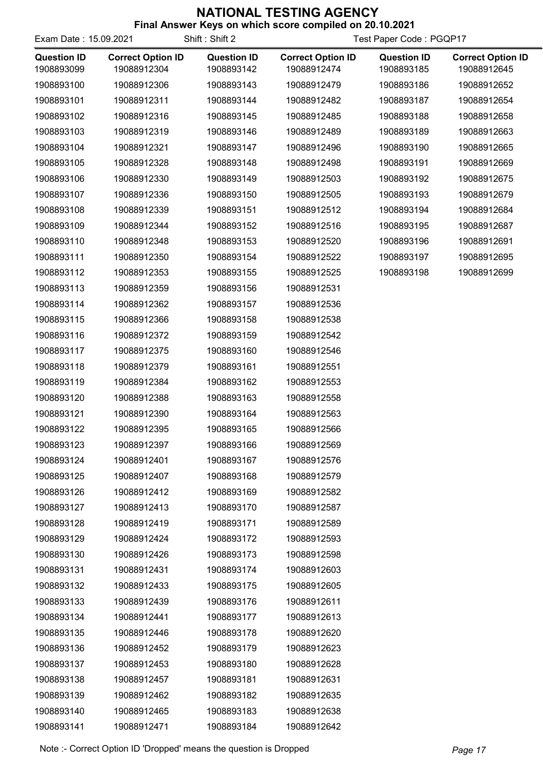# NATIONAL TESTING AGENCY

**Final Answer Keys on which score compiled on 20.10.2021**

Exam Date : 15.09.2021 Shift : Shift 2 Test Paper Code : PGQP17

| Question ID | Correct Option ID | Question ID | Correct Option ID | Question ID | Correct Option ID |
|---|---|---|---|---|---|
| 1908893099 | 19088912304 | 1908893142 | 19088912474 | 1908893185 | 19088912645 |
| 1908893100 | 19088912306 | 1908893143 | 19088912479 | 1908893186 | 19088912652 |
| 1908893101 | 19088912311 | 1908893144 | 19088912482 | 1908893187 | 19088912654 |
| 1908893102 | 19088912316 | 1908893145 | 19088912485 | 1908893188 | 19088912658 |
| 1908893103 | 19088912319 | 1908893146 | 19088912489 | 1908893189 | 19088912663 |
| 1908893104 | 19088912321 | 1908893147 | 19088912496 | 1908893190 | 19088912665 |
| 1908893105 | 19088912328 | 1908893148 | 19088912498 | 1908893191 | 19088912669 |
| 1908893106 | 19088912330 | 1908893149 | 19088912503 | 1908893192 | 19088912675 |
| 1908893107 | 19088912336 | 1908893150 | 19088912505 | 1908893193 | 19088912679 |
| 1908893108 | 19088912339 | 1908893151 | 19088912512 | 1908893194 | 19088912684 |
| 1908893109 | 19088912344 | 1908893152 | 19088912516 | 1908893195 | 19088912687 |
| 1908893110 | 19088912348 | 1908893153 | 19088912520 | 1908893196 | 19088912691 |
| 1908893111 | 19088912350 | 1908893154 | 19088912522 | 1908893197 | 19088912695 |
| 1908893112 | 19088912353 | 1908893155 | 19088912525 | 1908893198 | 19088912699 |
| 1908893113 | 19088912359 | 1908893156 | 19088912531 | | |
| 1908893114 | 19088912362 | 1908893157 | 19088912536 | | |
| 1908893115 | 19088912366 | 1908893158 | 19088912538 | | |
| 1908893116 | 19088912372 | 1908893159 | 19088912542 | | |
| 1908893117 | 19088912375 | 1908893160 | 19088912546 | | |
| 1908893118 | 19088912379 | 1908893161 | 19088912551 | | |
| 1908893119 | 19088912384 | 1908893162 | 19088912553 | | |
| 1908893120 | 19088912388 | 1908893163 | 19088912558 | | |
| 1908893121 | 19088912390 | 1908893164 | 19088912563 | | |
| 1908893122 | 19088912395 | 1908893165 | 19088912566 | | |
| 1908893123 | 19088912397 | 1908893166 | 19088912569 | | |
| 1908893124 | 19088912401 | 1908893167 | 19088912576 | | |
| 1908893125 | 19088912407 | 1908893168 | 19088912579 | | |
| 1908893126 | 19088912412 | 1908893169 | 19088912582 | | |
| 1908893127 | 19088912413 | 1908893170 | 19088912587 | | |
| 1908893128 | 19088912419 | 1908893171 | 19088912589 | | |
| 1908893129 | 19088912424 | 1908893172 | 19088912593 | | |
| 1908893130 | 19088912426 | 1908893173 | 19088912598 | | |
| 1908893131 | 19088912431 | 1908893174 | 19088912603 | | |
| 1908893132 | 19088912433 | 1908893175 | 19088912605 | | |
| 1908893133 | 19088912439 | 1908893176 | 19088912611 | | |
| 1908893134 | 19088912441 | 1908893177 | 19088912613 | | |
| 1908893135 | 19088912446 | 1908893178 | 19088912620 | | |
| 1908893136 | 19088912452 | 1908893179 | 19088912623 | | |
| 1908893137 | 19088912453 | 1908893180 | 19088912628 | | |
| 1908893138 | 19088912457 | 1908893181 | 19088912631 | | |
| 1908893139 | 19088912462 | 1908893182 | 19088912635 | | |
| 1908893140 | 19088912465 | 1908893183 | 19088912638 | | |
| 1908893141 | 19088912471 | 1908893184 | 19088912642 | | |

Note :- Correct Option ID 'Dropped' means the question is Dropped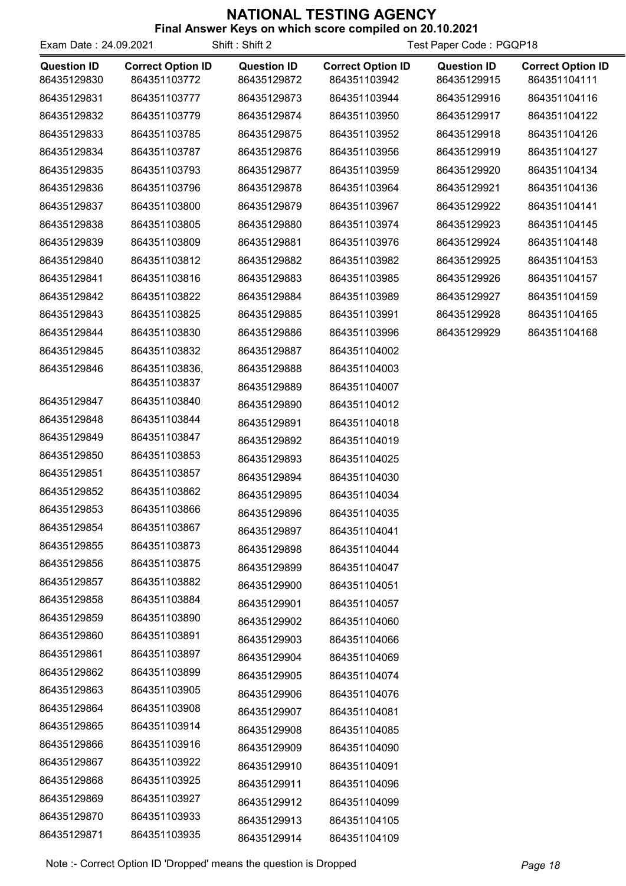# NATIONAL TESTING AGENCY

**Final Answer Keys on which score compiled on 20.10.2021**

Exam Date : 24.09.2021 Shift : Shift 2 Test Paper Code : PGQP18

| Question ID | Correct Option ID | Question ID | Correct Option ID | Question ID | Correct Option ID |
|---|---|---|---|---|---|
| 86435129830 | 864351103772 | 86435129872 | 864351103942 | 86435129915 | 864351104111 |
| 86435129831 | 864351103777 | 86435129873 | 864351103944 | 86435129916 | 864351104116 |
| 86435129832 | 864351103779 | 86435129874 | 864351103950 | 86435129917 | 864351104122 |
| 86435129833 | 864351103785 | 86435129875 | 864351103952 | 86435129918 | 864351104126 |
| 86435129834 | 864351103787 | 86435129876 | 864351103956 | 86435129919 | 864351104127 |
| 86435129835 | 864351103793 | 86435129877 | 864351103959 | 86435129920 | 864351104134 |
| 86435129836 | 864351103796 | 86435129878 | 864351103964 | 86435129921 | 864351104136 |
| 86435129837 | 864351103800 | 86435129879 | 864351103967 | 86435129922 | 864351104141 |
| 86435129838 | 864351103805 | 86435129880 | 864351103974 | 86435129923 | 864351104145 |
| 86435129839 | 864351103809 | 86435129881 | 864351103976 | 86435129924 | 864351104148 |
| 86435129840 | 864351103812 | 86435129882 | 864351103982 | 86435129925 | 864351104153 |
| 86435129841 | 864351103816 | 86435129883 | 864351103985 | 86435129926 | 864351104157 |
| 86435129842 | 864351103822 | 86435129884 | 864351103989 | 86435129927 | 864351104159 |
| 86435129843 | 864351103825 | 86435129885 | 864351103991 | 86435129928 | 864351104165 |
| 86435129844 | 864351103830 | 86435129886 | 864351103996 | 86435129929 | 864351104168 |
| 86435129845 | 864351103832 | 86435129887 | 864351104002 | | |
| 86435129846 | 864351103836, 864351103837 | 86435129888 | 864351104003 | | |
| | | 86435129889 | 864351104007 | | |
| 86435129847 | 864351103840 | 86435129890 | 864351104012 | | |
| 86435129848 | 864351103844 | 86435129891 | 864351104018 | | |
| 86435129849 | 864351103847 | 86435129892 | 864351104019 | | |
| 86435129850 | 864351103853 | 86435129893 | 864351104025 | | |
| 86435129851 | 864351103857 | 86435129894 | 864351104030 | | |
| 86435129852 | 864351103862 | 86435129895 | 864351104034 | | |
| 86435129853 | 864351103866 | 86435129896 | 864351104035 | | |
| 86435129854 | 864351103867 | 86435129897 | 864351104041 | | |
| 86435129855 | 864351103873 | 86435129898 | 864351104044 | | |
| 86435129856 | 864351103875 | 86435129899 | 864351104047 | | |
| 86435129857 | 864351103882 | 86435129900 | 864351104051 | | |
| 86435129858 | 864351103884 | 86435129901 | 864351104057 | | |
| 86435129859 | 864351103890 | 86435129902 | 864351104060 | | |
| 86435129860 | 864351103891 | 86435129903 | 864351104066 | | |
| 86435129861 | 864351103897 | 86435129904 | 864351104069 | | |
| 86435129862 | 864351103899 | 86435129905 | 864351104074 | | |
| 86435129863 | 864351103905 | 86435129906 | 864351104076 | | |
| 86435129864 | 864351103908 | 86435129907 | 864351104081 | | |
| 86435129865 | 864351103914 | 86435129908 | 864351104085 | | |
| 86435129866 | 864351103916 | 86435129909 | 864351104090 | | |
| 86435129867 | 864351103922 | 86435129910 | 864351104091 | | |
| 86435129868 | 864351103925 | 86435129911 | 864351104096 | | |
| 86435129869 | 864351103927 | 86435129912 | 864351104099 | | |
| 86435129870 | 864351103933 | 86435129913 | 864351104105 | | |
| 86435129871 | 864351103935 | 86435129914 | 864351104109 | | |

Note :- Correct Option ID 'Dropped' means the question is Dropped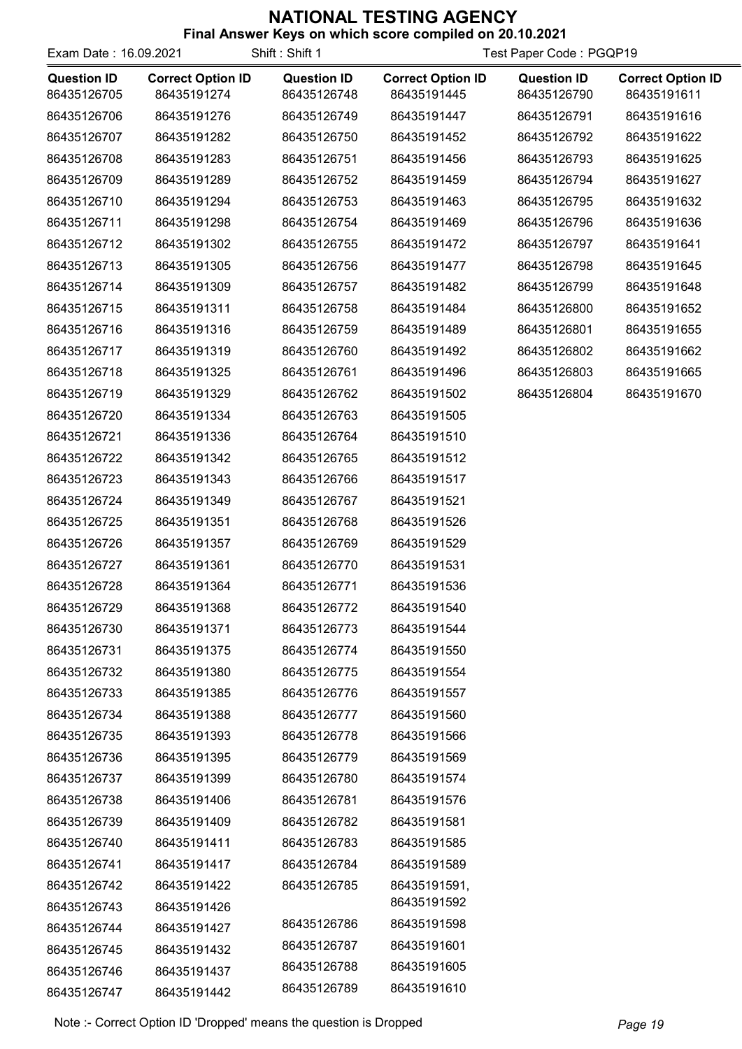# NATIONAL TESTING AGENCY

**Final Answer Keys on which score compiled on 20.10.2021**

Exam Date : 16.09.2021 Shift : Shift 1 Test Paper Code : PGQP19

| Question ID | Correct Option ID | Question ID | Correct Option ID | Question ID | Correct Option ID |
|---|---|---|---|---|---|
| 86435126705 | 86435191274 | 86435126748 | 86435191445 | 86435126790 | 86435191611 |
| 86435126706 | 86435191276 | 86435126749 | 86435191447 | 86435126791 | 86435191616 |
| 86435126707 | 86435191282 | 86435126750 | 86435191452 | 86435126792 | 86435191622 |
| 86435126708 | 86435191283 | 86435126751 | 86435191456 | 86435126793 | 86435191625 |
| 86435126709 | 86435191289 | 86435126752 | 86435191459 | 86435126794 | 86435191627 |
| 86435126710 | 86435191294 | 86435126753 | 86435191463 | 86435126795 | 86435191632 |
| 86435126711 | 86435191298 | 86435126754 | 86435191469 | 86435126796 | 86435191636 |
| 86435126712 | 86435191302 | 86435126755 | 86435191472 | 86435126797 | 86435191641 |
| 86435126713 | 86435191305 | 86435126756 | 86435191477 | 86435126798 | 86435191645 |
| 86435126714 | 86435191309 | 86435126757 | 86435191482 | 86435126799 | 86435191648 |
| 86435126715 | 86435191311 | 86435126758 | 86435191484 | 86435126800 | 86435191652 |
| 86435126716 | 86435191316 | 86435126759 | 86435191489 | 86435126801 | 86435191655 |
| 86435126717 | 86435191319 | 86435126760 | 86435191492 | 86435126802 | 86435191662 |
| 86435126718 | 86435191325 | 86435126761 | 86435191496 | 86435126803 | 86435191665 |
| 86435126719 | 86435191329 | 86435126762 | 86435191502 | 86435126804 | 86435191670 |
| 86435126720 | 86435191334 | 86435126763 | 86435191505 | | |
| 86435126721 | 86435191336 | 86435126764 | 86435191510 | | |
| 86435126722 | 86435191342 | 86435126765 | 86435191512 | | |
| 86435126723 | 86435191343 | 86435126766 | 86435191517 | | |
| 86435126724 | 86435191349 | 86435126767 | 86435191521 | | |
| 86435126725 | 86435191351 | 86435126768 | 86435191526 | | |
| 86435126726 | 86435191357 | 86435126769 | 86435191529 | | |
| 86435126727 | 86435191361 | 86435126770 | 86435191531 | | |
| 86435126728 | 86435191364 | 86435126771 | 86435191536 | | |
| 86435126729 | 86435191368 | 86435126772 | 86435191540 | | |
| 86435126730 | 86435191371 | 86435126773 | 86435191544 | | |
| 86435126731 | 86435191375 | 86435126774 | 86435191550 | | |
| 86435126732 | 86435191380 | 86435126775 | 86435191554 | | |
| 86435126733 | 86435191385 | 86435126776 | 86435191557 | | |
| 86435126734 | 86435191388 | 86435126777 | 86435191560 | | |
| 86435126735 | 86435191393 | 86435126778 | 86435191566 | | |
| 86435126736 | 86435191395 | 86435126779 | 86435191569 | | |
| 86435126737 | 86435191399 | 86435126780 | 86435191574 | | |
| 86435126738 | 86435191406 | 86435126781 | 86435191576 | | |
| 86435126739 | 86435191409 | 86435126782 | 86435191581 | | |
| 86435126740 | 86435191411 | 86435126783 | 86435191585 | | |
| 86435126741 | 86435191417 | 86435126784 | 86435191589 | | |
| 86435126742 | 86435191422 | 86435126785 | 86435191591, 86435191592 | | |
| 86435126743 | 86435191426 | 86435126786 | 86435191598 | | |
| 86435126744 | 86435191427 | 86435126787 | 86435191601 | | |
| 86435126745 | 86435191432 | 86435126788 | 86435191605 | | |
| 86435126746 | 86435191437 | 86435126789 | 86435191610 | | |
| 86435126747 | 86435191442 | | | | |

Note :- Correct Option ID 'Dropped' means the question is Dropped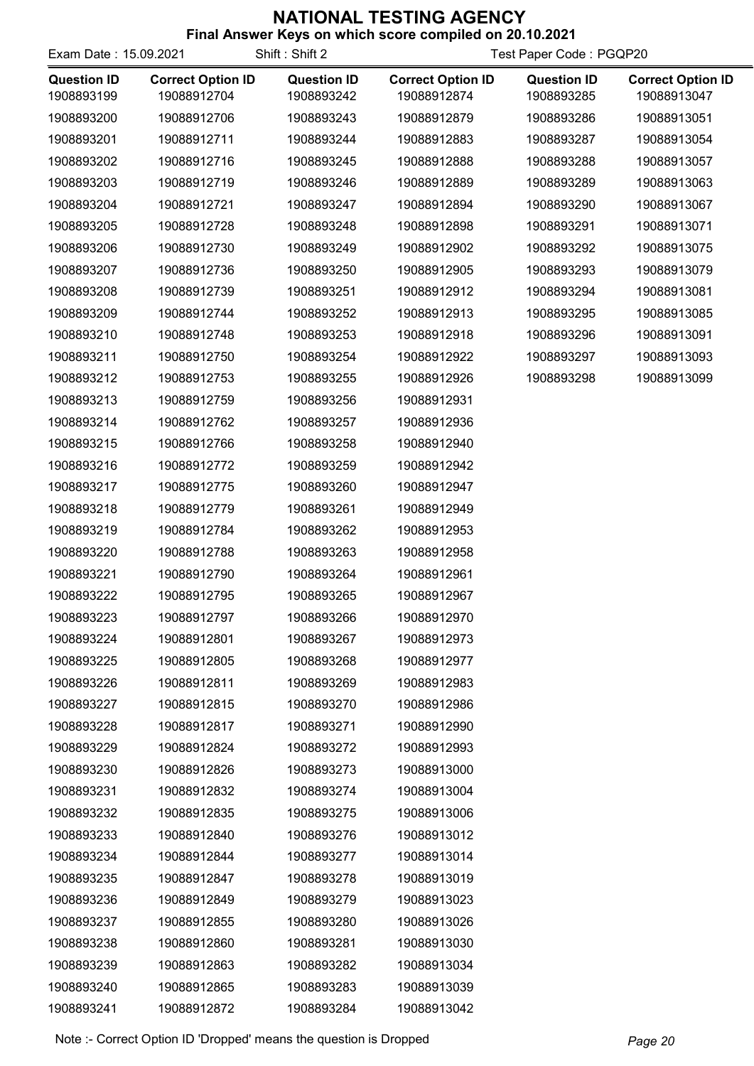# NATIONAL TESTING AGENCY

## Final Answer Keys on which score compiled on 20.10.2021

Exam Date : 15.09.2021 Shift : Shift 2 Test Paper Code : PGQP20

| Question ID | Correct Option ID | Question ID | Correct Option ID | Question ID | Correct Option ID |
|---|---|---|---|---|---|
| 1908893199 | 19088912704 | 1908893242 | 19088912874 | 1908893285 | 19088913047 |
| 1908893200 | 19088912706 | 1908893243 | 19088912879 | 1908893286 | 19088913051 |
| 1908893201 | 19088912711 | 1908893244 | 19088912883 | 1908893287 | 19088913054 |
| 1908893202 | 19088912716 | 1908893245 | 19088912888 | 1908893288 | 19088913057 |
| 1908893203 | 19088912719 | 1908893246 | 19088912889 | 1908893289 | 19088913063 |
| 1908893204 | 19088912721 | 1908893247 | 19088912894 | 1908893290 | 19088913067 |
| 1908893205 | 19088912728 | 1908893248 | 19088912898 | 1908893291 | 19088913071 |
| 1908893206 | 19088912730 | 1908893249 | 19088912902 | 1908893292 | 19088913075 |
| 1908893207 | 19088912736 | 1908893250 | 19088912905 | 1908893293 | 19088913079 |
| 1908893208 | 19088912739 | 1908893251 | 19088912912 | 1908893294 | 19088913081 |
| 1908893209 | 19088912744 | 1908893252 | 19088912913 | 1908893295 | 19088913085 |
| 1908893210 | 19088912748 | 1908893253 | 19088912918 | 1908893296 | 19088913091 |
| 1908893211 | 19088912750 | 1908893254 | 19088912922 | 1908893297 | 19088913093 |
| 1908893212 | 19088912753 | 1908893255 | 19088912926 | 1908893298 | 19088913099 |
| 1908893213 | 19088912759 | 1908893256 | 19088912931 | | |
| 1908893214 | 19088912762 | 1908893257 | 19088912936 | | |
| 1908893215 | 19088912766 | 1908893258 | 19088912940 | | |
| 1908893216 | 19088912772 | 1908893259 | 19088912942 | | |
| 1908893217 | 19088912775 | 1908893260 | 19088912947 | | |
| 1908893218 | 19088912779 | 1908893261 | 19088912949 | | |
| 1908893219 | 19088912784 | 1908893262 | 19088912953 | | |
| 1908893220 | 19088912788 | 1908893263 | 19088912958 | | |
| 1908893221 | 19088912790 | 1908893264 | 19088912961 | | |
| 1908893222 | 19088912795 | 1908893265 | 19088912967 | | |
| 1908893223 | 19088912797 | 1908893266 | 19088912970 | | |
| 1908893224 | 19088912801 | 1908893267 | 19088912973 | | |
| 1908893225 | 19088912805 | 1908893268 | 19088912977 | | |
| 1908893226 | 19088912811 | 1908893269 | 19088912983 | | |
| 1908893227 | 19088912815 | 1908893270 | 19088912986 | | |
| 1908893228 | 19088912817 | 1908893271 | 19088912990 | | |
| 1908893229 | 19088912824 | 1908893272 | 19088912993 | | |
| 1908893230 | 19088912826 | 1908893273 | 19088913000 | | |
| 1908893231 | 19088912832 | 1908893274 | 19088913004 | | |
| 1908893232 | 19088912835 | 1908893275 | 19088913006 | | |
| 1908893233 | 19088912840 | 1908893276 | 19088913012 | | |
| 1908893234 | 19088912844 | 1908893277 | 19088913014 | | |
| 1908893235 | 19088912847 | 1908893278 | 19088913019 | | |
| 1908893236 | 19088912849 | 1908893279 | 19088913023 | | |
| 1908893237 | 19088912855 | 1908893280 | 19088913026 | | |
| 1908893238 | 19088912860 | 1908893281 | 19088913030 | | |
| 1908893239 | 19088912863 | 1908893282 | 19088913034 | | |
| 1908893240 | 19088912865 | 1908893283 | 19088913039 | | |
| 1908893241 | 19088912872 | 1908893284 | 19088913042 | | |

Note :- Correct Option ID 'Dropped' means the question is Dropped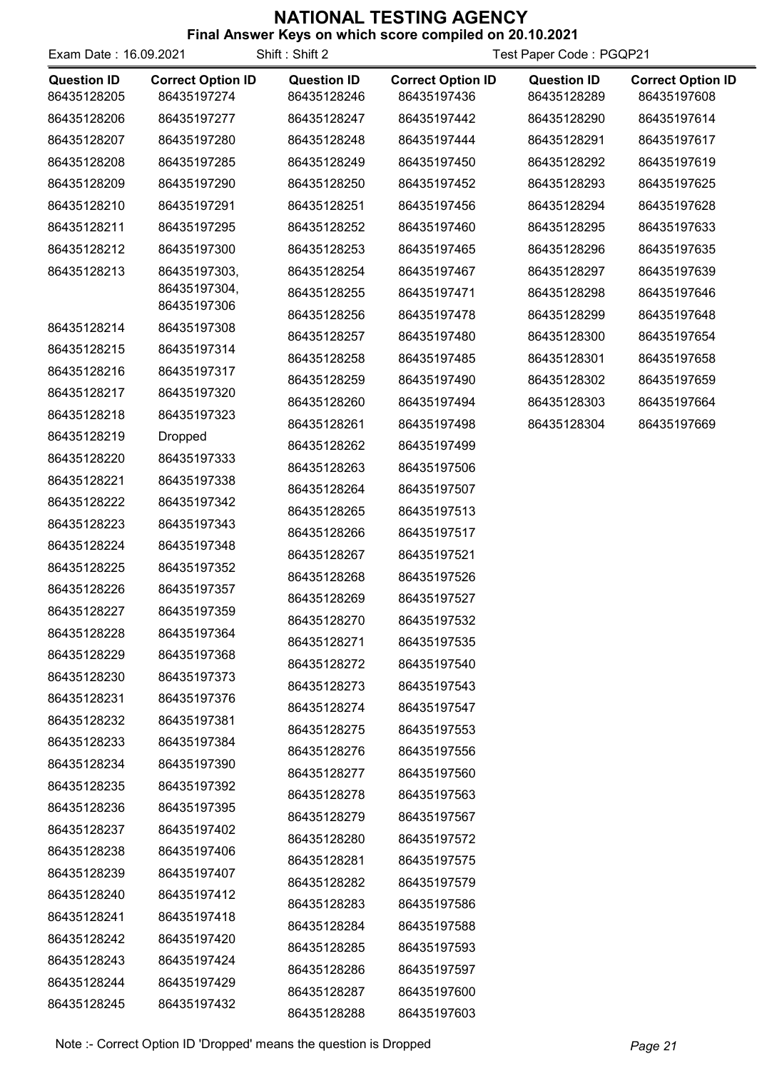# NATIONAL TESTING AGENCY

**Final Answer Keys on which score compiled on 20.10.2021**

Exam Date : 16.09.2021 Shift : Shift 2 Test Paper Code : PGQP21

| Question ID | Correct Option ID | Question ID | Correct Option ID | Question ID | Correct Option ID |
|---|---|---|---|---|---|
| 86435128205 | 86435197274 | 86435128246 | 86435197436 | 86435128289 | 86435197608 |
| 86435128206 | 86435197277 | 86435128247 | 86435197442 | 86435128290 | 86435197614 |
| 86435128207 | 86435197280 | 86435128248 | 86435197444 | 86435128291 | 86435197617 |
| 86435128208 | 86435197285 | 86435128249 | 86435197450 | 86435128292 | 86435197619 |
| 86435128209 | 86435197290 | 86435128250 | 86435197452 | 86435128293 | 86435197625 |
| 86435128210 | 86435197291 | 86435128251 | 86435197456 | 86435128294 | 86435197628 |
| 86435128211 | 86435197295 | 86435128252 | 86435197460 | 86435128295 | 86435197633 |
| 86435128212 | 86435197300 | 86435128253 | 86435197465 | 86435128296 | 86435197635 |
| 86435128213 | 86435197303, 86435197304, 86435197306 | 86435128254 | 86435197467 | 86435128297 | 86435197639 |
| 86435128214 | 86435197308 | 86435128255 | 86435197471 | 86435128298 | 86435197646 |
| 86435128215 | 86435197314 | 86435128256 | 86435197478 | 86435128299 | 86435197648 |
| 86435128216 | 86435197317 | 86435128257 | 86435197480 | 86435128300 | 86435197654 |
| 86435128217 | 86435197320 | 86435128258 | 86435197485 | 86435128301 | 86435197658 |
| 86435128218 | 86435197323 | 86435128259 | 86435197490 | 86435128302 | 86435197659 |
| 86435128219 | Dropped | 86435128260 | 86435197494 | 86435128303 | 86435197664 |
| 86435128220 | 86435197333 | 86435128261 | 86435197498 | 86435128304 | 86435197669 |
| 86435128221 | 86435197338 | 86435128262 | 86435197499 | | |
| 86435128222 | 86435197342 | 86435128263 | 86435197506 | | |
| 86435128223 | 86435197343 | 86435128264 | 86435197507 | | |
| 86435128224 | 86435197348 | 86435128265 | 86435197513 | | |
| 86435128225 | 86435197352 | 86435128266 | 86435197517 | | |
| 86435128226 | 86435197357 | 86435128267 | 86435197521 | | |
| 86435128227 | 86435197359 | 86435128268 | 86435197526 | | |
| 86435128228 | 86435197364 | 86435128269 | 86435197527 | | |
| 86435128229 | 86435197368 | 86435128270 | 86435197532 | | |
| 86435128230 | 86435197373 | 86435128271 | 86435197535 | | |
| 86435128231 | 86435197376 | 86435128272 | 86435197540 | | |
| 86435128232 | 86435197381 | 86435128273 | 86435197543 | | |
| 86435128233 | 86435197384 | 86435128274 | 86435197547 | | |
| 86435128234 | 86435197390 | 86435128275 | 86435197553 | | |
| 86435128235 | 86435197392 | 86435128276 | 86435197556 | | |
| 86435128236 | 86435197395 | 86435128277 | 86435197560 | | |
| 86435128237 | 86435197402 | 86435128278 | 86435197563 | | |
| 86435128238 | 86435197406 | 86435128279 | 86435197567 | | |
| 86435128239 | 86435197407 | 86435128280 | 86435197572 | | |
| 86435128240 | 86435197412 | 86435128281 | 86435197575 | | |
| 86435128241 | 86435197418 | 86435128282 | 86435197579 | | |
| 86435128242 | 86435197420 | 86435128283 | 86435197586 | | |
| 86435128243 | 86435197424 | 86435128284 | 86435197588 | | |
| 86435128244 | 86435197429 | 86435128285 | 86435197593 | | |
| 86435128245 | 86435197432 | 86435128286 | 86435197597 | | |
| | | 86435128287 | 86435197600 | | |
| | | 86435128288 | 86435197603 | | |

Note :- Correct Option ID 'Dropped' means the question is Dropped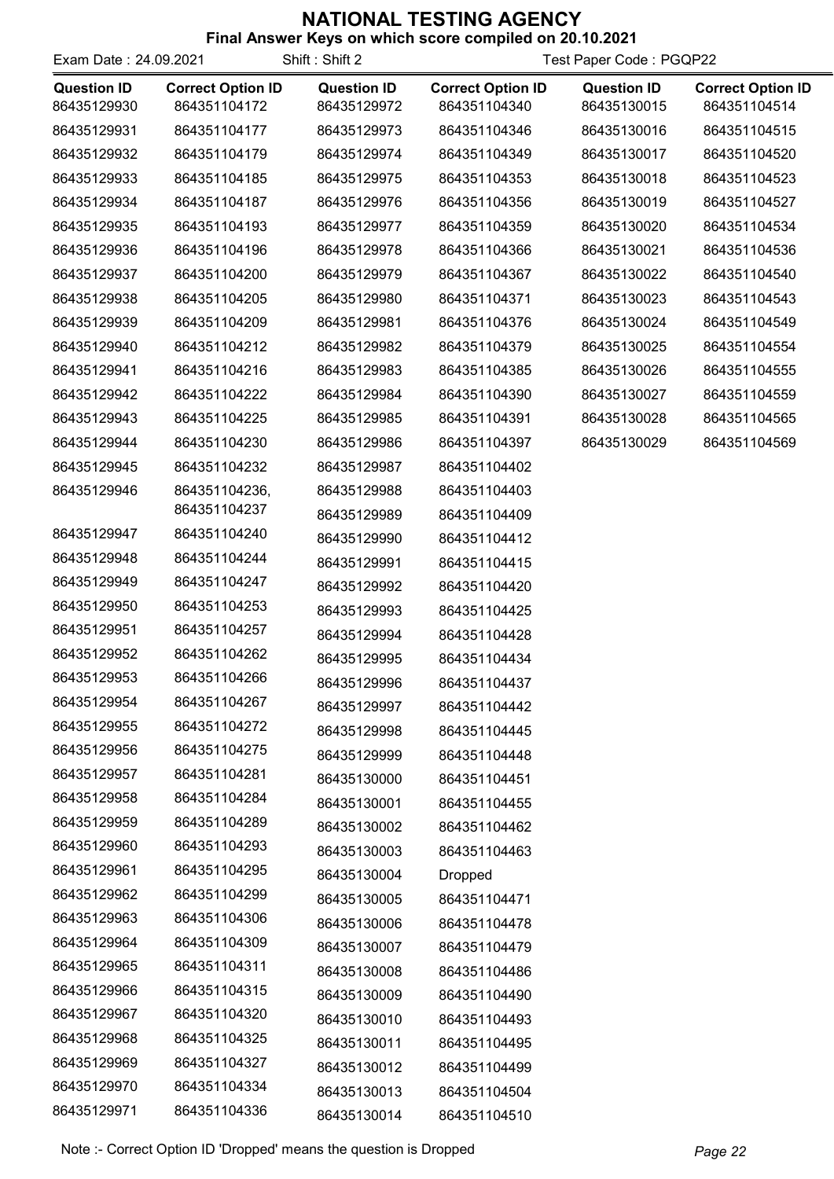# NATIONAL TESTING AGENCY

**Final Answer Keys on which score compiled on 20.10.2021**

Exam Date : 24.09.2021 | Shift : Shift 2 | Test Paper Code : PGQP22

| Question ID | Correct Option ID | Question ID | Correct Option ID | Question ID | Correct Option ID |
|---|---|---|---|---|---|
| 86435129930 | 864351104172 | 86435129972 | 864351104340 | 86435130015 | 864351104514 |
| 86435129931 | 864351104177 | 86435129973 | 864351104346 | 86435130016 | 864351104515 |
| 86435129932 | 864351104179 | 86435129974 | 864351104349 | 86435130017 | 864351104520 |
| 86435129933 | 864351104185 | 86435129975 | 864351104353 | 86435130018 | 864351104523 |
| 86435129934 | 864351104187 | 86435129976 | 864351104356 | 86435130019 | 864351104527 |
| 86435129935 | 864351104193 | 86435129977 | 864351104359 | 86435130020 | 864351104534 |
| 86435129936 | 864351104196 | 86435129978 | 864351104366 | 86435130021 | 864351104536 |
| 86435129937 | 864351104200 | 86435129979 | 864351104367 | 86435130022 | 864351104540 |
| 86435129938 | 864351104205 | 86435129980 | 864351104371 | 86435130023 | 864351104543 |
| 86435129939 | 864351104209 | 86435129981 | 864351104376 | 86435130024 | 864351104549 |
| 86435129940 | 864351104212 | 86435129982 | 864351104379 | 86435130025 | 864351104554 |
| 86435129941 | 864351104216 | 86435129983 | 864351104385 | 86435130026 | 864351104555 |
| 86435129942 | 864351104222 | 86435129984 | 864351104390 | 86435130027 | 864351104559 |
| 86435129943 | 864351104225 | 86435129985 | 864351104391 | 86435130028 | 864351104565 |
| 86435129944 | 864351104230 | 86435129986 | 864351104397 | 86435130029 | 864351104569 |
| 86435129945 | 864351104232 | 86435129987 | 864351104402 | | |
| 86435129946 | 864351104236, 864351104237 | 86435129988 | 864351104403 | | |
| | | 86435129989 | 864351104409 | | |
| 86435129947 | 864351104240 | 86435129990 | 864351104412 | | |
| 86435129948 | 864351104244 | 86435129991 | 864351104415 | | |
| 86435129949 | 864351104247 | 86435129992 | 864351104420 | | |
| 86435129950 | 864351104253 | 86435129993 | 864351104425 | | |
| 86435129951 | 864351104257 | 86435129994 | 864351104428 | | |
| 86435129952 | 864351104262 | 86435129995 | 864351104434 | | |
| 86435129953 | 864351104266 | 86435129996 | 864351104437 | | |
| 86435129954 | 864351104267 | 86435129997 | 864351104442 | | |
| 86435129955 | 864351104272 | 86435129998 | 864351104445 | | |
| 86435129956 | 864351104275 | 86435129999 | 864351104448 | | |
| 86435129957 | 864351104281 | 86435130000 | 864351104451 | | |
| 86435129958 | 864351104284 | 86435130001 | 864351104455 | | |
| 86435129959 | 864351104289 | 86435130002 | 864351104462 | | |
| 86435129960 | 864351104293 | 86435130003 | 864351104463 | | |
| 86435129961 | 864351104295 | 86435130004 | Dropped | | |
| 86435129962 | 864351104299 | 86435130005 | 864351104471 | | |
| 86435129963 | 864351104306 | 86435130006 | 864351104478 | | |
| 86435129964 | 864351104309 | 86435130007 | 864351104479 | | |
| 86435129965 | 864351104311 | 86435130008 | 864351104486 | | |
| 86435129966 | 864351104315 | 86435130009 | 864351104490 | | |
| 86435129967 | 864351104320 | 86435130010 | 864351104493 | | |
| 86435129968 | 864351104325 | 86435130011 | 864351104495 | | |
| 86435129969 | 864351104327 | 86435130012 | 864351104499 | | |
| 86435129970 | 864351104334 | 86435130013 | 864351104504 | | |
| 86435129971 | 864351104336 | 86435130014 | 864351104510 | | |

Note :- Correct Option ID 'Dropped' means the question is Dropped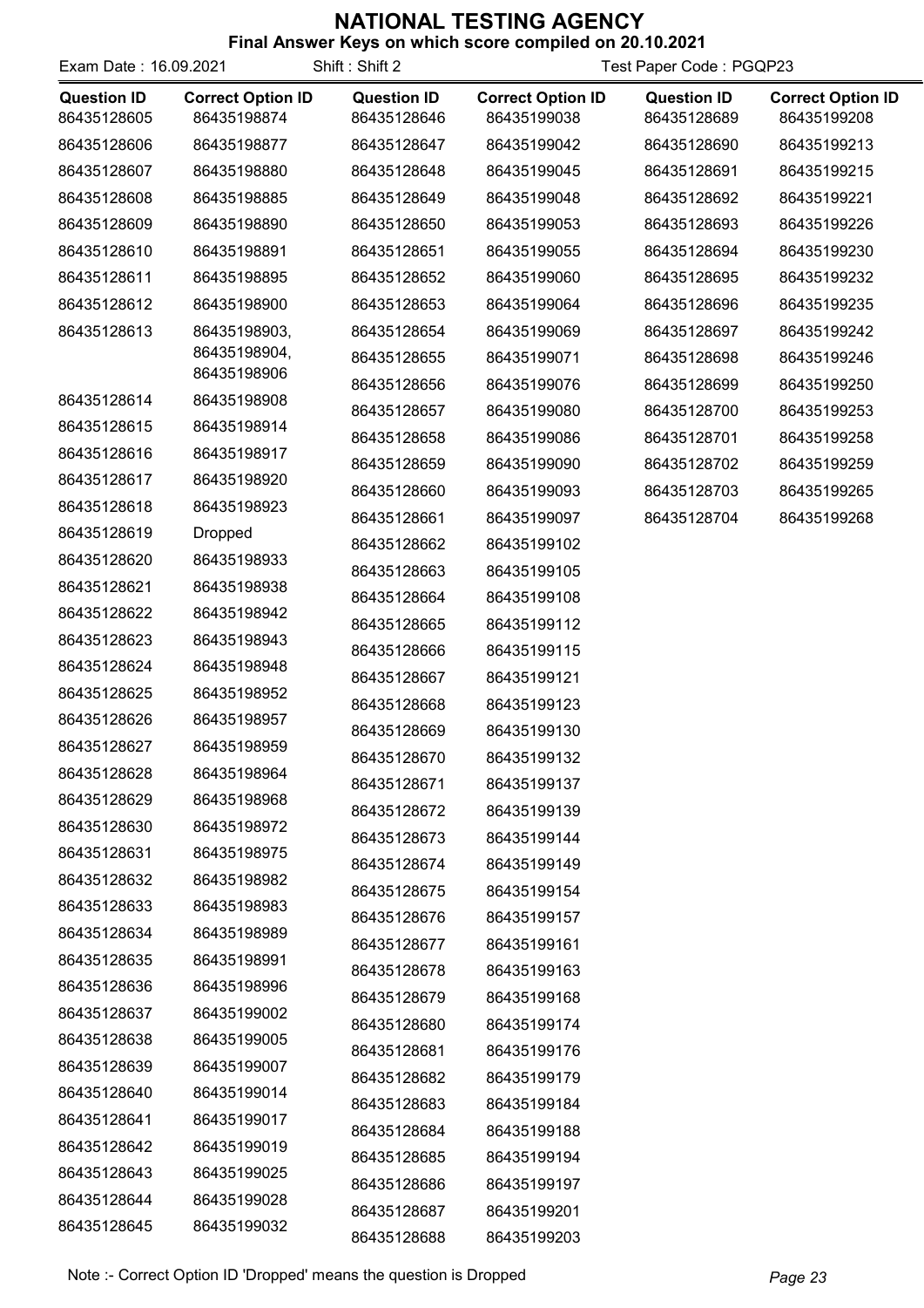# NATIONAL TESTING AGENCY

**Final Answer Keys on which score compiled on 20.10.2021**

Exam Date : 16.09.2021 Shift : Shift 2 Test Paper Code : PGQP23

| Question ID | Correct Option ID |
|---|---|
| 86435128605 | 86435198874 |
| 86435128606 | 86435198877 |
| 86435128607 | 86435198880 |
| 86435128608 | 86435198885 |
| 86435128609 | 86435198890 |
| 86435128610 | 86435198891 |
| 86435128611 | 86435198895 |
| 86435128612 | 86435198900 |
| 86435128613 | 86435198903, 86435198904, 86435198906 |
| 86435128614 | 86435198908 |
| 86435128615 | 86435198914 |
| 86435128616 | 86435198917 |
| 86435128617 | 86435198920 |
| 86435128618 | 86435198923 |
| 86435128619 | Dropped |
| 86435128620 | 86435198933 |
| 86435128621 | 86435198938 |
| 86435128622 | 86435198942 |
| 86435128623 | 86435198943 |
| 86435128624 | 86435198948 |
| 86435128625 | 86435198952 |
| 86435128626 | 86435198957 |
| 86435128627 | 86435198959 |
| 86435128628 | 86435198964 |
| 86435128629 | 86435198968 |
| 86435128630 | 86435198972 |
| 86435128631 | 86435198975 |
| 86435128632 | 86435198982 |
| 86435128633 | 86435198983 |
| 86435128634 | 86435198989 |
| 86435128635 | 86435198991 |
| 86435128636 | 86435198996 |
| 86435128637 | 86435199002 |
| 86435128638 | 86435199005 |
| 86435128639 | 86435199007 |
| 86435128640 | 86435199014 |
| 86435128641 | 86435199017 |
| 86435128642 | 86435199019 |
| 86435128643 | 86435199025 |
| 86435128644 | 86435199028 |
| 86435128645 | 86435199032 |
| 86435128646 | 86435199038 |
| 86435128647 | 86435199042 |
| 86435128648 | 86435199045 |
| 86435128649 | 86435199048 |
| 86435128650 | 86435199053 |
| 86435128651 | 86435199055 |
| 86435128652 | 86435199060 |
| 86435128653 | 86435199064 |
| 86435128654 | 86435199069 |
| 86435128655 | 86435199071 |
| 86435128656 | 86435199076 |
| 86435128657 | 86435199080 |
| 86435128658 | 86435199086 |
| 86435128659 | 86435199090 |
| 86435128660 | 86435199093 |
| 86435128661 | 86435199097 |
| 86435128662 | 86435199102 |
| 86435128663 | 86435199105 |
| 86435128664 | 86435199108 |
| 86435128665 | 86435199112 |
| 86435128666 | 86435199115 |
| 86435128667 | 86435199121 |
| 86435128668 | 86435199123 |
| 86435128669 | 86435199130 |
| 86435128670 | 86435199132 |
| 86435128671 | 86435199137 |
| 86435128672 | 86435199139 |
| 86435128673 | 86435199144 |
| 86435128674 | 86435199149 |
| 86435128675 | 86435199154 |
| 86435128676 | 86435199157 |
| 86435128677 | 86435199161 |
| 86435128678 | 86435199163 |
| 86435128679 | 86435199168 |
| 86435128680 | 86435199174 |
| 86435128681 | 86435199176 |
| 86435128682 | 86435199179 |
| 86435128683 | 86435199184 |
| 86435128684 | 86435199188 |
| 86435128685 | 86435199194 |
| 86435128686 | 86435199197 |
| 86435128687 | 86435199201 |
| 86435128688 | 86435199203 |
| 86435128689 | 86435199208 |
| 86435128690 | 86435199213 |
| 86435128691 | 86435199215 |
| 86435128692 | 86435199221 |
| 86435128693 | 86435199226 |
| 86435128694 | 86435199230 |
| 86435128695 | 86435199232 |
| 86435128696 | 86435199235 |
| 86435128697 | 86435199242 |
| 86435128698 | 86435199246 |
| 86435128699 | 86435199250 |
| 86435128700 | 86435199253 |
| 86435128701 | 86435199258 |
| 86435128702 | 86435199259 |
| 86435128703 | 86435199265 |
| 86435128704 | 86435199268 |

Note :- Correct Option ID 'Dropped' means the question is Dropped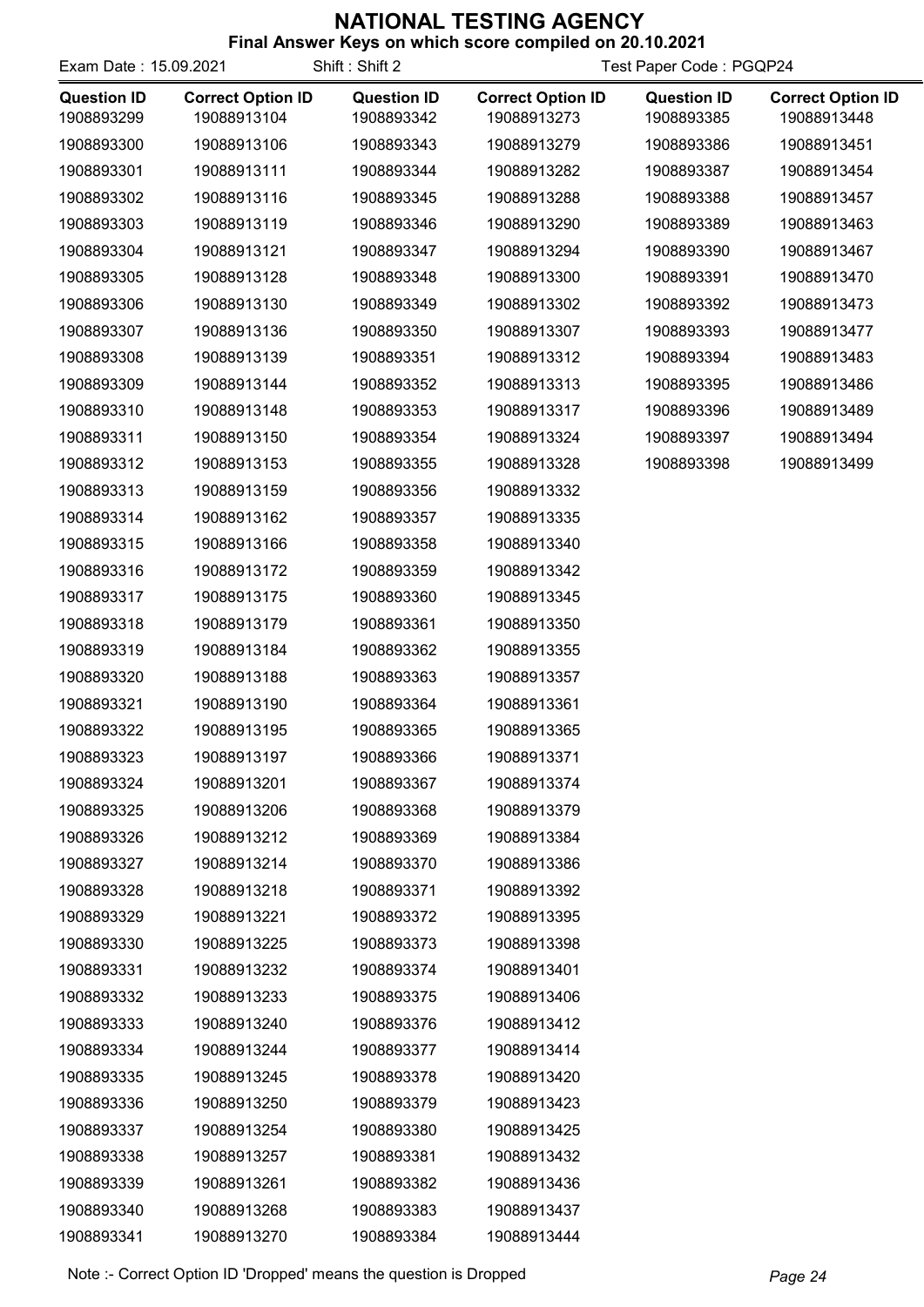# NATIONAL TESTING AGENCY

**Final Answer Keys on which score compiled on 20.10.2021**

Exam Date : 15.09.2021 Shift : Shift 2 Test Paper Code : PGQP24

| Question ID | Correct Option ID | Question ID | Correct Option ID | Question ID | Correct Option ID |
|---|---|---|---|---|---|
| 1908893299 | 19088913104 | 1908893342 | 19088913273 | 1908893385 | 19088913448 |
| 1908893300 | 19088913106 | 1908893343 | 19088913279 | 1908893386 | 19088913451 |
| 1908893301 | 19088913111 | 1908893344 | 19088913282 | 1908893387 | 19088913454 |
| 1908893302 | 19088913116 | 1908893345 | 19088913288 | 1908893388 | 19088913457 |
| 1908893303 | 19088913119 | 1908893346 | 19088913290 | 1908893389 | 19088913463 |
| 1908893304 | 19088913121 | 1908893347 | 19088913294 | 1908893390 | 19088913467 |
| 1908893305 | 19088913128 | 1908893348 | 19088913300 | 1908893391 | 19088913470 |
| 1908893306 | 19088913130 | 1908893349 | 19088913302 | 1908893392 | 19088913473 |
| 1908893307 | 19088913136 | 1908893350 | 19088913307 | 1908893393 | 19088913477 |
| 1908893308 | 19088913139 | 1908893351 | 19088913312 | 1908893394 | 19088913483 |
| 1908893309 | 19088913144 | 1908893352 | 19088913313 | 1908893395 | 19088913486 |
| 1908893310 | 19088913148 | 1908893353 | 19088913317 | 1908893396 | 19088913489 |
| 1908893311 | 19088913150 | 1908893354 | 19088913324 | 1908893397 | 19088913494 |
| 1908893312 | 19088913153 | 1908893355 | 19088913328 | 1908893398 | 19088913499 |
| 1908893313 | 19088913159 | 1908893356 | 19088913332 | | |
| 1908893314 | 19088913162 | 1908893357 | 19088913335 | | |
| 1908893315 | 19088913166 | 1908893358 | 19088913340 | | |
| 1908893316 | 19088913172 | 1908893359 | 19088913342 | | |
| 1908893317 | 19088913175 | 1908893360 | 19088913345 | | |
| 1908893318 | 19088913179 | 1908893361 | 19088913350 | | |
| 1908893319 | 19088913184 | 1908893362 | 19088913355 | | |
| 1908893320 | 19088913188 | 1908893363 | 19088913357 | | |
| 1908893321 | 19088913190 | 1908893364 | 19088913361 | | |
| 1908893322 | 19088913195 | 1908893365 | 19088913365 | | |
| 1908893323 | 19088913197 | 1908893366 | 19088913371 | | |
| 1908893324 | 19088913201 | 1908893367 | 19088913374 | | |
| 1908893325 | 19088913206 | 1908893368 | 19088913379 | | |
| 1908893326 | 19088913212 | 1908893369 | 19088913384 | | |
| 1908893327 | 19088913214 | 1908893370 | 19088913386 | | |
| 1908893328 | 19088913218 | 1908893371 | 19088913392 | | |
| 1908893329 | 19088913221 | 1908893372 | 19088913395 | | |
| 1908893330 | 19088913225 | 1908893373 | 19088913398 | | |
| 1908893331 | 19088913232 | 1908893374 | 19088913401 | | |
| 1908893332 | 19088913233 | 1908893375 | 19088913406 | | |
| 1908893333 | 19088913240 | 1908893376 | 19088913412 | | |
| 1908893334 | 19088913244 | 1908893377 | 19088913414 | | |
| 1908893335 | 19088913245 | 1908893378 | 19088913420 | | |
| 1908893336 | 19088913250 | 1908893379 | 19088913423 | | |
| 1908893337 | 19088913254 | 1908893380 | 19088913425 | | |
| 1908893338 | 19088913257 | 1908893381 | 19088913432 | | |
| 1908893339 | 19088913261 | 1908893382 | 19088913436 | | |
| 1908893340 | 19088913268 | 1908893383 | 19088913437 | | |
| 1908893341 | 19088913270 | 1908893384 | 19088913444 | | |

Note :- Correct Option ID 'Dropped' means the question is Dropped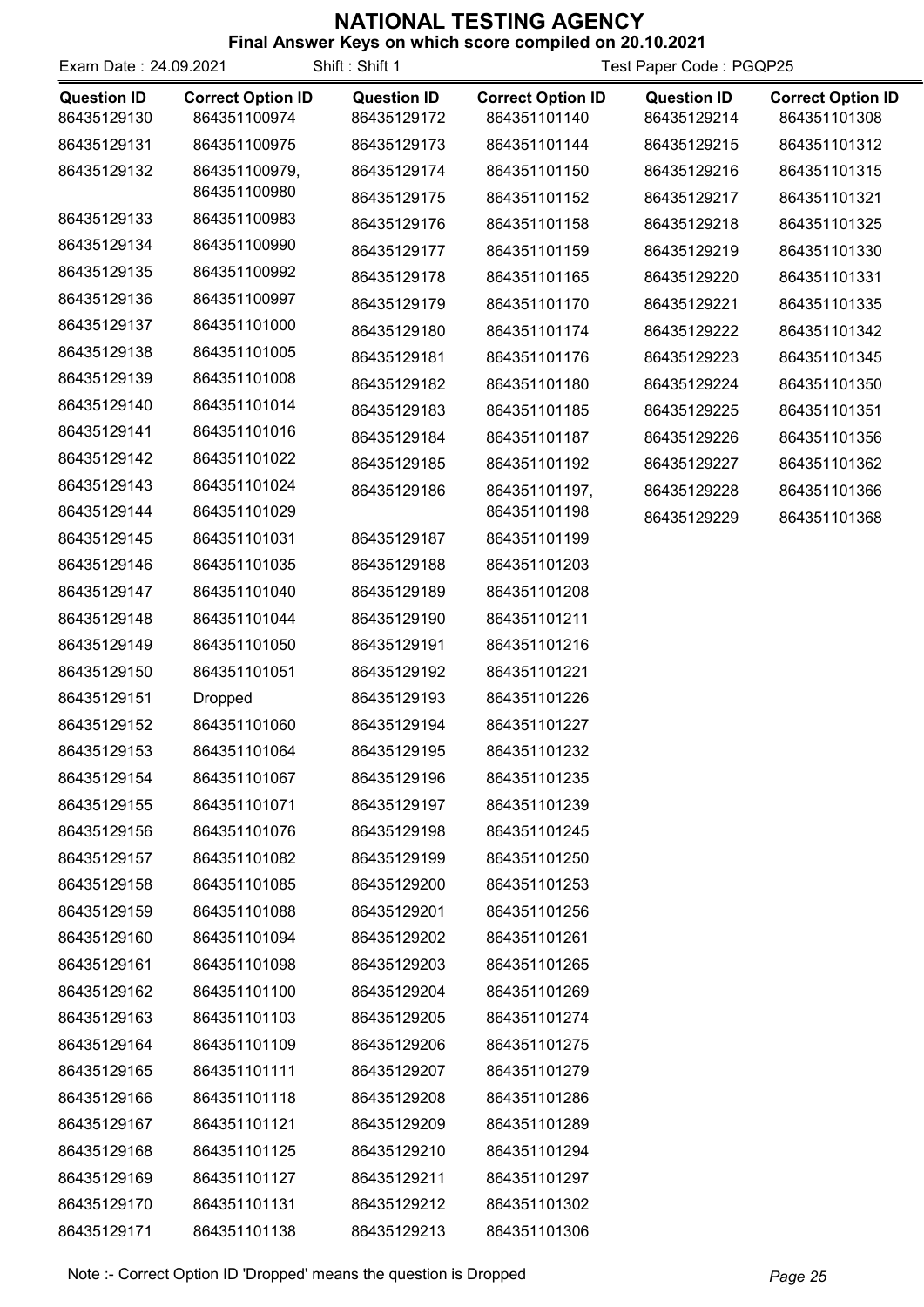# NATIONAL TESTING AGENCY

## Final Answer Keys on which score compiled on 20.10.2021

Exam Date : 24.09.2021 Shift : Shift 1 Test Paper Code : PGQP25

| Question ID | Correct Option ID | Question ID | Correct Option ID | Question ID | Correct Option ID |
|---|---|---|---|---|---|
| 86435129130 | 864351100974 | 86435129172 | 864351101140 | 86435129214 | 864351101308 |
| 86435129131 | 864351100975 | 86435129173 | 864351101144 | 86435129215 | 864351101312 |
| 86435129132 | 864351100979, 864351100980 | 86435129174 | 864351101150 | 86435129216 | 864351101315 |
| 86435129133 | 864351100983 | 86435129175 | 864351101152 | 86435129217 | 864351101321 |
| 86435129134 | 864351100990 | 86435129176 | 864351101158 | 86435129218 | 864351101325 |
| 86435129135 | 864351100992 | 86435129177 | 864351101159 | 86435129219 | 864351101330 |
| 86435129136 | 864351100997 | 86435129178 | 864351101165 | 86435129220 | 864351101331 |
| 86435129137 | 864351101000 | 86435129179 | 864351101170 | 86435129221 | 864351101335 |
| 86435129138 | 864351101005 | 86435129180 | 864351101174 | 86435129222 | 864351101342 |
| 86435129139 | 864351101008 | 86435129181 | 864351101176 | 86435129223 | 864351101345 |
| 86435129140 | 864351101014 | 86435129182 | 864351101180 | 86435129224 | 864351101350 |
| 86435129141 | 864351101016 | 86435129183 | 864351101185 | 86435129225 | 864351101351 |
| 86435129142 | 864351101022 | 86435129184 | 864351101187 | 86435129226 | 864351101356 |
| 86435129143 | 864351101024 | 86435129185 | 864351101192 | 86435129227 | 864351101362 |
| 86435129144 | 864351101029 | 86435129186 | 864351101197, 864351101198 | 86435129228 | 864351101366 |
| 86435129145 | 864351101031 | 86435129187 | 864351101199 | 86435129229 | 864351101368 |
| 86435129146 | 864351101035 | 86435129188 | 864351101203 | | |
| 86435129147 | 864351101040 | 86435129189 | 864351101208 | | |
| 86435129148 | 864351101044 | 86435129190 | 864351101211 | | |
| 86435129149 | 864351101050 | 86435129191 | 864351101216 | | |
| 86435129150 | 864351101051 | 86435129192 | 864351101221 | | |
| 86435129151 | Dropped | 86435129193 | 864351101226 | | |
| 86435129152 | 864351101060 | 86435129194 | 864351101227 | | |
| 86435129153 | 864351101064 | 86435129195 | 864351101232 | | |
| 86435129154 | 864351101067 | 86435129196 | 864351101235 | | |
| 86435129155 | 864351101071 | 86435129197 | 864351101239 | | |
| 86435129156 | 864351101076 | 86435129198 | 864351101245 | | |
| 86435129157 | 864351101082 | 86435129199 | 864351101250 | | |
| 86435129158 | 864351101085 | 86435129200 | 864351101253 | | |
| 86435129159 | 864351101088 | 86435129201 | 864351101256 | | |
| 86435129160 | 864351101094 | 86435129202 | 864351101261 | | |
| 86435129161 | 864351101098 | 86435129203 | 864351101265 | | |
| 86435129162 | 864351101100 | 86435129204 | 864351101269 | | |
| 86435129163 | 864351101103 | 86435129205 | 864351101274 | | |
| 86435129164 | 864351101109 | 86435129206 | 864351101275 | | |
| 86435129165 | 864351101111 | 86435129207 | 864351101279 | | |
| 86435129166 | 864351101118 | 86435129208 | 864351101286 | | |
| 86435129167 | 864351101121 | 86435129209 | 864351101289 | | |
| 86435129168 | 864351101125 | 86435129210 | 864351101294 | | |
| 86435129169 | 864351101127 | 86435129211 | 864351101297 | | |
| 86435129170 | 864351101131 | 86435129212 | 864351101302 | | |
| 86435129171 | 864351101138 | 86435129213 | 864351101306 | | |

Note :- Correct Option ID 'Dropped' means the question is Dropped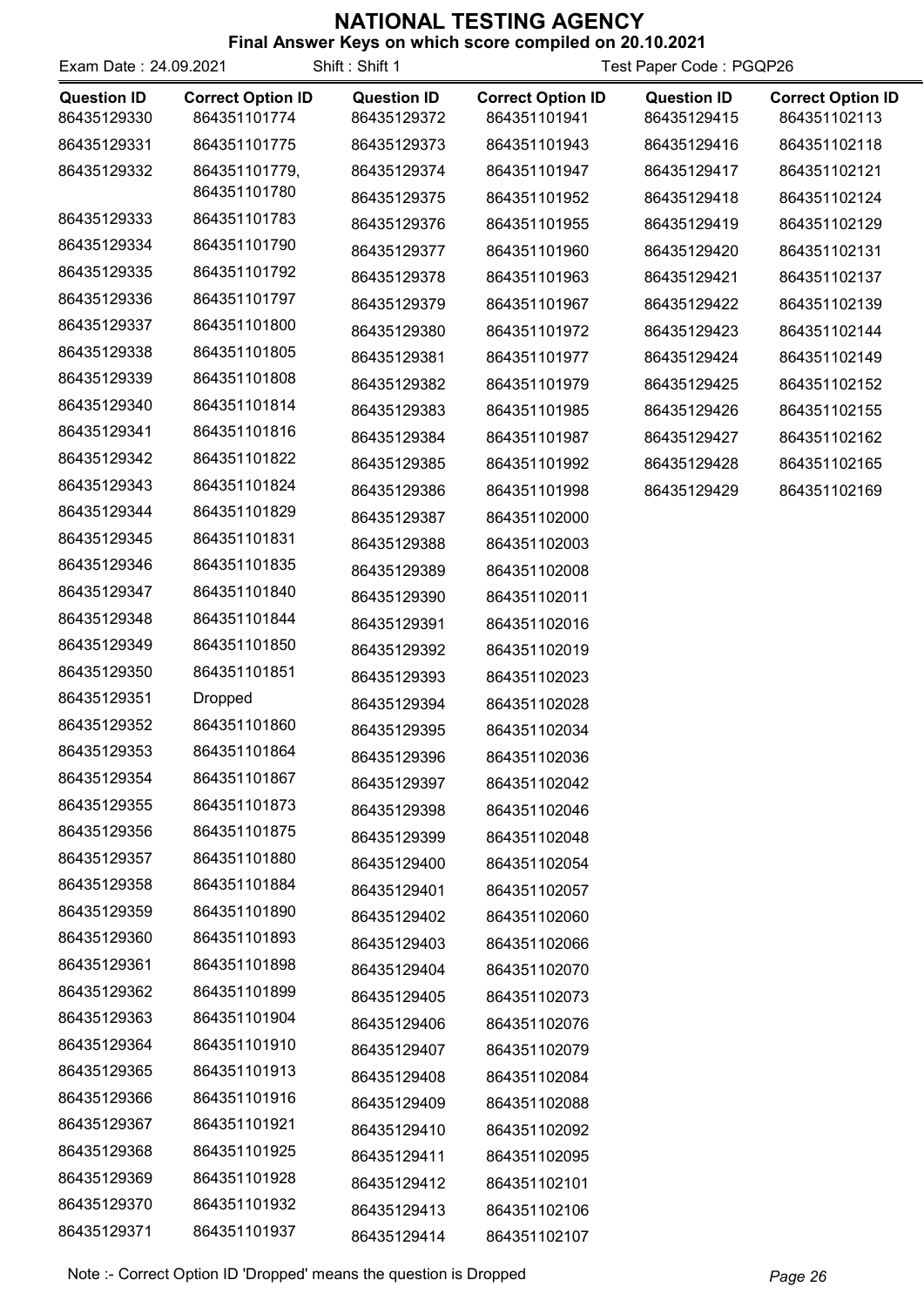# NATIONAL TESTING AGENCY

**Final Answer Keys on which score compiled on 20.10.2021**

Exam Date : 24.09.2021 Shift : Shift 1 Test Paper Code : PGQP26

| Question ID | Correct Option ID | Question ID | Correct Option ID | Question ID | Correct Option ID |
|---|---|---|---|---|---|
| 86435129330 | 864351101774 | 86435129372 | 864351101941 | 86435129415 | 864351102113 |
| 86435129331 | 864351101775 | 86435129373 | 864351101943 | 86435129416 | 864351102118 |
| 86435129332 | 864351101779, 864351101780 | 86435129374 | 864351101947 | 86435129417 | 864351102121 |
| | | 86435129375 | 864351101952 | 86435129418 | 864351102124 |
| 86435129333 | 864351101783 | 86435129376 | 864351101955 | 86435129419 | 864351102129 |
| 86435129334 | 864351101790 | 86435129377 | 864351101960 | 86435129420 | 864351102131 |
| 86435129335 | 864351101792 | 86435129378 | 864351101963 | 86435129421 | 864351102137 |
| 86435129336 | 864351101797 | 86435129379 | 864351101967 | 86435129422 | 864351102139 |
| 86435129337 | 864351101800 | 86435129380 | 864351101972 | 86435129423 | 864351102144 |
| 86435129338 | 864351101805 | 86435129381 | 864351101977 | 86435129424 | 864351102149 |
| 86435129339 | 864351101808 | 86435129382 | 864351101979 | 86435129425 | 864351102152 |
| 86435129340 | 864351101814 | 86435129383 | 864351101985 | 86435129426 | 864351102155 |
| 86435129341 | 864351101816 | 86435129384 | 864351101987 | 86435129427 | 864351102162 |
| 86435129342 | 864351101822 | 86435129385 | 864351101992 | 86435129428 | 864351102165 |
| 86435129343 | 864351101824 | 86435129386 | 864351101998 | 86435129429 | 864351102169 |
| 86435129344 | 864351101829 | 86435129387 | 864351102000 | | |
| 86435129345 | 864351101831 | 86435129388 | 864351102003 | | |
| 86435129346 | 864351101835 | 86435129389 | 864351102008 | | |
| 86435129347 | 864351101840 | 86435129390 | 864351102011 | | |
| 86435129348 | 864351101844 | 86435129391 | 864351102016 | | |
| 86435129349 | 864351101850 | 86435129392 | 864351102019 | | |
| 86435129350 | 864351101851 | 86435129393 | 864351102023 | | |
| 86435129351 | Dropped | 86435129394 | 864351102028 | | |
| 86435129352 | 864351101860 | 86435129395 | 864351102034 | | |
| 86435129353 | 864351101864 | 86435129396 | 864351102036 | | |
| 86435129354 | 864351101867 | 86435129397 | 864351102042 | | |
| 86435129355 | 864351101873 | 86435129398 | 864351102046 | | |
| 86435129356 | 864351101875 | 86435129399 | 864351102048 | | |
| 86435129357 | 864351101880 | 86435129400 | 864351102054 | | |
| 86435129358 | 864351101884 | 86435129401 | 864351102057 | | |
| 86435129359 | 864351101890 | 86435129402 | 864351102060 | | |
| 86435129360 | 864351101893 | 86435129403 | 864351102066 | | |
| 86435129361 | 864351101898 | 86435129404 | 864351102070 | | |
| 86435129362 | 864351101899 | 86435129405 | 864351102073 | | |
| 86435129363 | 864351101904 | 86435129406 | 864351102076 | | |
| 86435129364 | 864351101910 | 86435129407 | 864351102079 | | |
| 86435129365 | 864351101913 | 86435129408 | 864351102084 | | |
| 86435129366 | 864351101916 | 86435129409 | 864351102088 | | |
| 86435129367 | 864351101921 | 86435129410 | 864351102092 | | |
| 86435129368 | 864351101925 | 86435129411 | 864351102095 | | |
| 86435129369 | 864351101928 | 86435129412 | 864351102101 | | |
| 86435129370 | 864351101932 | 86435129413 | 864351102106 | | |
| 86435129371 | 864351101937 | 86435129414 | 864351102107 | | |

Note :- Correct Option ID 'Dropped' means the question is Dropped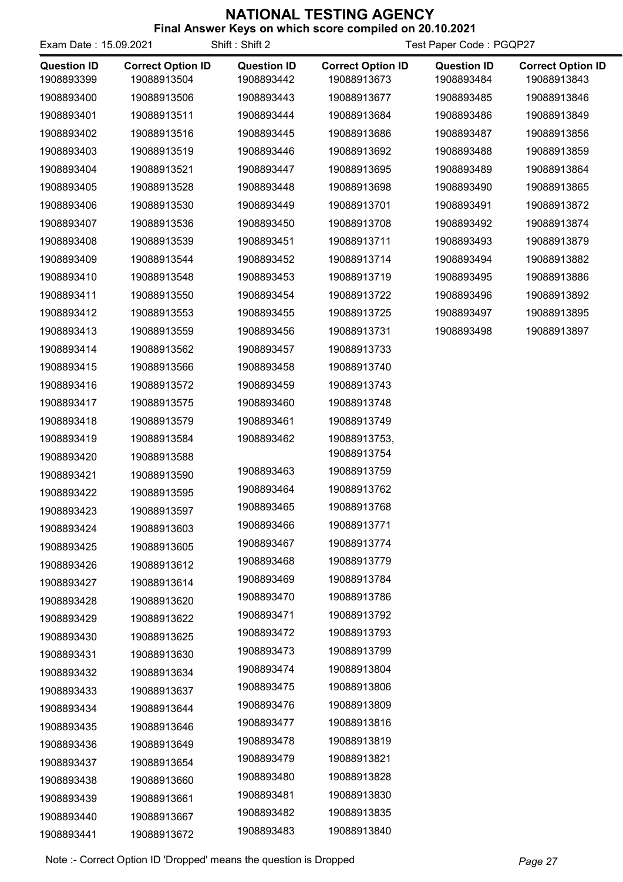# NATIONAL TESTING AGENCY

**Final Answer Keys on which score compiled on 20.10.2021**

Exam Date : 15.09.2021 Shift : Shift 2 Test Paper Code : PGQP27

| Question ID | Correct Option ID | Question ID | Correct Option ID | Question ID | Correct Option ID |
|---|---|---|---|---|---|
| 1908893399 | 19088913504 | 1908893442 | 19088913673 | 1908893484 | 19088913843 |
| 1908893400 | 19088913506 | 1908893443 | 19088913677 | 1908893485 | 19088913846 |
| 1908893401 | 19088913511 | 1908893444 | 19088913684 | 1908893486 | 19088913849 |
| 1908893402 | 19088913516 | 1908893445 | 19088913686 | 1908893487 | 19088913856 |
| 1908893403 | 19088913519 | 1908893446 | 19088913692 | 1908893488 | 19088913859 |
| 1908893404 | 19088913521 | 1908893447 | 19088913695 | 1908893489 | 19088913864 |
| 1908893405 | 19088913528 | 1908893448 | 19088913698 | 1908893490 | 19088913865 |
| 1908893406 | 19088913530 | 1908893449 | 19088913701 | 1908893491 | 19088913872 |
| 1908893407 | 19088913536 | 1908893450 | 19088913708 | 1908893492 | 19088913874 |
| 1908893408 | 19088913539 | 1908893451 | 19088913711 | 1908893493 | 19088913879 |
| 1908893409 | 19088913544 | 1908893452 | 19088913714 | 1908893494 | 19088913882 |
| 1908893410 | 19088913548 | 1908893453 | 19088913719 | 1908893495 | 19088913886 |
| 1908893411 | 19088913550 | 1908893454 | 19088913722 | 1908893496 | 19088913892 |
| 1908893412 | 19088913553 | 1908893455 | 19088913725 | 1908893497 | 19088913895 |
| 1908893413 | 19088913559 | 1908893456 | 19088913731 | 1908893498 | 19088913897 |
| 1908893414 | 19088913562 | 1908893457 | 19088913733 | | |
| 1908893415 | 19088913566 | 1908893458 | 19088913740 | | |
| 1908893416 | 19088913572 | 1908893459 | 19088913743 | | |
| 1908893417 | 19088913575 | 1908893460 | 19088913748 | | |
| 1908893418 | 19088913579 | 1908893461 | 19088913749 | | |
| 1908893419 | 19088913584 | 1908893462 | 19088913753, 19088913754 | | |
| 1908893420 | 19088913588 | 1908893463 | 19088913759 | | |
| 1908893421 | 19088913590 | 1908893464 | 19088913762 | | |
| 1908893422 | 19088913595 | 1908893465 | 19088913768 | | |
| 1908893423 | 19088913597 | 1908893466 | 19088913771 | | |
| 1908893424 | 19088913603 | 1908893467 | 19088913774 | | |
| 1908893425 | 19088913605 | 1908893468 | 19088913779 | | |
| 1908893426 | 19088913612 | 1908893469 | 19088913784 | | |
| 1908893427 | 19088913614 | 1908893470 | 19088913786 | | |
| 1908893428 | 19088913620 | 1908893471 | 19088913792 | | |
| 1908893429 | 19088913622 | 1908893472 | 19088913793 | | |
| 1908893430 | 19088913625 | 1908893473 | 19088913799 | | |
| 1908893431 | 19088913630 | 1908893474 | 19088913804 | | |
| 1908893432 | 19088913634 | 1908893475 | 19088913806 | | |
| 1908893433 | 19088913637 | 1908893476 | 19088913809 | | |
| 1908893434 | 19088913644 | 1908893477 | 19088913816 | | |
| 1908893435 | 19088913646 | 1908893478 | 19088913819 | | |
| 1908893436 | 19088913649 | 1908893479 | 19088913821 | | |
| 1908893437 | 19088913654 | 1908893480 | 19088913828 | | |
| 1908893438 | 19088913660 | 1908893481 | 19088913830 | | |
| 1908893439 | 19088913661 | 1908893482 | 19088913835 | | |
| 1908893440 | 19088913667 | 1908893483 | 19088913840 | | |
| 1908893441 | 19088913672 | | | | |

Note :- Correct Option ID 'Dropped' means the question is Dropped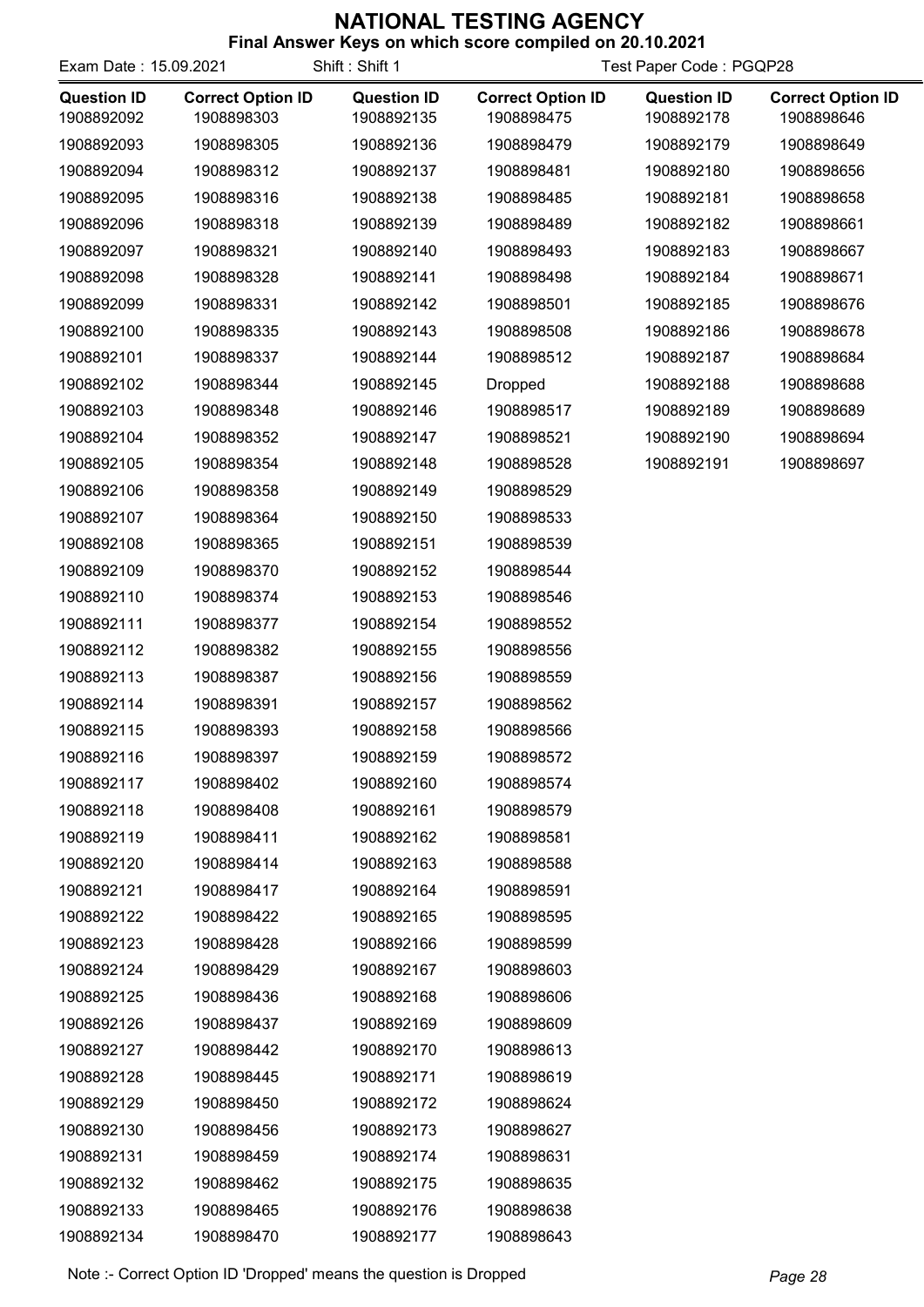# NATIONAL TESTING AGENCY

**Final Answer Keys on which score compiled on 20.10.2021**

Exam Date : 15.09.2021 Shift : Shift 1 Test Paper Code : PGQP28

| Question ID | Correct Option ID | Question ID | Correct Option ID | Question ID | Correct Option ID |
|---|---|---|---|---|---|
| 1908892092 | 1908898303 | 1908892135 | 1908898475 | 1908892178 | 1908898646 |
| 1908892093 | 1908898305 | 1908892136 | 1908898479 | 1908892179 | 1908898649 |
| 1908892094 | 1908898312 | 1908892137 | 1908898481 | 1908892180 | 1908898656 |
| 1908892095 | 1908898316 | 1908892138 | 1908898485 | 1908892181 | 1908898658 |
| 1908892096 | 1908898318 | 1908892139 | 1908898489 | 1908892182 | 1908898661 |
| 1908892097 | 1908898321 | 1908892140 | 1908898493 | 1908892183 | 1908898667 |
| 1908892098 | 1908898328 | 1908892141 | 1908898498 | 1908892184 | 1908898671 |
| 1908892099 | 1908898331 | 1908892142 | 1908898501 | 1908892185 | 1908898676 |
| 1908892100 | 1908898335 | 1908892143 | 1908898508 | 1908892186 | 1908898678 |
| 1908892101 | 1908898337 | 1908892144 | 1908898512 | 1908892187 | 1908898684 |
| 1908892102 | 1908898344 | 1908892145 | Dropped | 1908892188 | 1908898688 |
| 1908892103 | 1908898348 | 1908892146 | 1908898517 | 1908892189 | 1908898689 |
| 1908892104 | 1908898352 | 1908892147 | 1908898521 | 1908892190 | 1908898694 |
| 1908892105 | 1908898354 | 1908892148 | 1908898528 | 1908892191 | 1908898697 |
| 1908892106 | 1908898358 | 1908892149 | 1908898529 | | |
| 1908892107 | 1908898364 | 1908892150 | 1908898533 | | |
| 1908892108 | 1908898365 | 1908892151 | 1908898539 | | |
| 1908892109 | 1908898370 | 1908892152 | 1908898544 | | |
| 1908892110 | 1908898374 | 1908892153 | 1908898546 | | |
| 1908892111 | 1908898377 | 1908892154 | 1908898552 | | |
| 1908892112 | 1908898382 | 1908892155 | 1908898556 | | |
| 1908892113 | 1908898387 | 1908892156 | 1908898559 | | |
| 1908892114 | 1908898391 | 1908892157 | 1908898562 | | |
| 1908892115 | 1908898393 | 1908892158 | 1908898566 | | |
| 1908892116 | 1908898397 | 1908892159 | 1908898572 | | |
| 1908892117 | 1908898402 | 1908892160 | 1908898574 | | |
| 1908892118 | 1908898408 | 1908892161 | 1908898579 | | |
| 1908892119 | 1908898411 | 1908892162 | 1908898581 | | |
| 1908892120 | 1908898414 | 1908892163 | 1908898588 | | |
| 1908892121 | 1908898417 | 1908892164 | 1908898591 | | |
| 1908892122 | 1908898422 | 1908892165 | 1908898595 | | |
| 1908892123 | 1908898428 | 1908892166 | 1908898599 | | |
| 1908892124 | 1908898429 | 1908892167 | 1908898603 | | |
| 1908892125 | 1908898436 | 1908892168 | 1908898606 | | |
| 1908892126 | 1908898437 | 1908892169 | 1908898609 | | |
| 1908892127 | 1908898442 | 1908892170 | 1908898613 | | |
| 1908892128 | 1908898445 | 1908892171 | 1908898619 | | |
| 1908892129 | 1908898450 | 1908892172 | 1908898624 | | |
| 1908892130 | 1908898456 | 1908892173 | 1908898627 | | |
| 1908892131 | 1908898459 | 1908892174 | 1908898631 | | |
| 1908892132 | 1908898462 | 1908892175 | 1908898635 | | |
| 1908892133 | 1908898465 | 1908892176 | 1908898638 | | |
| 1908892134 | 1908898470 | 1908892177 | 1908898643 | | |

Note :- Correct Option ID 'Dropped' means the question is Dropped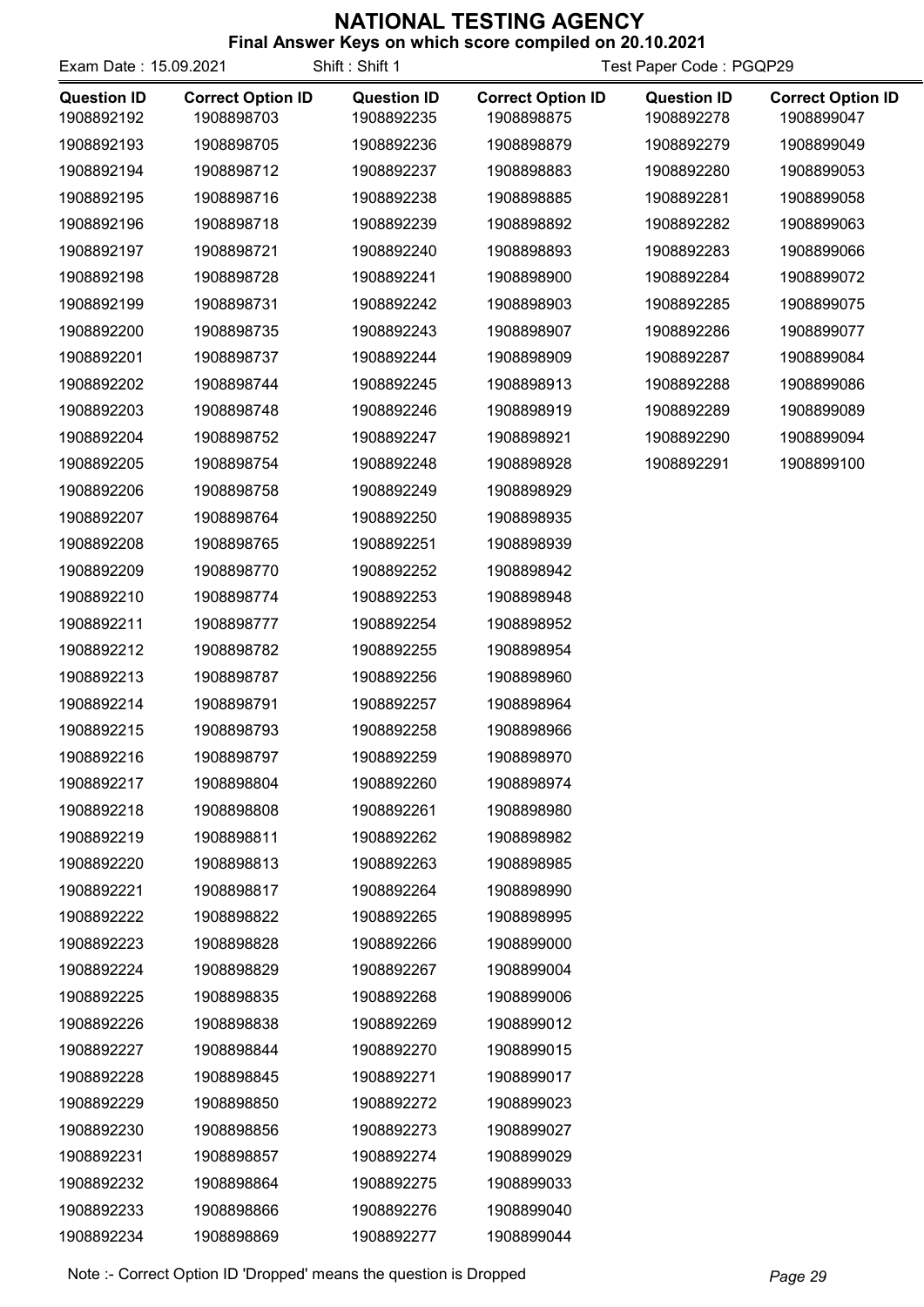# NATIONAL TESTING AGENCY

**Final Answer Keys on which score compiled on 20.10.2021**

Exam Date : 15.09.2021 Shift : Shift 1 Test Paper Code : PGQP29

| Question ID | Correct Option ID | Question ID | Correct Option ID | Question ID | Correct Option ID |
|---|---|---|---|---|---|
| 1908892192 | 1908898703 | 1908892235 | 1908898875 | 1908892278 | 1908899047 |
| 1908892193 | 1908898705 | 1908892236 | 1908898879 | 1908892279 | 1908899049 |
| 1908892194 | 1908898712 | 1908892237 | 1908898883 | 1908892280 | 1908899053 |
| 1908892195 | 1908898716 | 1908892238 | 1908898885 | 1908892281 | 1908899058 |
| 1908892196 | 1908898718 | 1908892239 | 1908898892 | 1908892282 | 1908899063 |
| 1908892197 | 1908898721 | 1908892240 | 1908898893 | 1908892283 | 1908899066 |
| 1908892198 | 1908898728 | 1908892241 | 1908898900 | 1908892284 | 1908899072 |
| 1908892199 | 1908898731 | 1908892242 | 1908898903 | 1908892285 | 1908899075 |
| 1908892200 | 1908898735 | 1908892243 | 1908898907 | 1908892286 | 1908899077 |
| 1908892201 | 1908898737 | 1908892244 | 1908898909 | 1908892287 | 1908899084 |
| 1908892202 | 1908898744 | 1908892245 | 1908898913 | 1908892288 | 1908899086 |
| 1908892203 | 1908898748 | 1908892246 | 1908898919 | 1908892289 | 1908899089 |
| 1908892204 | 1908898752 | 1908892247 | 1908898921 | 1908892290 | 1908899094 |
| 1908892205 | 1908898754 | 1908892248 | 1908898928 | 1908892291 | 1908899100 |
| 1908892206 | 1908898758 | 1908892249 | 1908898929 | | |
| 1908892207 | 1908898764 | 1908892250 | 1908898935 | | |
| 1908892208 | 1908898765 | 1908892251 | 1908898939 | | |
| 1908892209 | 1908898770 | 1908892252 | 1908898942 | | |
| 1908892210 | 1908898774 | 1908892253 | 1908898948 | | |
| 1908892211 | 1908898777 | 1908892254 | 1908898952 | | |
| 1908892212 | 1908898782 | 1908892255 | 1908898954 | | |
| 1908892213 | 1908898787 | 1908892256 | 1908898960 | | |
| 1908892214 | 1908898791 | 1908892257 | 1908898964 | | |
| 1908892215 | 1908898793 | 1908892258 | 1908898966 | | |
| 1908892216 | 1908898797 | 1908892259 | 1908898970 | | |
| 1908892217 | 1908898804 | 1908892260 | 1908898974 | | |
| 1908892218 | 1908898808 | 1908892261 | 1908898980 | | |
| 1908892219 | 1908898811 | 1908892262 | 1908898982 | | |
| 1908892220 | 1908898813 | 1908892263 | 1908898985 | | |
| 1908892221 | 1908898817 | 1908892264 | 1908898990 | | |
| 1908892222 | 1908898822 | 1908892265 | 1908898995 | | |
| 1908892223 | 1908898828 | 1908892266 | 1908899000 | | |
| 1908892224 | 1908898829 | 1908892267 | 1908899004 | | |
| 1908892225 | 1908898835 | 1908892268 | 1908899006 | | |
| 1908892226 | 1908898838 | 1908892269 | 1908899012 | | |
| 1908892227 | 1908898844 | 1908892270 | 1908899015 | | |
| 1908892228 | 1908898845 | 1908892271 | 1908899017 | | |
| 1908892229 | 1908898850 | 1908892272 | 1908899023 | | |
| 1908892230 | 1908898856 | 1908892273 | 1908899027 | | |
| 1908892231 | 1908898857 | 1908892274 | 1908899029 | | |
| 1908892232 | 1908898864 | 1908892275 | 1908899033 | | |
| 1908892233 | 1908898866 | 1908892276 | 1908899040 | | |
| 1908892234 | 1908898869 | 1908892277 | 1908899044 | | |

Note :- Correct Option ID 'Dropped' means the question is Dropped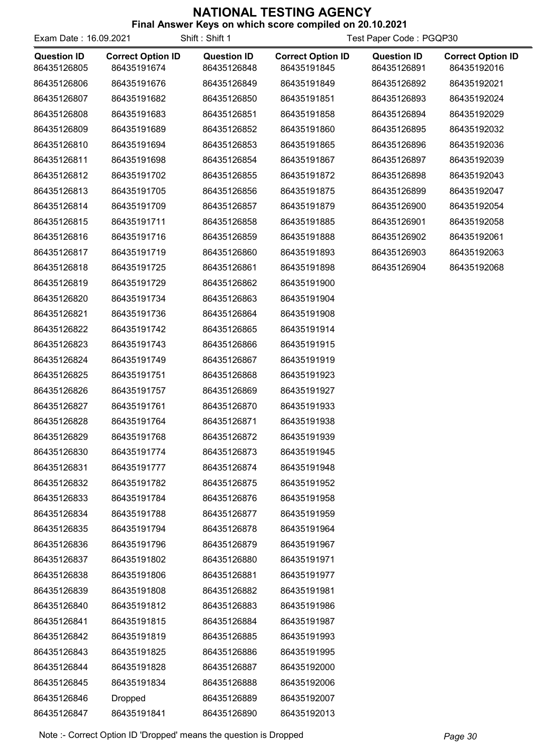# NATIONAL TESTING AGENCY

**Final Answer Keys on which score compiled on 20.10.2021**

Exam Date : 16.09.2021 Shift : Shift 1 Test Paper Code : PGQP30

| Question ID | Correct Option ID | Question ID | Correct Option ID | Question ID | Correct Option ID |
|---|---|---|---|---|---|
| 86435126805 | 86435191674 | 86435126848 | 86435191845 | 86435126891 | 86435192016 |
| 86435126806 | 86435191676 | 86435126849 | 86435191849 | 86435126892 | 86435192021 |
| 86435126807 | 86435191682 | 86435126850 | 86435191851 | 86435126893 | 86435192024 |
| 86435126808 | 86435191683 | 86435126851 | 86435191858 | 86435126894 | 86435192029 |
| 86435126809 | 86435191689 | 86435126852 | 86435191860 | 86435126895 | 86435192032 |
| 86435126810 | 86435191694 | 86435126853 | 86435191865 | 86435126896 | 86435192036 |
| 86435126811 | 86435191698 | 86435126854 | 86435191867 | 86435126897 | 86435192039 |
| 86435126812 | 86435191702 | 86435126855 | 86435191872 | 86435126898 | 86435192043 |
| 86435126813 | 86435191705 | 86435126856 | 86435191875 | 86435126899 | 86435192047 |
| 86435126814 | 86435191709 | 86435126857 | 86435191879 | 86435126900 | 86435192054 |
| 86435126815 | 86435191711 | 86435126858 | 86435191885 | 86435126901 | 86435192058 |
| 86435126816 | 86435191716 | 86435126859 | 86435191888 | 86435126902 | 86435192061 |
| 86435126817 | 86435191719 | 86435126860 | 86435191893 | 86435126903 | 86435192063 |
| 86435126818 | 86435191725 | 86435126861 | 86435191898 | 86435126904 | 86435192068 |
| 86435126819 | 86435191729 | 86435126862 | 86435191900 | | |
| 86435126820 | 86435191734 | 86435126863 | 86435191904 | | |
| 86435126821 | 86435191736 | 86435126864 | 86435191908 | | |
| 86435126822 | 86435191742 | 86435126865 | 86435191914 | | |
| 86435126823 | 86435191743 | 86435126866 | 86435191915 | | |
| 86435126824 | 86435191749 | 86435126867 | 86435191919 | | |
| 86435126825 | 86435191751 | 86435126868 | 86435191923 | | |
| 86435126826 | 86435191757 | 86435126869 | 86435191927 | | |
| 86435126827 | 86435191761 | 86435126870 | 86435191933 | | |
| 86435126828 | 86435191764 | 86435126871 | 86435191938 | | |
| 86435126829 | 86435191768 | 86435126872 | 86435191939 | | |
| 86435126830 | 86435191774 | 86435126873 | 86435191945 | | |
| 86435126831 | 86435191777 | 86435126874 | 86435191948 | | |
| 86435126832 | 86435191782 | 86435126875 | 86435191952 | | |
| 86435126833 | 86435191784 | 86435126876 | 86435191958 | | |
| 86435126834 | 86435191788 | 86435126877 | 86435191959 | | |
| 86435126835 | 86435191794 | 86435126878 | 86435191964 | | |
| 86435126836 | 86435191796 | 86435126879 | 86435191967 | | |
| 86435126837 | 86435191802 | 86435126880 | 86435191971 | | |
| 86435126838 | 86435191806 | 86435126881 | 86435191977 | | |
| 86435126839 | 86435191808 | 86435126882 | 86435191981 | | |
| 86435126840 | 86435191812 | 86435126883 | 86435191986 | | |
| 86435126841 | 86435191815 | 86435126884 | 86435191987 | | |
| 86435126842 | 86435191819 | 86435126885 | 86435191993 | | |
| 86435126843 | 86435191825 | 86435126886 | 86435191995 | | |
| 86435126844 | 86435191828 | 86435126887 | 86435192000 | | |
| 86435126845 | 86435191834 | 86435126888 | 86435192006 | | |
| 86435126846 | Dropped | 86435126889 | 86435192007 | | |
| 86435126847 | 86435191841 | 86435126890 | 86435192013 | | |

Note :- Correct Option ID 'Dropped' means the question is Dropped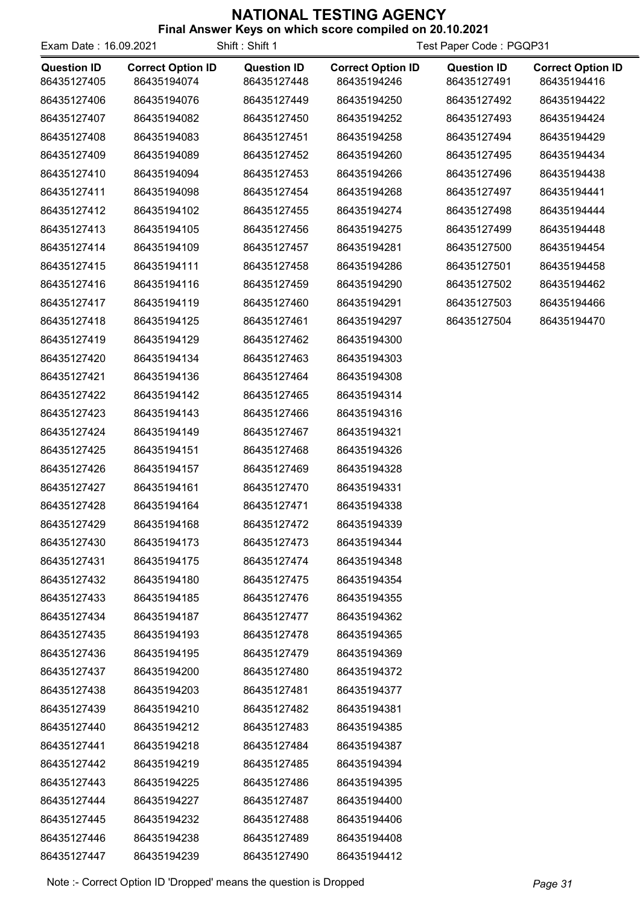# NATIONAL TESTING AGENCY

**Final Answer Keys on which score compiled on 20.10.2021**

Exam Date : 16.09.2021 Shift : Shift 1 Test Paper Code : PGQP31

| Question ID | Correct Option ID | Question ID | Correct Option ID | Question ID | Correct Option ID |
|---|---|---|---|---|---|
| 86435127405 | 86435194074 | 86435127448 | 86435194246 | 86435127491 | 86435194416 |
| 86435127406 | 86435194076 | 86435127449 | 86435194250 | 86435127492 | 86435194422 |
| 86435127407 | 86435194082 | 86435127450 | 86435194252 | 86435127493 | 86435194424 |
| 86435127408 | 86435194083 | 86435127451 | 86435194258 | 86435127494 | 86435194429 |
| 86435127409 | 86435194089 | 86435127452 | 86435194260 | 86435127495 | 86435194434 |
| 86435127410 | 86435194094 | 86435127453 | 86435194266 | 86435127496 | 86435194438 |
| 86435127411 | 86435194098 | 86435127454 | 86435194268 | 86435127497 | 86435194441 |
| 86435127412 | 86435194102 | 86435127455 | 86435194274 | 86435127498 | 86435194444 |
| 86435127413 | 86435194105 | 86435127456 | 86435194275 | 86435127499 | 86435194448 |
| 86435127414 | 86435194109 | 86435127457 | 86435194281 | 86435127500 | 86435194454 |
| 86435127415 | 86435194111 | 86435127458 | 86435194286 | 86435127501 | 86435194458 |
| 86435127416 | 86435194116 | 86435127459 | 86435194290 | 86435127502 | 86435194462 |
| 86435127417 | 86435194119 | 86435127460 | 86435194291 | 86435127503 | 86435194466 |
| 86435127418 | 86435194125 | 86435127461 | 86435194297 | 86435127504 | 86435194470 |
| 86435127419 | 86435194129 | 86435127462 | 86435194300 | | |
| 86435127420 | 86435194134 | 86435127463 | 86435194303 | | |
| 86435127421 | 86435194136 | 86435127464 | 86435194308 | | |
| 86435127422 | 86435194142 | 86435127465 | 86435194314 | | |
| 86435127423 | 86435194143 | 86435127466 | 86435194316 | | |
| 86435127424 | 86435194149 | 86435127467 | 86435194321 | | |
| 86435127425 | 86435194151 | 86435127468 | 86435194326 | | |
| 86435127426 | 86435194157 | 86435127469 | 86435194328 | | |
| 86435127427 | 86435194161 | 86435127470 | 86435194331 | | |
| 86435127428 | 86435194164 | 86435127471 | 86435194338 | | |
| 86435127429 | 86435194168 | 86435127472 | 86435194339 | | |
| 86435127430 | 86435194173 | 86435127473 | 86435194344 | | |
| 86435127431 | 86435194175 | 86435127474 | 86435194348 | | |
| 86435127432 | 86435194180 | 86435127475 | 86435194354 | | |
| 86435127433 | 86435194185 | 86435127476 | 86435194355 | | |
| 86435127434 | 86435194187 | 86435127477 | 86435194362 | | |
| 86435127435 | 86435194193 | 86435127478 | 86435194365 | | |
| 86435127436 | 86435194195 | 86435127479 | 86435194369 | | |
| 86435127437 | 86435194200 | 86435127480 | 86435194372 | | |
| 86435127438 | 86435194203 | 86435127481 | 86435194377 | | |
| 86435127439 | 86435194210 | 86435127482 | 86435194381 | | |
| 86435127440 | 86435194212 | 86435127483 | 86435194385 | | |
| 86435127441 | 86435194218 | 86435127484 | 86435194387 | | |
| 86435127442 | 86435194219 | 86435127485 | 86435194394 | | |
| 86435127443 | 86435194225 | 86435127486 | 86435194395 | | |
| 86435127444 | 86435194227 | 86435127487 | 86435194400 | | |
| 86435127445 | 86435194232 | 86435127488 | 86435194406 | | |
| 86435127446 | 86435194238 | 86435127489 | 86435194408 | | |
| 86435127447 | 86435194239 | 86435127490 | 86435194412 | | |

Note :- Correct Option ID 'Dropped' means the question is Dropped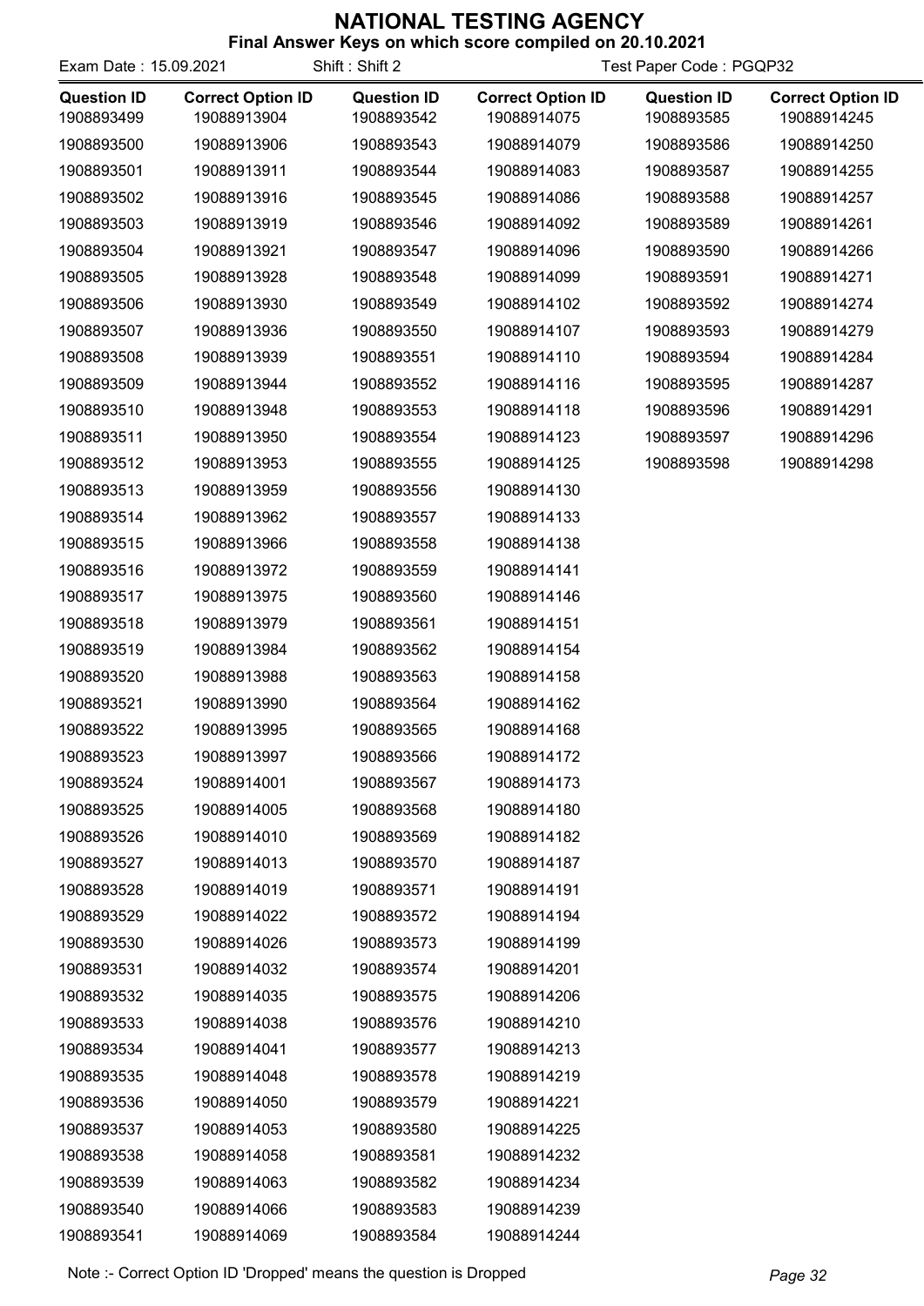# NATIONAL TESTING AGENCY

**Final Answer Keys on which score compiled on 20.10.2021**

Exam Date : 15.09.2021 | Shift : Shift 2 | Test Paper Code : PGQP32

| Question ID | Correct Option ID | Question ID | Correct Option ID | Question ID | Correct Option ID |
|---|---|---|---|---|---|
| 1908893499 | 19088913904 | 1908893542 | 19088914075 | 1908893585 | 19088914245 |
| 1908893500 | 19088913906 | 1908893543 | 19088914079 | 1908893586 | 19088914250 |
| 1908893501 | 19088913911 | 1908893544 | 19088914083 | 1908893587 | 19088914255 |
| 1908893502 | 19088913916 | 1908893545 | 19088914086 | 1908893588 | 19088914257 |
| 1908893503 | 19088913919 | 1908893546 | 19088914092 | 1908893589 | 19088914261 |
| 1908893504 | 19088913921 | 1908893547 | 19088914096 | 1908893590 | 19088914266 |
| 1908893505 | 19088913928 | 1908893548 | 19088914099 | 1908893591 | 19088914271 |
| 1908893506 | 19088913930 | 1908893549 | 19088914102 | 1908893592 | 19088914274 |
| 1908893507 | 19088913936 | 1908893550 | 19088914107 | 1908893593 | 19088914279 |
| 1908893508 | 19088913939 | 1908893551 | 19088914110 | 1908893594 | 19088914284 |
| 1908893509 | 19088913944 | 1908893552 | 19088914116 | 1908893595 | 19088914287 |
| 1908893510 | 19088913948 | 1908893553 | 19088914118 | 1908893596 | 19088914291 |
| 1908893511 | 19088913950 | 1908893554 | 19088914123 | 1908893597 | 19088914296 |
| 1908893512 | 19088913953 | 1908893555 | 19088914125 | 1908893598 | 19088914298 |
| 1908893513 | 19088913959 | 1908893556 | 19088914130 | | |
| 1908893514 | 19088913962 | 1908893557 | 19088914133 | | |
| 1908893515 | 19088913966 | 1908893558 | 19088914138 | | |
| 1908893516 | 19088913972 | 1908893559 | 19088914141 | | |
| 1908893517 | 19088913975 | 1908893560 | 19088914146 | | |
| 1908893518 | 19088913979 | 1908893561 | 19088914151 | | |
| 1908893519 | 19088913984 | 1908893562 | 19088914154 | | |
| 1908893520 | 19088913988 | 1908893563 | 19088914158 | | |
| 1908893521 | 19088913990 | 1908893564 | 19088914162 | | |
| 1908893522 | 19088913995 | 1908893565 | 19088914168 | | |
| 1908893523 | 19088913997 | 1908893566 | 19088914172 | | |
| 1908893524 | 19088914001 | 1908893567 | 19088914173 | | |
| 1908893525 | 19088914005 | 1908893568 | 19088914180 | | |
| 1908893526 | 19088914010 | 1908893569 | 19088914182 | | |
| 1908893527 | 19088914013 | 1908893570 | 19088914187 | | |
| 1908893528 | 19088914019 | 1908893571 | 19088914191 | | |
| 1908893529 | 19088914022 | 1908893572 | 19088914194 | | |
| 1908893530 | 19088914026 | 1908893573 | 19088914199 | | |
| 1908893531 | 19088914032 | 1908893574 | 19088914201 | | |
| 1908893532 | 19088914035 | 1908893575 | 19088914206 | | |
| 1908893533 | 19088914038 | 1908893576 | 19088914210 | | |
| 1908893534 | 19088914041 | 1908893577 | 19088914213 | | |
| 1908893535 | 19088914048 | 1908893578 | 19088914219 | | |
| 1908893536 | 19088914050 | 1908893579 | 19088914221 | | |
| 1908893537 | 19088914053 | 1908893580 | 19088914225 | | |
| 1908893538 | 19088914058 | 1908893581 | 19088914232 | | |
| 1908893539 | 19088914063 | 1908893582 | 19088914234 | | |
| 1908893540 | 19088914066 | 1908893583 | 19088914239 | | |
| 1908893541 | 19088914069 | 1908893584 | 19088914244 | | |

Note :- Correct Option ID 'Dropped' means the question is Dropped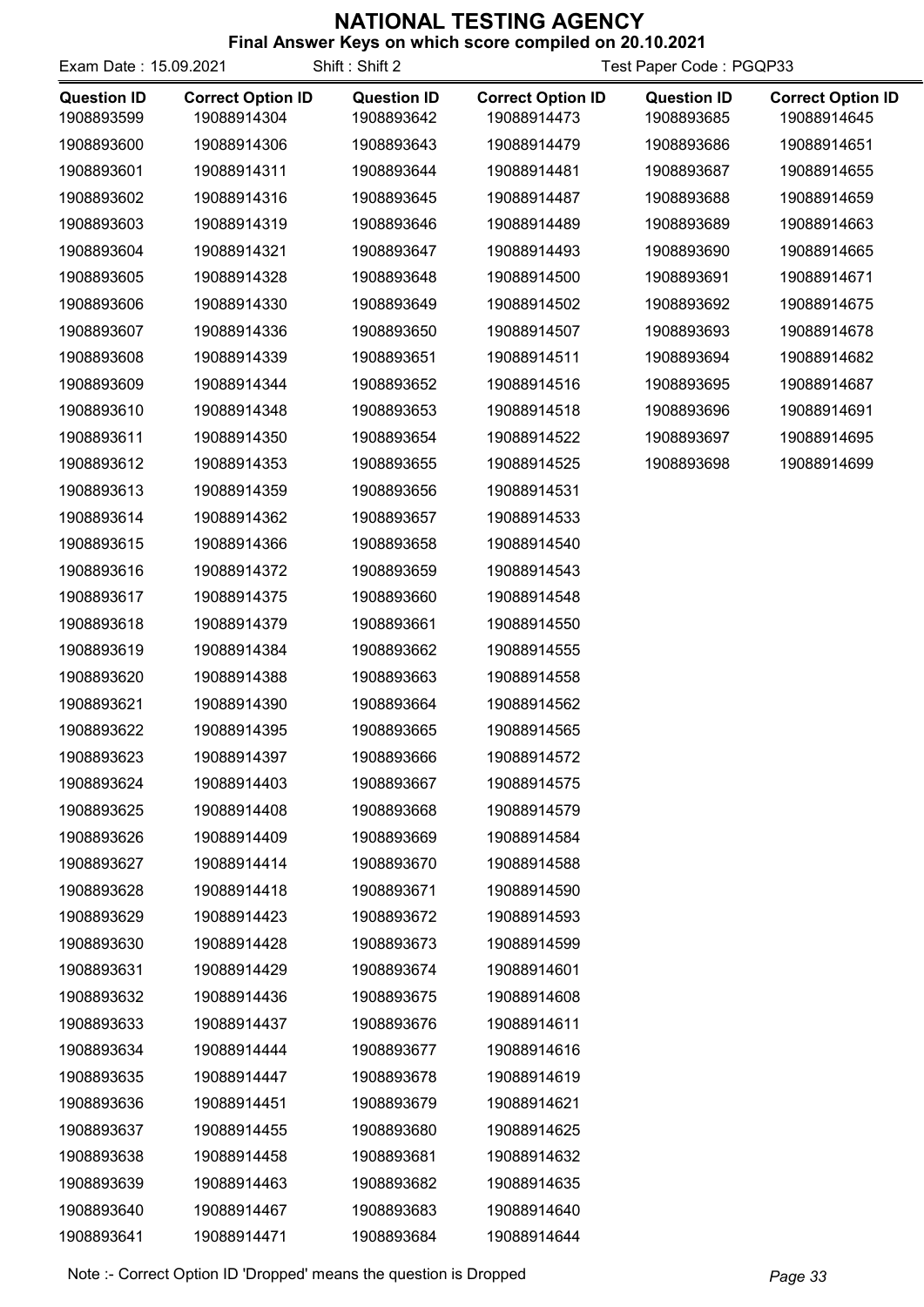# NATIONAL TESTING AGENCY

**Final Answer Keys on which score compiled on 20.10.2021**

Exam Date : 15.09.2021 | Shift : Shift 2 | Test Paper Code : PGQP33

| Question ID | Correct Option ID | Question ID | Correct Option ID | Question ID | Correct Option ID |
|---|---|---|---|---|---|
| 1908893599 | 19088914304 | 1908893642 | 19088914473 | 1908893685 | 19088914645 |
| 1908893600 | 19088914306 | 1908893643 | 19088914479 | 1908893686 | 19088914651 |
| 1908893601 | 19088914311 | 1908893644 | 19088914481 | 1908893687 | 19088914655 |
| 1908893602 | 19088914316 | 1908893645 | 19088914487 | 1908893688 | 19088914659 |
| 1908893603 | 19088914319 | 1908893646 | 19088914489 | 1908893689 | 19088914663 |
| 1908893604 | 19088914321 | 1908893647 | 19088914493 | 1908893690 | 19088914665 |
| 1908893605 | 19088914328 | 1908893648 | 19088914500 | 1908893691 | 19088914671 |
| 1908893606 | 19088914330 | 1908893649 | 19088914502 | 1908893692 | 19088914675 |
| 1908893607 | 19088914336 | 1908893650 | 19088914507 | 1908893693 | 19088914678 |
| 1908893608 | 19088914339 | 1908893651 | 19088914511 | 1908893694 | 19088914682 |
| 1908893609 | 19088914344 | 1908893652 | 19088914516 | 1908893695 | 19088914687 |
| 1908893610 | 19088914348 | 1908893653 | 19088914518 | 1908893696 | 19088914691 |
| 1908893611 | 19088914350 | 1908893654 | 19088914522 | 1908893697 | 19088914695 |
| 1908893612 | 19088914353 | 1908893655 | 19088914525 | 1908893698 | 19088914699 |
| 1908893613 | 19088914359 | 1908893656 | 19088914531 | | |
| 1908893614 | 19088914362 | 1908893657 | 19088914533 | | |
| 1908893615 | 19088914366 | 1908893658 | 19088914540 | | |
| 1908893616 | 19088914372 | 1908893659 | 19088914543 | | |
| 1908893617 | 19088914375 | 1908893660 | 19088914548 | | |
| 1908893618 | 19088914379 | 1908893661 | 19088914550 | | |
| 1908893619 | 19088914384 | 1908893662 | 19088914555 | | |
| 1908893620 | 19088914388 | 1908893663 | 19088914558 | | |
| 1908893621 | 19088914390 | 1908893664 | 19088914562 | | |
| 1908893622 | 19088914395 | 1908893665 | 19088914565 | | |
| 1908893623 | 19088914397 | 1908893666 | 19088914572 | | |
| 1908893624 | 19088914403 | 1908893667 | 19088914575 | | |
| 1908893625 | 19088914408 | 1908893668 | 19088914579 | | |
| 1908893626 | 19088914409 | 1908893669 | 19088914584 | | |
| 1908893627 | 19088914414 | 1908893670 | 19088914588 | | |
| 1908893628 | 19088914418 | 1908893671 | 19088914590 | | |
| 1908893629 | 19088914423 | 1908893672 | 19088914593 | | |
| 1908893630 | 19088914428 | 1908893673 | 19088914599 | | |
| 1908893631 | 19088914429 | 1908893674 | 19088914601 | | |
| 1908893632 | 19088914436 | 1908893675 | 19088914608 | | |
| 1908893633 | 19088914437 | 1908893676 | 19088914611 | | |
| 1908893634 | 19088914444 | 1908893677 | 19088914616 | | |
| 1908893635 | 19088914447 | 1908893678 | 19088914619 | | |
| 1908893636 | 19088914451 | 1908893679 | 19088914621 | | |
| 1908893637 | 19088914455 | 1908893680 | 19088914625 | | |
| 1908893638 | 19088914458 | 1908893681 | 19088914632 | | |
| 1908893639 | 19088914463 | 1908893682 | 19088914635 | | |
| 1908893640 | 19088914467 | 1908893683 | 19088914640 | | |
| 1908893641 | 19088914471 | 1908893684 | 19088914644 | | |

Note :- Correct Option ID 'Dropped' means the question is Dropped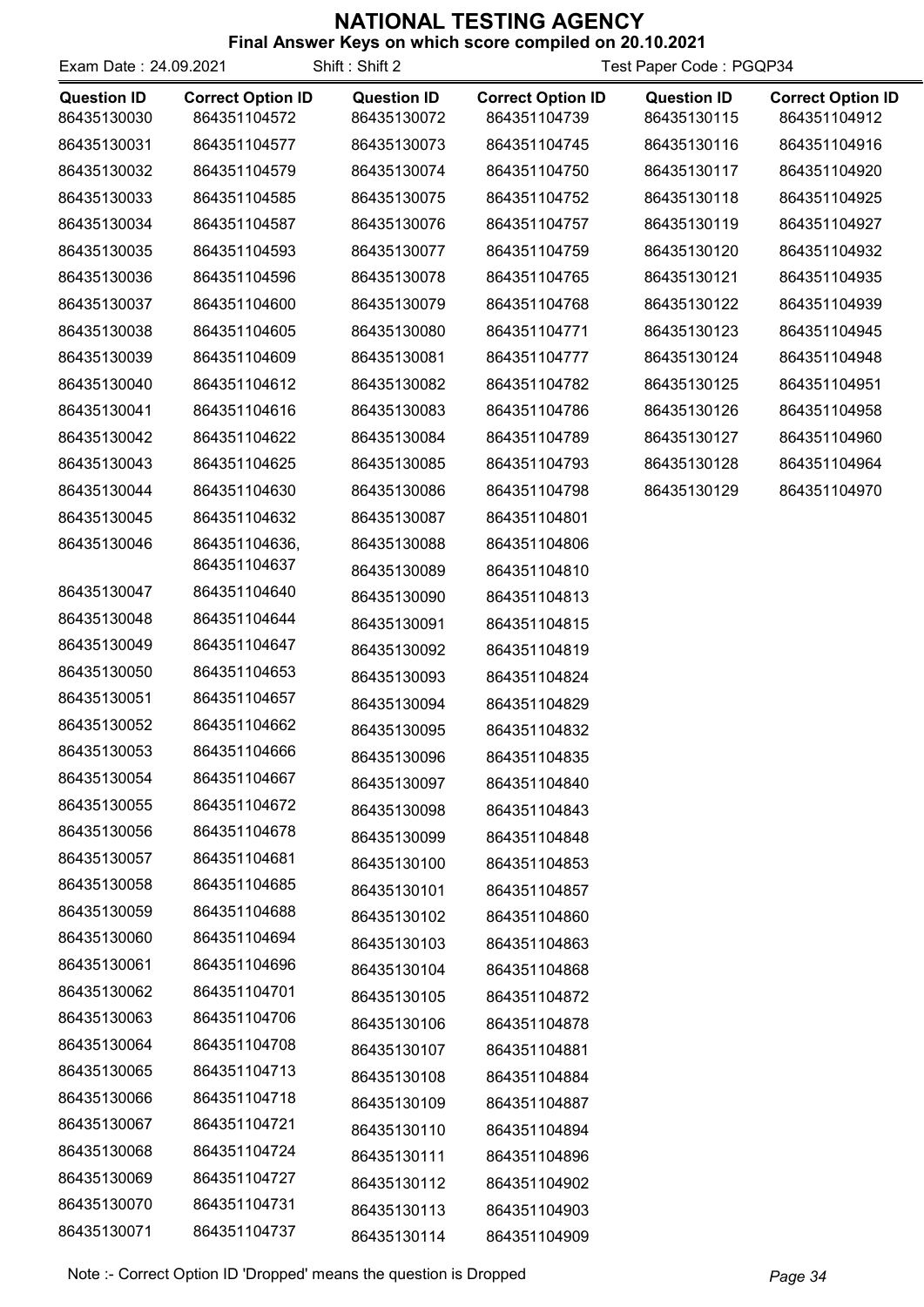# NATIONAL TESTING AGENCY

**Final Answer Keys on which score compiled on 20.10.2021**

Exam Date : 24.09.2021 Shift : Shift 2 Test Paper Code : PGQP34

| Question ID | Correct Option ID | Question ID | Correct Option ID | Question ID | Correct Option ID |
|---|---|---|---|---|---|
| 86435130030 | 864351104572 | 86435130072 | 864351104739 | 86435130115 | 864351104912 |
| 86435130031 | 864351104577 | 86435130073 | 864351104745 | 86435130116 | 864351104916 |
| 86435130032 | 864351104579 | 86435130074 | 864351104750 | 86435130117 | 864351104920 |
| 86435130033 | 864351104585 | 86435130075 | 864351104752 | 86435130118 | 864351104925 |
| 86435130034 | 864351104587 | 86435130076 | 864351104757 | 86435130119 | 864351104927 |
| 86435130035 | 864351104593 | 86435130077 | 864351104759 | 86435130120 | 864351104932 |
| 86435130036 | 864351104596 | 86435130078 | 864351104765 | 86435130121 | 864351104935 |
| 86435130037 | 864351104600 | 86435130079 | 864351104768 | 86435130122 | 864351104939 |
| 86435130038 | 864351104605 | 86435130080 | 864351104771 | 86435130123 | 864351104945 |
| 86435130039 | 864351104609 | 86435130081 | 864351104777 | 86435130124 | 864351104948 |
| 86435130040 | 864351104612 | 86435130082 | 864351104782 | 86435130125 | 864351104951 |
| 86435130041 | 864351104616 | 86435130083 | 864351104786 | 86435130126 | 864351104958 |
| 86435130042 | 864351104622 | 86435130084 | 864351104789 | 86435130127 | 864351104960 |
| 86435130043 | 864351104625 | 86435130085 | 864351104793 | 86435130128 | 864351104964 |
| 86435130044 | 864351104630 | 86435130086 | 864351104798 | 86435130129 | 864351104970 |
| 86435130045 | 864351104632 | 86435130087 | 864351104801 | | |
| 86435130046 | 864351104636, 864351104637 | 86435130088 | 864351104806 | | |
| | | 86435130089 | 864351104810 | | |
| 86435130047 | 864351104640 | 86435130090 | 864351104813 | | |
| 86435130048 | 864351104644 | 86435130091 | 864351104815 | | |
| 86435130049 | 864351104647 | 86435130092 | 864351104819 | | |
| 86435130050 | 864351104653 | 86435130093 | 864351104824 | | |
| 86435130051 | 864351104657 | 86435130094 | 864351104829 | | |
| 86435130052 | 864351104662 | 86435130095 | 864351104832 | | |
| 86435130053 | 864351104666 | 86435130096 | 864351104835 | | |
| 86435130054 | 864351104667 | 86435130097 | 864351104840 | | |
| 86435130055 | 864351104672 | 86435130098 | 864351104843 | | |
| 86435130056 | 864351104678 | 86435130099 | 864351104848 | | |
| 86435130057 | 864351104681 | 86435130100 | 864351104853 | | |
| 86435130058 | 864351104685 | 86435130101 | 864351104857 | | |
| 86435130059 | 864351104688 | 86435130102 | 864351104860 | | |
| 86435130060 | 864351104694 | 86435130103 | 864351104863 | | |
| 86435130061 | 864351104696 | 86435130104 | 864351104868 | | |
| 86435130062 | 864351104701 | 86435130105 | 864351104872 | | |
| 86435130063 | 864351104706 | 86435130106 | 864351104878 | | |
| 86435130064 | 864351104708 | 86435130107 | 864351104881 | | |
| 86435130065 | 864351104713 | 86435130108 | 864351104884 | | |
| 86435130066 | 864351104718 | 86435130109 | 864351104887 | | |
| 86435130067 | 864351104721 | 86435130110 | 864351104894 | | |
| 86435130068 | 864351104724 | 86435130111 | 864351104896 | | |
| 86435130069 | 864351104727 | 86435130112 | 864351104902 | | |
| 86435130070 | 864351104731 | 86435130113 | 864351104903 | | |
| 86435130071 | 864351104737 | 86435130114 | 864351104909 | | |

Note :- Correct Option ID 'Dropped' means the question is Dropped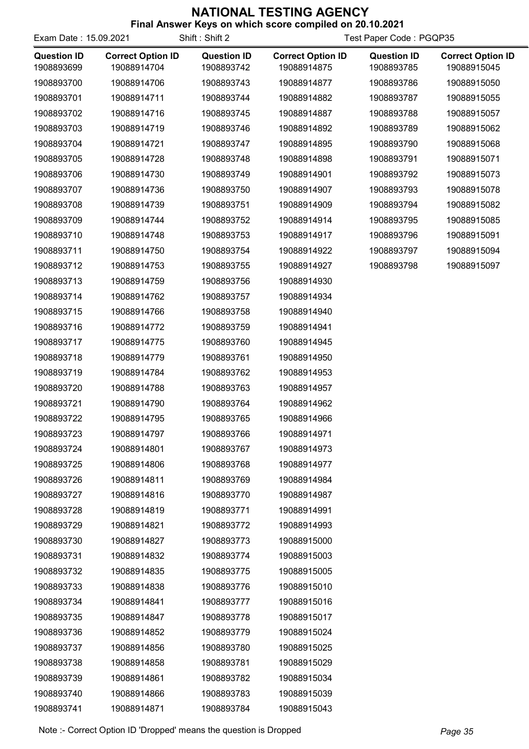# NATIONAL TESTING AGENCY

**Final Answer Keys on which score compiled on 20.10.2021**

Exam Date : 15.09.2021 Shift : Shift 2 Test Paper Code : PGQP35

| Question ID | Correct Option ID | Question ID | Correct Option ID | Question ID | Correct Option ID |
|---|---|---|---|---|---|
| 1908893699 | 19088914704 | 1908893742 | 19088914875 | 1908893785 | 19088915045 |
| 1908893700 | 19088914706 | 1908893743 | 19088914877 | 1908893786 | 19088915050 |
| 1908893701 | 19088914711 | 1908893744 | 19088914882 | 1908893787 | 19088915055 |
| 1908893702 | 19088914716 | 1908893745 | 19088914887 | 1908893788 | 19088915057 |
| 1908893703 | 19088914719 | 1908893746 | 19088914892 | 1908893789 | 19088915062 |
| 1908893704 | 19088914721 | 1908893747 | 19088914895 | 1908893790 | 19088915068 |
| 1908893705 | 19088914728 | 1908893748 | 19088914898 | 1908893791 | 19088915071 |
| 1908893706 | 19088914730 | 1908893749 | 19088914901 | 1908893792 | 19088915073 |
| 1908893707 | 19088914736 | 1908893750 | 19088914907 | 1908893793 | 19088915078 |
| 1908893708 | 19088914739 | 1908893751 | 19088914909 | 1908893794 | 19088915082 |
| 1908893709 | 19088914744 | 1908893752 | 19088914914 | 1908893795 | 19088915085 |
| 1908893710 | 19088914748 | 1908893753 | 19088914917 | 1908893796 | 19088915091 |
| 1908893711 | 19088914750 | 1908893754 | 19088914922 | 1908893797 | 19088915094 |
| 1908893712 | 19088914753 | 1908893755 | 19088914927 | 1908893798 | 19088915097 |
| 1908893713 | 19088914759 | 1908893756 | 19088914930 | | |
| 1908893714 | 19088914762 | 1908893757 | 19088914934 | | |
| 1908893715 | 19088914766 | 1908893758 | 19088914940 | | |
| 1908893716 | 19088914772 | 1908893759 | 19088914941 | | |
| 1908893717 | 19088914775 | 1908893760 | 19088914945 | | |
| 1908893718 | 19088914779 | 1908893761 | 19088914950 | | |
| 1908893719 | 19088914784 | 1908893762 | 19088914953 | | |
| 1908893720 | 19088914788 | 1908893763 | 19088914957 | | |
| 1908893721 | 19088914790 | 1908893764 | 19088914962 | | |
| 1908893722 | 19088914795 | 1908893765 | 19088914966 | | |
| 1908893723 | 19088914797 | 1908893766 | 19088914971 | | |
| 1908893724 | 19088914801 | 1908893767 | 19088914973 | | |
| 1908893725 | 19088914806 | 1908893768 | 19088914977 | | |
| 1908893726 | 19088914811 | 1908893769 | 19088914984 | | |
| 1908893727 | 19088914816 | 1908893770 | 19088914987 | | |
| 1908893728 | 19088914819 | 1908893771 | 19088914991 | | |
| 1908893729 | 19088914821 | 1908893772 | 19088914993 | | |
| 1908893730 | 19088914827 | 1908893773 | 19088915000 | | |
| 1908893731 | 19088914832 | 1908893774 | 19088915003 | | |
| 1908893732 | 19088914835 | 1908893775 | 19088915005 | | |
| 1908893733 | 19088914838 | 1908893776 | 19088915010 | | |
| 1908893734 | 19088914841 | 1908893777 | 19088915016 | | |
| 1908893735 | 19088914847 | 1908893778 | 19088915017 | | |
| 1908893736 | 19088914852 | 1908893779 | 19088915024 | | |
| 1908893737 | 19088914856 | 1908893780 | 19088915025 | | |
| 1908893738 | 19088914858 | 1908893781 | 19088915029 | | |
| 1908893739 | 19088914861 | 1908893782 | 19088915034 | | |
| 1908893740 | 19088914866 | 1908893783 | 19088915039 | | |
| 1908893741 | 19088914871 | 1908893784 | 19088915043 | | |

Note :- Correct Option ID 'Dropped' means the question is Dropped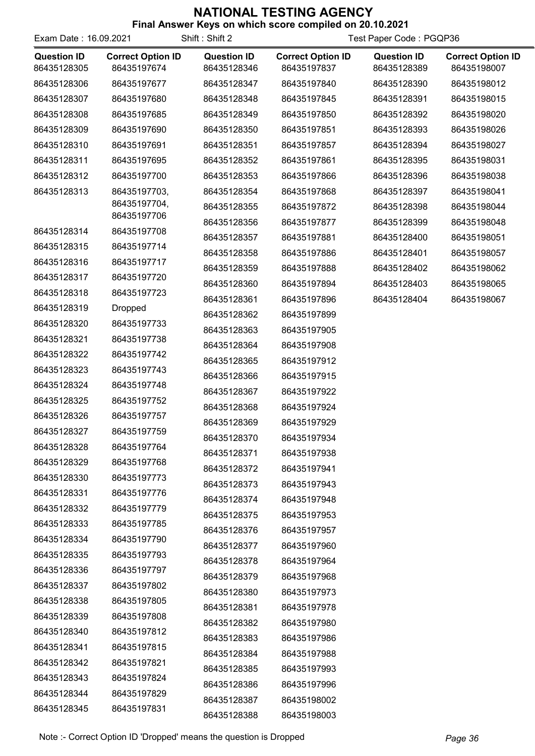# NATIONAL TESTING AGENCY

**Final Answer Keys on which score compiled on 20.10.2021**

Exam Date : 16.09.2021 Shift : Shift 2 Test Paper Code : PGQP36

| Question ID | Correct Option ID | Question ID | Correct Option ID | Question ID | Correct Option ID |
|---|---|---|---|---|---|
| 86435128305 | 86435197674 | 86435128346 | 86435197837 | 86435128389 | 86435198007 |
| 86435128306 | 86435197677 | 86435128347 | 86435197840 | 86435128390 | 86435198012 |
| 86435128307 | 86435197680 | 86435128348 | 86435197845 | 86435128391 | 86435198015 |
| 86435128308 | 86435197685 | 86435128349 | 86435197850 | 86435128392 | 86435198020 |
| 86435128309 | 86435197690 | 86435128350 | 86435197851 | 86435128393 | 86435198026 |
| 86435128310 | 86435197691 | 86435128351 | 86435197857 | 86435128394 | 86435198027 |
| 86435128311 | 86435197695 | 86435128352 | 86435197861 | 86435128395 | 86435198031 |
| 86435128312 | 86435197700 | 86435128353 | 86435197866 | 86435128396 | 86435198038 |
| 86435128313 | 86435197703, 86435197704, 86435197706 | 86435128354 | 86435197868 | 86435128397 | 86435198041 |
| 86435128314 | 86435197708 | 86435128355 | 86435197872 | 86435128398 | 86435198044 |
| 86435128315 | 86435197714 | 86435128356 | 86435197877 | 86435128399 | 86435198048 |
| 86435128316 | 86435197717 | 86435128357 | 86435197881 | 86435128400 | 86435198051 |
| 86435128317 | 86435197720 | 86435128358 | 86435197886 | 86435128401 | 86435198057 |
| 86435128318 | 86435197723 | 86435128359 | 86435197888 | 86435128402 | 86435198062 |
| 86435128319 | Dropped | 86435128360 | 86435197894 | 86435128403 | 86435198065 |
| 86435128320 | 86435197733 | 86435128361 | 86435197896 | 86435128404 | 86435198067 |
| 86435128321 | 86435197738 | 86435128362 | 86435197899 | | |
| 86435128322 | 86435197742 | 86435128363 | 86435197905 | | |
| 86435128323 | 86435197743 | 86435128364 | 86435197908 | | |
| 86435128324 | 86435197748 | 86435128365 | 86435197912 | | |
| 86435128325 | 86435197752 | 86435128366 | 86435197915 | | |
| 86435128326 | 86435197757 | 86435128367 | 86435197922 | | |
| 86435128327 | 86435197759 | 86435128368 | 86435197924 | | |
| 86435128328 | 86435197764 | 86435128369 | 86435197929 | | |
| 86435128329 | 86435197768 | 86435128370 | 86435197934 | | |
| 86435128330 | 86435197773 | 86435128371 | 86435197938 | | |
| 86435128331 | 86435197776 | 86435128372 | 86435197941 | | |
| 86435128332 | 86435197779 | 86435128373 | 86435197943 | | |
| 86435128333 | 86435197785 | 86435128374 | 86435197948 | | |
| 86435128334 | 86435197790 | 86435128375 | 86435197953 | | |
| 86435128335 | 86435197793 | 86435128376 | 86435197957 | | |
| 86435128336 | 86435197797 | 86435128377 | 86435197960 | | |
| 86435128337 | 86435197802 | 86435128378 | 86435197964 | | |
| 86435128338 | 86435197805 | 86435128379 | 86435197968 | | |
| 86435128339 | 86435197808 | 86435128380 | 86435197973 | | |
| 86435128340 | 86435197812 | 86435128381 | 86435197978 | | |
| 86435128341 | 86435197815 | 86435128382 | 86435197980 | | |
| 86435128342 | 86435197821 | 86435128383 | 86435197986 | | |
| 86435128343 | 86435197824 | 86435128384 | 86435197988 | | |
| 86435128344 | 86435197829 | 86435128385 | 86435197993 | | |
| 86435128345 | 86435197831 | 86435128386 | 86435197996 | | |
| | | 86435128387 | 86435198002 | | |
| | | 86435128388 | 86435198003 | | |

Note :- Correct Option ID 'Dropped' means the question is Dropped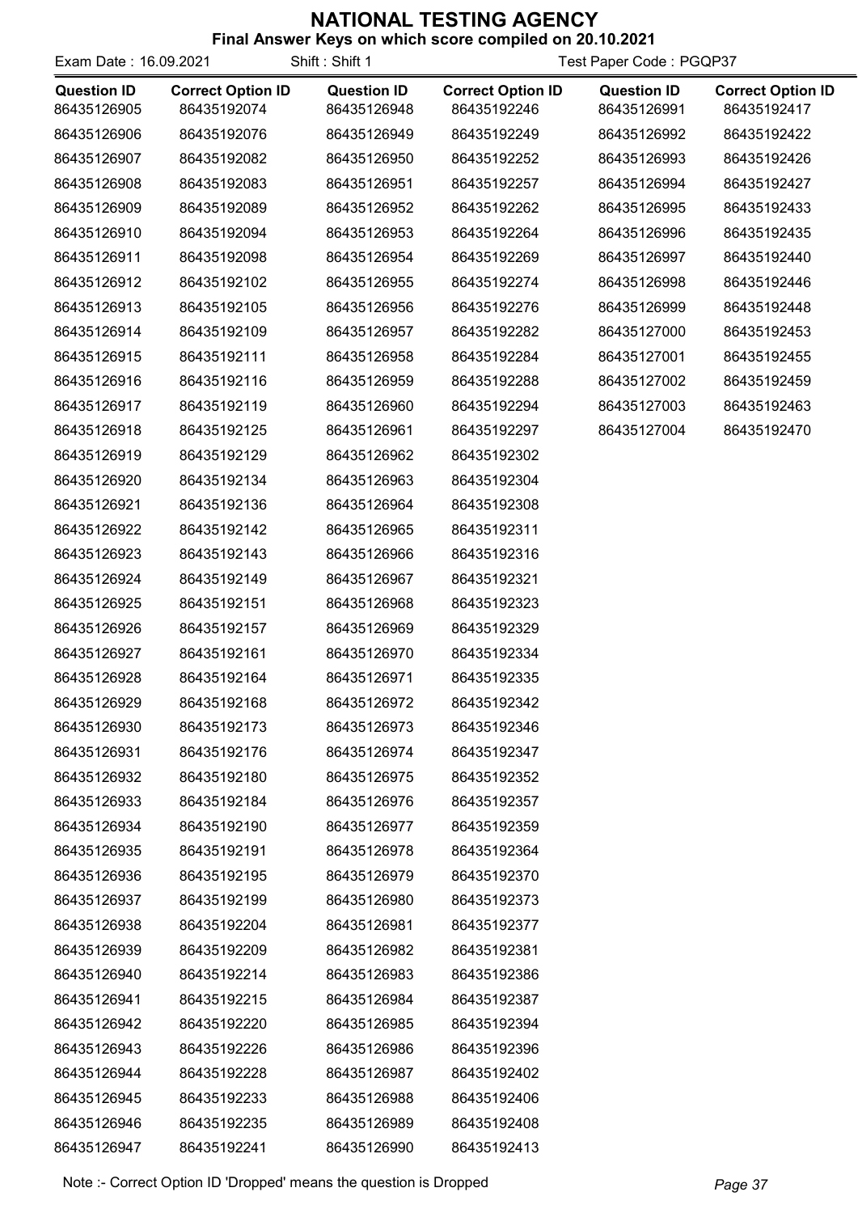# NATIONAL TESTING AGENCY

**Final Answer Keys on which score compiled on 20.10.2021**

Exam Date : 16.09.2021 Shift : Shift 1 Test Paper Code : PGQP37

| Question ID | Correct Option ID | Question ID | Correct Option ID | Question ID | Correct Option ID |
|---|---|---|---|---|---|
| 86435126905 | 86435192074 | 86435126948 | 86435192246 | 86435126991 | 86435192417 |
| 86435126906 | 86435192076 | 86435126949 | 86435192249 | 86435126992 | 86435192422 |
| 86435126907 | 86435192082 | 86435126950 | 86435192252 | 86435126993 | 86435192426 |
| 86435126908 | 86435192083 | 86435126951 | 86435192257 | 86435126994 | 86435192427 |
| 86435126909 | 86435192089 | 86435126952 | 86435192262 | 86435126995 | 86435192433 |
| 86435126910 | 86435192094 | 86435126953 | 86435192264 | 86435126996 | 86435192435 |
| 86435126911 | 86435192098 | 86435126954 | 86435192269 | 86435126997 | 86435192440 |
| 86435126912 | 86435192102 | 86435126955 | 86435192274 | 86435126998 | 86435192446 |
| 86435126913 | 86435192105 | 86435126956 | 86435192276 | 86435126999 | 86435192448 |
| 86435126914 | 86435192109 | 86435126957 | 86435192282 | 86435127000 | 86435192453 |
| 86435126915 | 86435192111 | 86435126958 | 86435192284 | 86435127001 | 86435192455 |
| 86435126916 | 86435192116 | 86435126959 | 86435192288 | 86435127002 | 86435192459 |
| 86435126917 | 86435192119 | 86435126960 | 86435192294 | 86435127003 | 86435192463 |
| 86435126918 | 86435192125 | 86435126961 | 86435192297 | 86435127004 | 86435192470 |
| 86435126919 | 86435192129 | 86435126962 | 86435192302 | | |
| 86435126920 | 86435192134 | 86435126963 | 86435192304 | | |
| 86435126921 | 86435192136 | 86435126964 | 86435192308 | | |
| 86435126922 | 86435192142 | 86435126965 | 86435192311 | | |
| 86435126923 | 86435192143 | 86435126966 | 86435192316 | | |
| 86435126924 | 86435192149 | 86435126967 | 86435192321 | | |
| 86435126925 | 86435192151 | 86435126968 | 86435192323 | | |
| 86435126926 | 86435192157 | 86435126969 | 86435192329 | | |
| 86435126927 | 86435192161 | 86435126970 | 86435192334 | | |
| 86435126928 | 86435192164 | 86435126971 | 86435192335 | | |
| 86435126929 | 86435192168 | 86435126972 | 86435192342 | | |
| 86435126930 | 86435192173 | 86435126973 | 86435192346 | | |
| 86435126931 | 86435192176 | 86435126974 | 86435192347 | | |
| 86435126932 | 86435192180 | 86435126975 | 86435192352 | | |
| 86435126933 | 86435192184 | 86435126976 | 86435192357 | | |
| 86435126934 | 86435192190 | 86435126977 | 86435192359 | | |
| 86435126935 | 86435192191 | 86435126978 | 86435192364 | | |
| 86435126936 | 86435192195 | 86435126979 | 86435192370 | | |
| 86435126937 | 86435192199 | 86435126980 | 86435192373 | | |
| 86435126938 | 86435192204 | 86435126981 | 86435192377 | | |
| 86435126939 | 86435192209 | 86435126982 | 86435192381 | | |
| 86435126940 | 86435192214 | 86435126983 | 86435192386 | | |
| 86435126941 | 86435192215 | 86435126984 | 86435192387 | | |
| 86435126942 | 86435192220 | 86435126985 | 86435192394 | | |
| 86435126943 | 86435192226 | 86435126986 | 86435192396 | | |
| 86435126944 | 86435192228 | 86435126987 | 86435192402 | | |
| 86435126945 | 86435192233 | 86435126988 | 86435192406 | | |
| 86435126946 | 86435192235 | 86435126989 | 86435192408 | | |
| 86435126947 | 86435192241 | 86435126990 | 86435192413 | | |

Note :- Correct Option ID 'Dropped' means the question is Dropped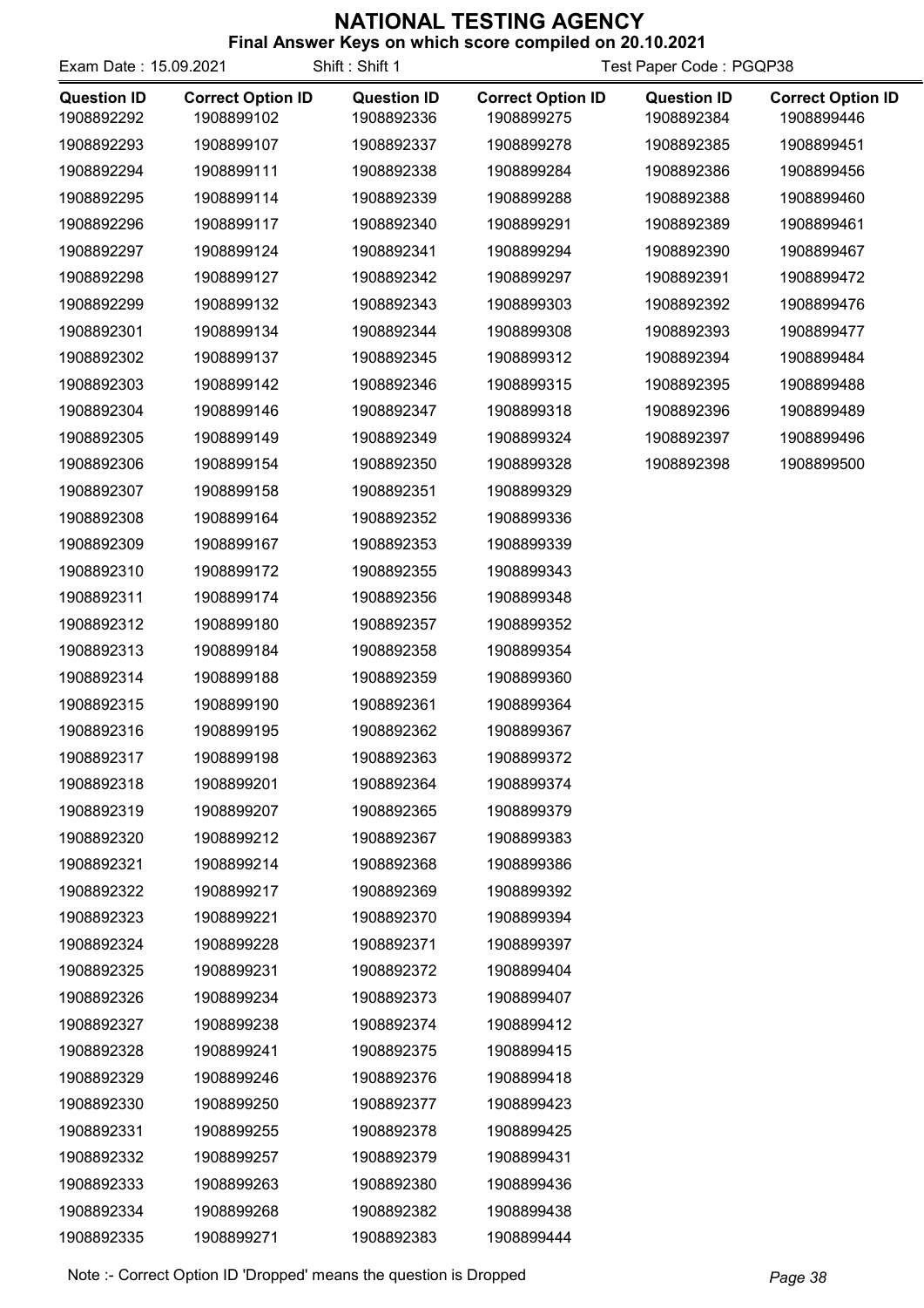# NATIONAL TESTING AGENCY

**Final Answer Keys on which score compiled on 20.10.2021**

Exam Date : 15.09.2021 Shift : Shift 1 Test Paper Code : PGQP38

| Question ID | Correct Option ID | Question ID | Correct Option ID | Question ID | Correct Option ID |
|---|---|---|---|---|---|
| 1908892292 | 1908899102 | 1908892336 | 1908899275 | 1908892384 | 1908899446 |
| 1908892293 | 1908899107 | 1908892337 | 1908899278 | 1908892385 | 1908899451 |
| 1908892294 | 1908899111 | 1908892338 | 1908899284 | 1908892386 | 1908899456 |
| 1908892295 | 1908899114 | 1908892339 | 1908899288 | 1908892388 | 1908899460 |
| 1908892296 | 1908899117 | 1908892340 | 1908899291 | 1908892389 | 1908899461 |
| 1908892297 | 1908899124 | 1908892341 | 1908899294 | 1908892390 | 1908899467 |
| 1908892298 | 1908899127 | 1908892342 | 1908899297 | 1908892391 | 1908899472 |
| 1908892299 | 1908899132 | 1908892343 | 1908899303 | 1908892392 | 1908899476 |
| 1908892301 | 1908899134 | 1908892344 | 1908899308 | 1908892393 | 1908899477 |
| 1908892302 | 1908899137 | 1908892345 | 1908899312 | 1908892394 | 1908899484 |
| 1908892303 | 1908899142 | 1908892346 | 1908899315 | 1908892395 | 1908899488 |
| 1908892304 | 1908899146 | 1908892347 | 1908899318 | 1908892396 | 1908899489 |
| 1908892305 | 1908899149 | 1908892349 | 1908899324 | 1908892397 | 1908899496 |
| 1908892306 | 1908899154 | 1908892350 | 1908899328 | 1908892398 | 1908899500 |
| 1908892307 | 1908899158 | 1908892351 | 1908899329 | | |
| 1908892308 | 1908899164 | 1908892352 | 1908899336 | | |
| 1908892309 | 1908899167 | 1908892353 | 1908899339 | | |
| 1908892310 | 1908899172 | 1908892355 | 1908899343 | | |
| 1908892311 | 1908899174 | 1908892356 | 1908899348 | | |
| 1908892312 | 1908899180 | 1908892357 | 1908899352 | | |
| 1908892313 | 1908899184 | 1908892358 | 1908899354 | | |
| 1908892314 | 1908899188 | 1908892359 | 1908899360 | | |
| 1908892315 | 1908899190 | 1908892361 | 1908899364 | | |
| 1908892316 | 1908899195 | 1908892362 | 1908899367 | | |
| 1908892317 | 1908899198 | 1908892363 | 1908899372 | | |
| 1908892318 | 1908899201 | 1908892364 | 1908899374 | | |
| 1908892319 | 1908899207 | 1908892365 | 1908899379 | | |
| 1908892320 | 1908899212 | 1908892367 | 1908899383 | | |
| 1908892321 | 1908899214 | 1908892368 | 1908899386 | | |
| 1908892322 | 1908899217 | 1908892369 | 1908899392 | | |
| 1908892323 | 1908899221 | 1908892370 | 1908899394 | | |
| 1908892324 | 1908899228 | 1908892371 | 1908899397 | | |
| 1908892325 | 1908899231 | 1908892372 | 1908899404 | | |
| 1908892326 | 1908899234 | 1908892373 | 1908899407 | | |
| 1908892327 | 1908899238 | 1908892374 | 1908899412 | | |
| 1908892328 | 1908899241 | 1908892375 | 1908899415 | | |
| 1908892329 | 1908899246 | 1908892376 | 1908899418 | | |
| 1908892330 | 1908899250 | 1908892377 | 1908899423 | | |
| 1908892331 | 1908899255 | 1908892378 | 1908899425 | | |
| 1908892332 | 1908899257 | 1908892379 | 1908899431 | | |
| 1908892333 | 1908899263 | 1908892380 | 1908899436 | | |
| 1908892334 | 1908899268 | 1908892382 | 1908899438 | | |
| 1908892335 | 1908899271 | 1908892383 | 1908899444 | | |

Note :- Correct Option ID 'Dropped' means the question is Dropped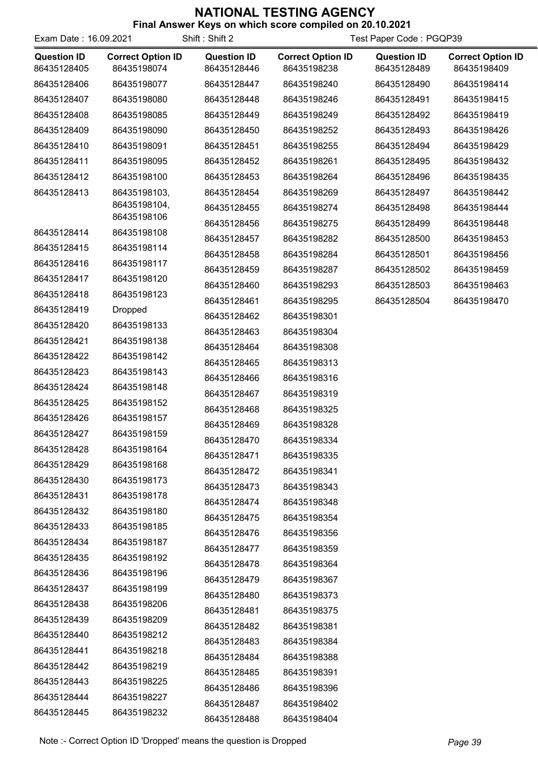# NATIONAL TESTING AGENCY

**Final Answer Keys on which score compiled on 20.10.2021**

Exam Date : 16.09.2021 | Shift : Shift 2 | Test Paper Code : PGQP39

| Question ID | Correct Option ID | Question ID | Correct Option ID | Question ID | Correct Option ID |
|---|---|---|---|---|---|
| 86435128405 | 86435198074 | 86435128446 | 86435198238 | 86435128489 | 86435198409 |
| 86435128406 | 86435198077 | 86435128447 | 86435198240 | 86435128490 | 86435198414 |
| 86435128407 | 86435198080 | 86435128448 | 86435198246 | 86435128491 | 86435198415 |
| 86435128408 | 86435198085 | 86435128449 | 86435198249 | 86435128492 | 86435198419 |
| 86435128409 | 86435198090 | 86435128450 | 86435198252 | 86435128493 | 86435198426 |
| 86435128410 | 86435198091 | 86435128451 | 86435198255 | 86435128494 | 86435198429 |
| 86435128411 | 86435198095 | 86435128452 | 86435198261 | 86435128495 | 86435198432 |
| 86435128412 | 86435198100 | 86435128453 | 86435198264 | 86435128496 | 86435198435 |
| 86435128413 | 86435198103, 86435198104, 86435198106 | 86435128454 | 86435198269 | 86435128497 | 86435198442 |
| 86435128414 | 86435198108 | 86435128455 | 86435198274 | 86435128498 | 86435198444 |
| 86435128415 | 86435198114 | 86435128456 | 86435198275 | 86435128499 | 86435198448 |
| 86435128416 | 86435198117 | 86435128457 | 86435198282 | 86435128500 | 86435198453 |
| 86435128417 | 86435198120 | 86435128458 | 86435198284 | 86435128501 | 86435198456 |
| 86435128418 | 86435198123 | 86435128459 | 86435198287 | 86435128502 | 86435198459 |
| 86435128419 | Dropped | 86435128460 | 86435198293 | 86435128503 | 86435198463 |
| 86435128420 | 86435198133 | 86435128461 | 86435198295 | 86435128504 | 86435198470 |
| 86435128421 | 86435198138 | 86435128462 | 86435198301 | | |
| 86435128422 | 86435198142 | 86435128463 | 86435198304 | | |
| 86435128423 | 86435198143 | 86435128464 | 86435198308 | | |
| 86435128424 | 86435198148 | 86435128465 | 86435198313 | | |
| 86435128425 | 86435198152 | 86435128466 | 86435198316 | | |
| 86435128426 | 86435198157 | 86435128467 | 86435198319 | | |
| 86435128427 | 86435198159 | 86435128468 | 86435198325 | | |
| 86435128428 | 86435198164 | 86435128469 | 86435198328 | | |
| 86435128429 | 86435198168 | 86435128470 | 86435198334 | | |
| 86435128430 | 86435198173 | 86435128471 | 86435198335 | | |
| 86435128431 | 86435198178 | 86435128472 | 86435198341 | | |
| 86435128432 | 86435198180 | 86435128473 | 86435198343 | | |
| 86435128433 | 86435198185 | 86435128474 | 86435198348 | | |
| 86435128434 | 86435198187 | 86435128475 | 86435198354 | | |
| 86435128435 | 86435198192 | 86435128476 | 86435198356 | | |
| 86435128436 | 86435198196 | 86435128477 | 86435198359 | | |
| 86435128437 | 86435198199 | 86435128478 | 86435198364 | | |
| 86435128438 | 86435198206 | 86435128479 | 86435198367 | | |
| 86435128439 | 86435198209 | 86435128480 | 86435198373 | | |
| 86435128440 | 86435198212 | 86435128481 | 86435198375 | | |
| 86435128441 | 86435198218 | 86435128482 | 86435198381 | | |
| 86435128442 | 86435198219 | 86435128483 | 86435198384 | | |
| 86435128443 | 86435198225 | 86435128484 | 86435198388 | | |
| 86435128444 | 86435198227 | 86435128485 | 86435198391 | | |
| 86435128445 | 86435198232 | 86435128486 | 86435198396 | | |
| | | 86435128487 | 86435198402 | | |
| | | 86435128488 | 86435198404 | | |

Note :- Correct Option ID 'Dropped' means the question is Dropped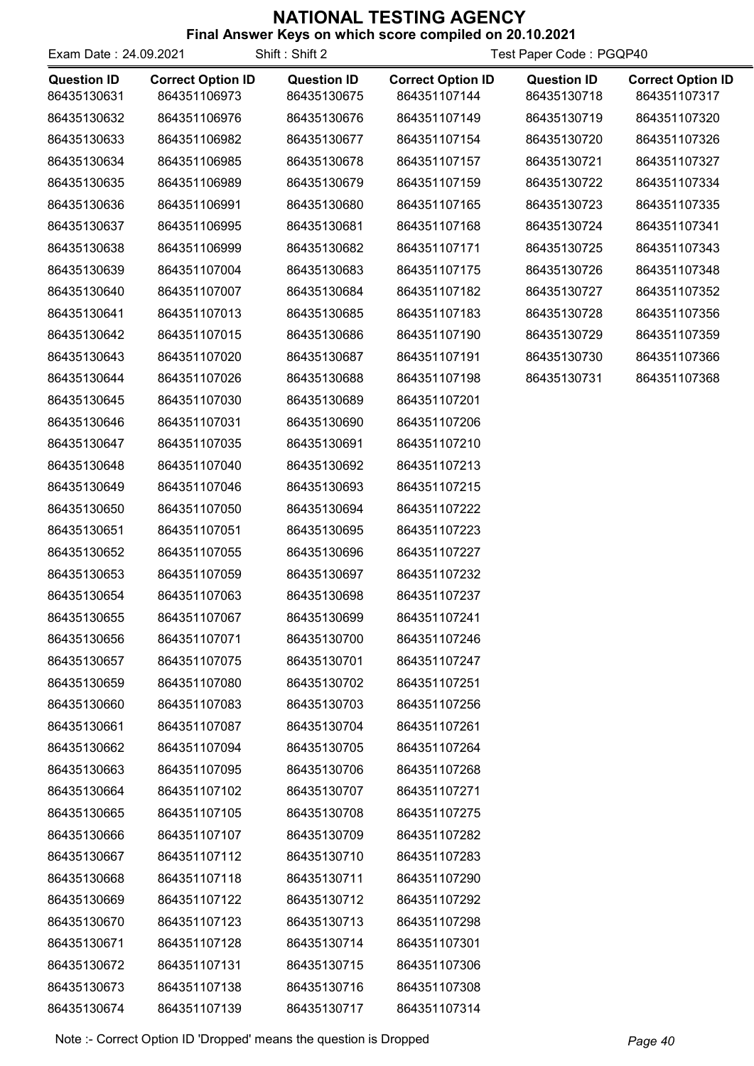# NATIONAL TESTING AGENCY

**Final Answer Keys on which score compiled on 20.10.2021**

Exam Date : 24.09.2021 Shift : Shift 2 Test Paper Code : PGQP40

| Question ID | Correct Option ID | Question ID | Correct Option ID | Question ID | Correct Option ID |
|---|---|---|---|---|---|
| 86435130631 | 864351106973 | 86435130675 | 864351107144 | 86435130718 | 864351107317 |
| 86435130632 | 864351106976 | 86435130676 | 864351107149 | 86435130719 | 864351107320 |
| 86435130633 | 864351106982 | 86435130677 | 864351107154 | 86435130720 | 864351107326 |
| 86435130634 | 864351106985 | 86435130678 | 864351107157 | 86435130721 | 864351107327 |
| 86435130635 | 864351106989 | 86435130679 | 864351107159 | 86435130722 | 864351107334 |
| 86435130636 | 864351106991 | 86435130680 | 864351107165 | 86435130723 | 864351107335 |
| 86435130637 | 864351106995 | 86435130681 | 864351107168 | 86435130724 | 864351107341 |
| 86435130638 | 864351106999 | 86435130682 | 864351107171 | 86435130725 | 864351107343 |
| 86435130639 | 864351107004 | 86435130683 | 864351107175 | 86435130726 | 864351107348 |
| 86435130640 | 864351107007 | 86435130684 | 864351107182 | 86435130727 | 864351107352 |
| 86435130641 | 864351107013 | 86435130685 | 864351107183 | 86435130728 | 864351107356 |
| 86435130642 | 864351107015 | 86435130686 | 864351107190 | 86435130729 | 864351107359 |
| 86435130643 | 864351107020 | 86435130687 | 864351107191 | 86435130730 | 864351107366 |
| 86435130644 | 864351107026 | 86435130688 | 864351107198 | 86435130731 | 864351107368 |
| 86435130645 | 864351107030 | 86435130689 | 864351107201 | | |
| 86435130646 | 864351107031 | 86435130690 | 864351107206 | | |
| 86435130647 | 864351107035 | 86435130691 | 864351107210 | | |
| 86435130648 | 864351107040 | 86435130692 | 864351107213 | | |
| 86435130649 | 864351107046 | 86435130693 | 864351107215 | | |
| 86435130650 | 864351107050 | 86435130694 | 864351107222 | | |
| 86435130651 | 864351107051 | 86435130695 | 864351107223 | | |
| 86435130652 | 864351107055 | 86435130696 | 864351107227 | | |
| 86435130653 | 864351107059 | 86435130697 | 864351107232 | | |
| 86435130654 | 864351107063 | 86435130698 | 864351107237 | | |
| 86435130655 | 864351107067 | 86435130699 | 864351107241 | | |
| 86435130656 | 864351107071 | 86435130700 | 864351107246 | | |
| 86435130657 | 864351107075 | 86435130701 | 864351107247 | | |
| 86435130659 | 864351107080 | 86435130702 | 864351107251 | | |
| 86435130660 | 864351107083 | 86435130703 | 864351107256 | | |
| 86435130661 | 864351107087 | 86435130704 | 864351107261 | | |
| 86435130662 | 864351107094 | 86435130705 | 864351107264 | | |
| 86435130663 | 864351107095 | 86435130706 | 864351107268 | | |
| 86435130664 | 864351107102 | 86435130707 | 864351107271 | | |
| 86435130665 | 864351107105 | 86435130708 | 864351107275 | | |
| 86435130666 | 864351107107 | 86435130709 | 864351107282 | | |
| 86435130667 | 864351107112 | 86435130710 | 864351107283 | | |
| 86435130668 | 864351107118 | 86435130711 | 864351107290 | | |
| 86435130669 | 864351107122 | 86435130712 | 864351107292 | | |
| 86435130670 | 864351107123 | 86435130713 | 864351107298 | | |
| 86435130671 | 864351107128 | 86435130714 | 864351107301 | | |
| 86435130672 | 864351107131 | 86435130715 | 864351107306 | | |
| 86435130673 | 864351107138 | 86435130716 | 864351107308 | | |
| 86435130674 | 864351107139 | 86435130717 | 864351107314 | | |

Note :- Correct Option ID 'Dropped' means the question is Dropped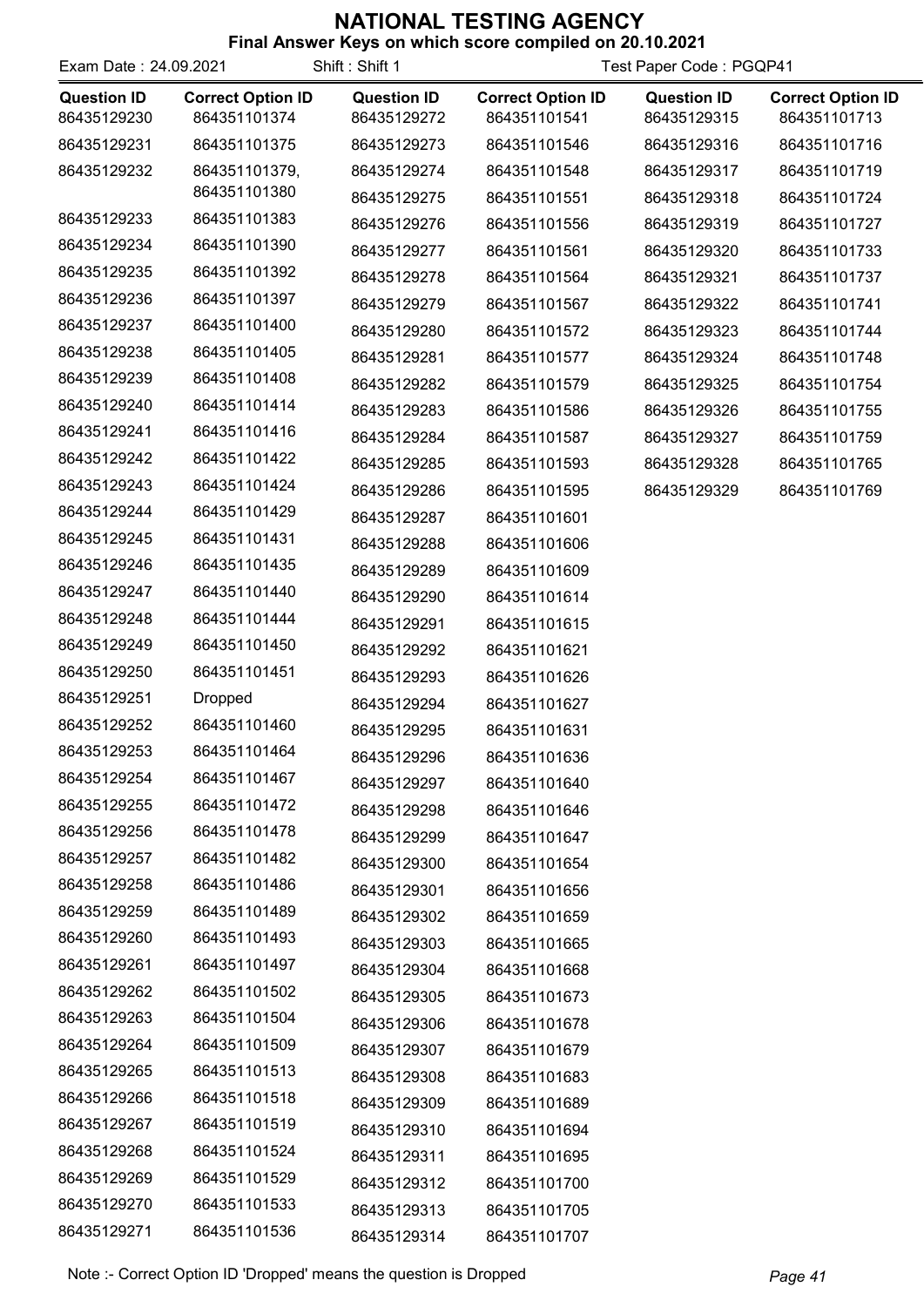# NATIONAL TESTING AGENCY

**Final Answer Keys on which score compiled on 20.10.2021**

Exam Date : 24.09.2021 Shift : Shift 1 Test Paper Code : PGQP41

| Question ID | Correct Option ID | Question ID | Correct Option ID | Question ID | Correct Option ID |
|---|---|---|---|---|---|
| 86435129230 | 864351101374 | 86435129272 | 864351101541 | 86435129315 | 864351101713 |
| 86435129231 | 864351101375 | 86435129273 | 864351101546 | 86435129316 | 864351101716 |
| 86435129232 | 864351101379, 864351101380 | 86435129274 | 864351101548 | 86435129317 | 864351101719 |
| 86435129233 | 864351101383 | 86435129275 | 864351101551 | 86435129318 | 864351101724 |
| 86435129234 | 864351101390 | 86435129276 | 864351101556 | 86435129319 | 864351101727 |
| 86435129235 | 864351101392 | 86435129277 | 864351101561 | 86435129320 | 864351101733 |
| 86435129236 | 864351101397 | 86435129278 | 864351101564 | 86435129321 | 864351101737 |
| 86435129237 | 864351101400 | 86435129279 | 864351101567 | 86435129322 | 864351101741 |
| 86435129238 | 864351101405 | 86435129280 | 864351101572 | 86435129323 | 864351101744 |
| 86435129239 | 864351101408 | 86435129281 | 864351101577 | 86435129324 | 864351101748 |
| 86435129240 | 864351101414 | 86435129282 | 864351101579 | 86435129325 | 864351101754 |
| 86435129241 | 864351101416 | 86435129283 | 864351101586 | 86435129326 | 864351101755 |
| 86435129242 | 864351101422 | 86435129284 | 864351101587 | 86435129327 | 864351101759 |
| 86435129243 | 864351101424 | 86435129285 | 864351101593 | 86435129328 | 864351101765 |
| 86435129244 | 864351101429 | 86435129286 | 864351101595 | 86435129329 | 864351101769 |
| 86435129245 | 864351101431 | 86435129287 | 864351101601 | | |
| 86435129246 | 864351101435 | 86435129288 | 864351101606 | | |
| 86435129247 | 864351101440 | 86435129289 | 864351101609 | | |
| 86435129248 | 864351101444 | 86435129290 | 864351101614 | | |
| 86435129249 | 864351101450 | 86435129291 | 864351101615 | | |
| 86435129250 | 864351101451 | 86435129292 | 864351101621 | | |
| 86435129251 | Dropped | 86435129293 | 864351101626 | | |
| 86435129252 | 864351101460 | 86435129294 | 864351101627 | | |
| 86435129253 | 864351101464 | 86435129295 | 864351101631 | | |
| 86435129254 | 864351101467 | 86435129296 | 864351101636 | | |
| 86435129255 | 864351101472 | 86435129297 | 864351101640 | | |
| 86435129256 | 864351101478 | 86435129298 | 864351101646 | | |
| 86435129257 | 864351101482 | 86435129299 | 864351101647 | | |
| 86435129258 | 864351101486 | 86435129300 | 864351101654 | | |
| 86435129259 | 864351101489 | 86435129301 | 864351101656 | | |
| 86435129260 | 864351101493 | 86435129302 | 864351101659 | | |
| 86435129261 | 864351101497 | 86435129303 | 864351101665 | | |
| 86435129262 | 864351101502 | 86435129304 | 864351101668 | | |
| 86435129263 | 864351101504 | 86435129305 | 864351101673 | | |
| 86435129264 | 864351101509 | 86435129306 | 864351101678 | | |
| 86435129265 | 864351101513 | 86435129307 | 864351101679 | | |
| 86435129266 | 864351101518 | 86435129308 | 864351101683 | | |
| 86435129267 | 864351101519 | 86435129309 | 864351101689 | | |
| 86435129268 | 864351101524 | 86435129310 | 864351101694 | | |
| 86435129269 | 864351101529 | 86435129311 | 864351101695 | | |
| 86435129270 | 864351101533 | 86435129312 | 864351101700 | | |
| 86435129271 | 864351101536 | 86435129313 | 864351101705 | | |
| | | 86435129314 | 864351101707 | | |

Note :- Correct Option ID 'Dropped' means the question is Dropped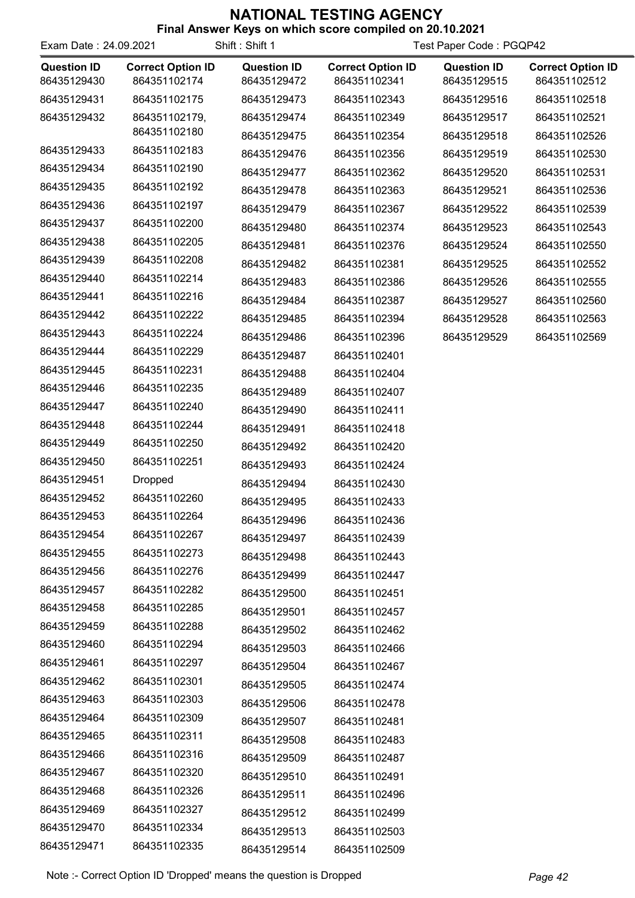# NATIONAL TESTING AGENCY

## Final Answer Keys on which score compiled on 20.10.2021

Exam Date : 24.09.2021 | Shift : Shift 1 | Test Paper Code : PGQP42

| Question ID | Correct Option ID | Question ID | Correct Option ID | Question ID | Correct Option ID |
|---|---|---|---|---|---|
| 86435129430 | 864351102174 | 86435129472 | 864351102341 | 86435129515 | 864351102512 |
| 86435129431 | 864351102175 | 86435129473 | 864351102343 | 86435129516 | 864351102518 |
| 86435129432 | 864351102179, 864351102180 | 86435129474 | 864351102349 | 86435129517 | 864351102521 |
| | | 86435129475 | 864351102354 | 86435129518 | 864351102526 |
| 86435129433 | 864351102183 | 86435129476 | 864351102356 | 86435129519 | 864351102530 |
| 86435129434 | 864351102190 | 86435129477 | 864351102362 | 86435129520 | 864351102531 |
| 86435129435 | 864351102192 | 86435129478 | 864351102363 | 86435129521 | 864351102536 |
| 86435129436 | 864351102197 | 86435129479 | 864351102367 | 86435129522 | 864351102539 |
| 86435129437 | 864351102200 | 86435129480 | 864351102374 | 86435129523 | 864351102543 |
| 86435129438 | 864351102205 | 86435129481 | 864351102376 | 86435129524 | 864351102550 |
| 86435129439 | 864351102208 | 86435129482 | 864351102381 | 86435129525 | 864351102552 |
| 86435129440 | 864351102214 | 86435129483 | 864351102386 | 86435129526 | 864351102555 |
| 86435129441 | 864351102216 | 86435129484 | 864351102387 | 86435129527 | 864351102560 |
| 86435129442 | 864351102222 | 86435129485 | 864351102394 | 86435129528 | 864351102563 |
| 86435129443 | 864351102224 | 86435129486 | 864351102396 | 86435129529 | 864351102569 |
| 86435129444 | 864351102229 | 86435129487 | 864351102401 | | |
| 86435129445 | 864351102231 | 86435129488 | 864351102404 | | |
| 86435129446 | 864351102235 | 86435129489 | 864351102407 | | |
| 86435129447 | 864351102240 | 86435129490 | 864351102411 | | |
| 86435129448 | 864351102244 | 86435129491 | 864351102418 | | |
| 86435129449 | 864351102250 | 86435129492 | 864351102420 | | |
| 86435129450 | 864351102251 | 86435129493 | 864351102424 | | |
| 86435129451 | Dropped | 86435129494 | 864351102430 | | |
| 86435129452 | 864351102260 | 86435129495 | 864351102433 | | |
| 86435129453 | 864351102264 | 86435129496 | 864351102436 | | |
| 86435129454 | 864351102267 | 86435129497 | 864351102439 | | |
| 86435129455 | 864351102273 | 86435129498 | 864351102443 | | |
| 86435129456 | 864351102276 | 86435129499 | 864351102447 | | |
| 86435129457 | 864351102282 | 86435129500 | 864351102451 | | |
| 86435129458 | 864351102285 | 86435129501 | 864351102457 | | |
| 86435129459 | 864351102288 | 86435129502 | 864351102462 | | |
| 86435129460 | 864351102294 | 86435129503 | 864351102466 | | |
| 86435129461 | 864351102297 | 86435129504 | 864351102467 | | |
| 86435129462 | 864351102301 | 86435129505 | 864351102474 | | |
| 86435129463 | 864351102303 | 86435129506 | 864351102478 | | |
| 86435129464 | 864351102309 | 86435129507 | 864351102481 | | |
| 86435129465 | 864351102311 | 86435129508 | 864351102483 | | |
| 86435129466 | 864351102316 | 86435129509 | 864351102487 | | |
| 86435129467 | 864351102320 | 86435129510 | 864351102491 | | |
| 86435129468 | 864351102326 | 86435129511 | 864351102496 | | |
| 86435129469 | 864351102327 | 86435129512 | 864351102499 | | |
| 86435129470 | 864351102334 | 86435129513 | 864351102503 | | |
| 86435129471 | 864351102335 | 86435129514 | 864351102509 | | |

Note :- Correct Option ID 'Dropped' means the question is Dropped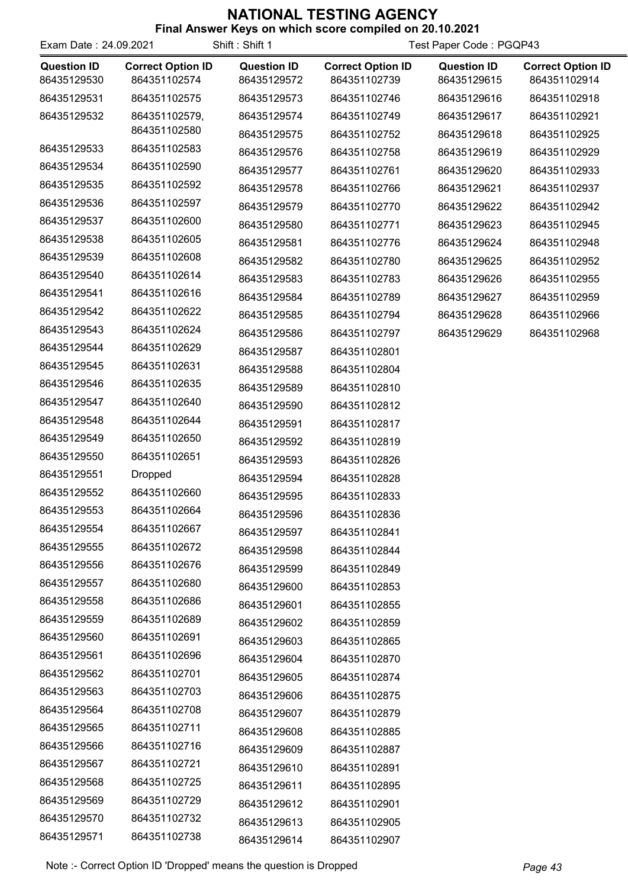# NATIONAL TESTING AGENCY

**Final Answer Keys on which score compiled on 20.10.2021**

Exam Date : 24.09.2021 | Shift : Shift 1 | Test Paper Code : PGQP43

| Question ID | Correct Option ID | Question ID | Correct Option ID | Question ID | Correct Option ID |
|---|---|---|---|---|---|
| 86435129530 | 864351102574 | 86435129572 | 864351102739 | 86435129615 | 864351102914 |
| 86435129531 | 864351102575 | 86435129573 | 864351102746 | 86435129616 | 864351102918 |
| 86435129532 | 864351102579, 864351102580 | 86435129574 | 864351102749 | 86435129617 | 864351102921 |
| 86435129533 | 864351102583 | 86435129575 | 864351102752 | 86435129618 | 864351102925 |
| 86435129534 | 864351102590 | 86435129576 | 864351102758 | 86435129619 | 864351102929 |
| 86435129535 | 864351102592 | 86435129577 | 864351102761 | 86435129620 | 864351102933 |
| 86435129536 | 864351102597 | 86435129578 | 864351102766 | 86435129621 | 864351102937 |
| 86435129537 | 864351102600 | 86435129579 | 864351102770 | 86435129622 | 864351102942 |
| 86435129538 | 864351102605 | 86435129580 | 864351102771 | 86435129623 | 864351102945 |
| 86435129539 | 864351102608 | 86435129581 | 864351102776 | 86435129624 | 864351102948 |
| 86435129540 | 864351102614 | 86435129582 | 864351102780 | 86435129625 | 864351102952 |
| 86435129541 | 864351102616 | 86435129583 | 864351102783 | 86435129626 | 864351102955 |
| 86435129542 | 864351102622 | 86435129584 | 864351102789 | 86435129627 | 864351102959 |
| 86435129543 | 864351102624 | 86435129585 | 864351102794 | 86435129628 | 864351102966 |
| 86435129544 | 864351102629 | 86435129586 | 864351102797 | 86435129629 | 864351102968 |
| 86435129545 | 864351102631 | 86435129587 | 864351102801 | | |
| 86435129546 | 864351102635 | 86435129588 | 864351102804 | | |
| 86435129547 | 864351102640 | 86435129589 | 864351102810 | | |
| 86435129548 | 864351102644 | 86435129590 | 864351102812 | | |
| 86435129549 | 864351102650 | 86435129591 | 864351102817 | | |
| 86435129550 | 864351102651 | 86435129592 | 864351102819 | | |
| 86435129551 | Dropped | 86435129593 | 864351102826 | | |
| 86435129552 | 864351102660 | 86435129594 | 864351102828 | | |
| 86435129553 | 864351102664 | 86435129595 | 864351102833 | | |
| 86435129554 | 864351102667 | 86435129596 | 864351102836 | | |
| 86435129555 | 864351102672 | 86435129597 | 864351102841 | | |
| 86435129556 | 864351102676 | 86435129598 | 864351102844 | | |
| 86435129557 | 864351102680 | 86435129599 | 864351102849 | | |
| 86435129558 | 864351102686 | 86435129600 | 864351102853 | | |
| 86435129559 | 864351102689 | 86435129601 | 864351102855 | | |
| 86435129560 | 864351102691 | 86435129602 | 864351102859 | | |
| 86435129561 | 864351102696 | 86435129603 | 864351102865 | | |
| 86435129562 | 864351102701 | 86435129604 | 864351102870 | | |
| 86435129563 | 864351102703 | 86435129605 | 864351102874 | | |
| 86435129564 | 864351102708 | 86435129606 | 864351102875 | | |
| 86435129565 | 864351102711 | 86435129607 | 864351102879 | | |
| 86435129566 | 864351102716 | 86435129608 | 864351102885 | | |
| 86435129567 | 864351102721 | 86435129609 | 864351102887 | | |
| 86435129568 | 864351102725 | 86435129610 | 864351102891 | | |
| 86435129569 | 864351102729 | 86435129611 | 864351102895 | | |
| 86435129570 | 864351102732 | 86435129612 | 864351102901 | | |
| 86435129571 | 864351102738 | 86435129613 | 864351102905 | | |
| | | 86435129614 | 864351102907 | | |

Note :- Correct Option ID 'Dropped' means the question is Dropped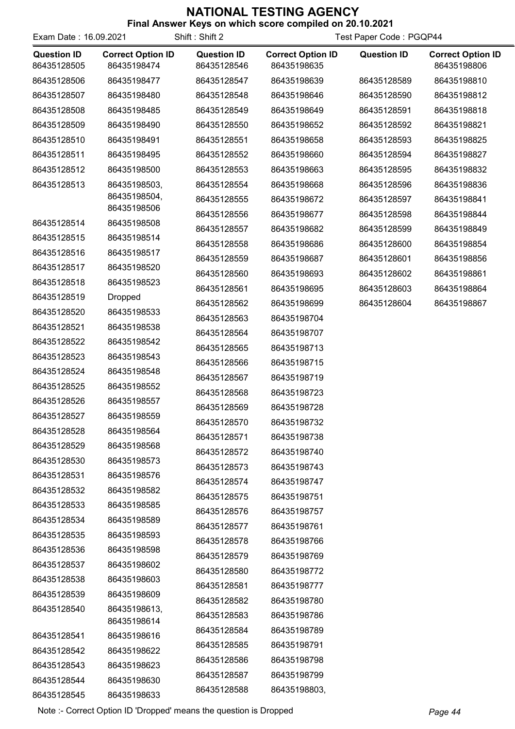# NATIONAL TESTING AGENCY

**Final Answer Keys on which score compiled on 20.10.2021**

Exam Date : 16.09.2021 Shift : Shift 2 Test Paper Code : PGQP44

| Question ID | Correct Option ID |
|---|---|
| 86435128505 | 86435198474 |
| 86435128506 | 86435198477 |
| 86435128507 | 86435198480 |
| 86435128508 | 86435198485 |
| 86435128509 | 86435198490 |
| 86435128510 | 86435198491 |
| 86435128511 | 86435198495 |
| 86435128512 | 86435198500 |
| 86435128513 | 86435198503, 86435198504, 86435198506 |
| 86435128514 | 86435198508 |
| 86435128515 | 86435198514 |
| 86435128516 | 86435198517 |
| 86435128517 | 86435198520 |
| 86435128518 | 86435198523 |
| 86435128519 | Dropped |
| 86435128520 | 86435198533 |
| 86435128521 | 86435198538 |
| 86435128522 | 86435198542 |
| 86435128523 | 86435198543 |
| 86435128524 | 86435198548 |
| 86435128525 | 86435198552 |
| 86435128526 | 86435198557 |
| 86435128527 | 86435198559 |
| 86435128528 | 86435198564 |
| 86435128529 | 86435198568 |
| 86435128530 | 86435198573 |
| 86435128531 | 86435198576 |
| 86435128532 | 86435198582 |
| 86435128533 | 86435198585 |
| 86435128534 | 86435198589 |
| 86435128535 | 86435198593 |
| 86435128536 | 86435198598 |
| 86435128537 | 86435198602 |
| 86435128538 | 86435198603 |
| 86435128539 | 86435198609 |
| 86435128540 | 86435198613, 86435198614 |
| 86435128541 | 86435198616 |
| 86435128542 | 86435198622 |
| 86435128543 | 86435198623 |
| 86435128544 | 86435198630 |
| 86435128545 | 86435198633 |
| 86435128546 | 86435198635 |
| 86435128547 | 86435198639 |
| 86435128548 | 86435198646 |
| 86435128549 | 86435198649 |
| 86435128550 | 86435198652 |
| 86435128551 | 86435198658 |
| 86435128552 | 86435198660 |
| 86435128553 | 86435198663 |
| 86435128554 | 86435198668 |
| 86435128555 | 86435198672 |
| 86435128556 | 86435198677 |
| 86435128557 | 86435198682 |
| 86435128558 | 86435198686 |
| 86435128559 | 86435198687 |
| 86435128560 | 86435198693 |
| 86435128561 | 86435198695 |
| 86435128562 | 86435198699 |
| 86435128563 | 86435198704 |
| 86435128564 | 86435198707 |
| 86435128565 | 86435198713 |
| 86435128566 | 86435198715 |
| 86435128567 | 86435198719 |
| 86435128568 | 86435198723 |
| 86435128569 | 86435198728 |
| 86435128570 | 86435198732 |
| 86435128571 | 86435198738 |
| 86435128572 | 86435198740 |
| 86435128573 | 86435198743 |
| 86435128574 | 86435198747 |
| 86435128575 | 86435198751 |
| 86435128576 | 86435198757 |
| 86435128577 | 86435198761 |
| 86435128578 | 86435198766 |
| 86435128579 | 86435198769 |
| 86435128580 | 86435198772 |
| 86435128581 | 86435198777 |
| 86435128582 | 86435198780 |
| 86435128583 | 86435198786 |
| 86435128584 | 86435198789 |
| 86435128585 | 86435198791 |
| 86435128586 | 86435198798 |
| 86435128587 | 86435198799 |
| 86435128588 | 86435198803, 86435198806 |
| 86435128589 | 86435198810 |
| 86435128590 | 86435198812 |
| 86435128591 | 86435198818 |
| 86435128592 | 86435198821 |
| 86435128593 | 86435198825 |
| 86435128594 | 86435198827 |
| 86435128595 | 86435198832 |
| 86435128596 | 86435198836 |
| 86435128597 | 86435198841 |
| 86435128598 | 86435198844 |
| 86435128599 | 86435198849 |
| 86435128600 | 86435198854 |
| 86435128601 | 86435198856 |
| 86435128602 | 86435198861 |
| 86435128603 | 86435198864 |
| 86435128604 | 86435198867 |

Note :- Correct Option ID 'Dropped' means the question is Dropped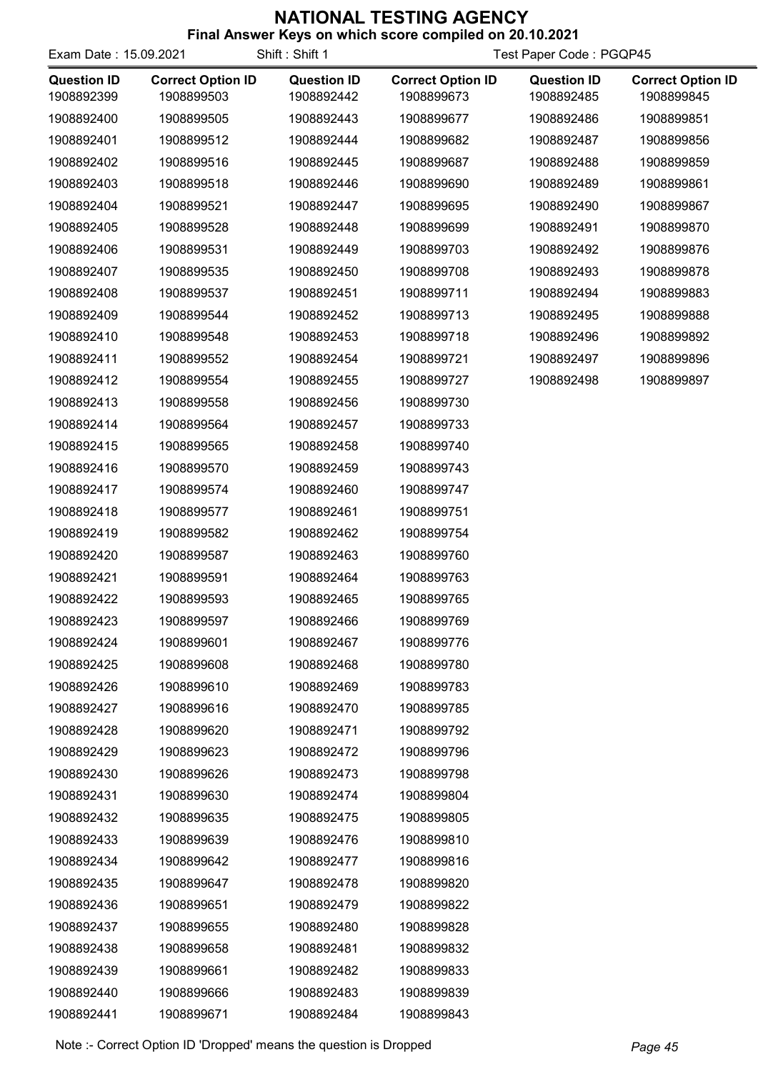# NATIONAL TESTING AGENCY

**Final Answer Keys on which score compiled on 20.10.2021**

Exam Date : 15.09.2021 Shift : Shift 1 Test Paper Code : PGQP45

| Question ID | Correct Option ID | Question ID | Correct Option ID | Question ID | Correct Option ID |
|---|---|---|---|---|---|
| 1908892399 | 1908899503 | 1908892442 | 1908899673 | 1908892485 | 1908899845 |
| 1908892400 | 1908899505 | 1908892443 | 1908899677 | 1908892486 | 1908899851 |
| 1908892401 | 1908899512 | 1908892444 | 1908899682 | 1908892487 | 1908899856 |
| 1908892402 | 1908899516 | 1908892445 | 1908899687 | 1908892488 | 1908899859 |
| 1908892403 | 1908899518 | 1908892446 | 1908899690 | 1908892489 | 1908899861 |
| 1908892404 | 1908899521 | 1908892447 | 1908899695 | 1908892490 | 1908899867 |
| 1908892405 | 1908899528 | 1908892448 | 1908899699 | 1908892491 | 1908899870 |
| 1908892406 | 1908899531 | 1908892449 | 1908899703 | 1908892492 | 1908899876 |
| 1908892407 | 1908899535 | 1908892450 | 1908899708 | 1908892493 | 1908899878 |
| 1908892408 | 1908899537 | 1908892451 | 1908899711 | 1908892494 | 1908899883 |
| 1908892409 | 1908899544 | 1908892452 | 1908899713 | 1908892495 | 1908899888 |
| 1908892410 | 1908899548 | 1908892453 | 1908899718 | 1908892496 | 1908899892 |
| 1908892411 | 1908899552 | 1908892454 | 1908899721 | 1908892497 | 1908899896 |
| 1908892412 | 1908899554 | 1908892455 | 1908899727 | 1908892498 | 1908899897 |
| 1908892413 | 1908899558 | 1908892456 | 1908899730 | | |
| 1908892414 | 1908899564 | 1908892457 | 1908899733 | | |
| 1908892415 | 1908899565 | 1908892458 | 1908899740 | | |
| 1908892416 | 1908899570 | 1908892459 | 1908899743 | | |
| 1908892417 | 1908899574 | 1908892460 | 1908899747 | | |
| 1908892418 | 1908899577 | 1908892461 | 1908899751 | | |
| 1908892419 | 1908899582 | 1908892462 | 1908899754 | | |
| 1908892420 | 1908899587 | 1908892463 | 1908899760 | | |
| 1908892421 | 1908899591 | 1908892464 | 1908899763 | | |
| 1908892422 | 1908899593 | 1908892465 | 1908899765 | | |
| 1908892423 | 1908899597 | 1908892466 | 1908899769 | | |
| 1908892424 | 1908899601 | 1908892467 | 1908899776 | | |
| 1908892425 | 1908899608 | 1908892468 | 1908899780 | | |
| 1908892426 | 1908899610 | 1908892469 | 1908899783 | | |
| 1908892427 | 1908899616 | 1908892470 | 1908899785 | | |
| 1908892428 | 1908899620 | 1908892471 | 1908899792 | | |
| 1908892429 | 1908899623 | 1908892472 | 1908899796 | | |
| 1908892430 | 1908899626 | 1908892473 | 1908899798 | | |
| 1908892431 | 1908899630 | 1908892474 | 1908899804 | | |
| 1908892432 | 1908899635 | 1908892475 | 1908899805 | | |
| 1908892433 | 1908899639 | 1908892476 | 1908899810 | | |
| 1908892434 | 1908899642 | 1908892477 | 1908899816 | | |
| 1908892435 | 1908899647 | 1908892478 | 1908899820 | | |
| 1908892436 | 1908899651 | 1908892479 | 1908899822 | | |
| 1908892437 | 1908899655 | 1908892480 | 1908899828 | | |
| 1908892438 | 1908899658 | 1908892481 | 1908899832 | | |
| 1908892439 | 1908899661 | 1908892482 | 1908899833 | | |
| 1908892440 | 1908899666 | 1908892483 | 1908899839 | | |
| 1908892441 | 1908899671 | 1908892484 | 1908899843 | | |

Note :- Correct Option ID 'Dropped' means the question is Dropped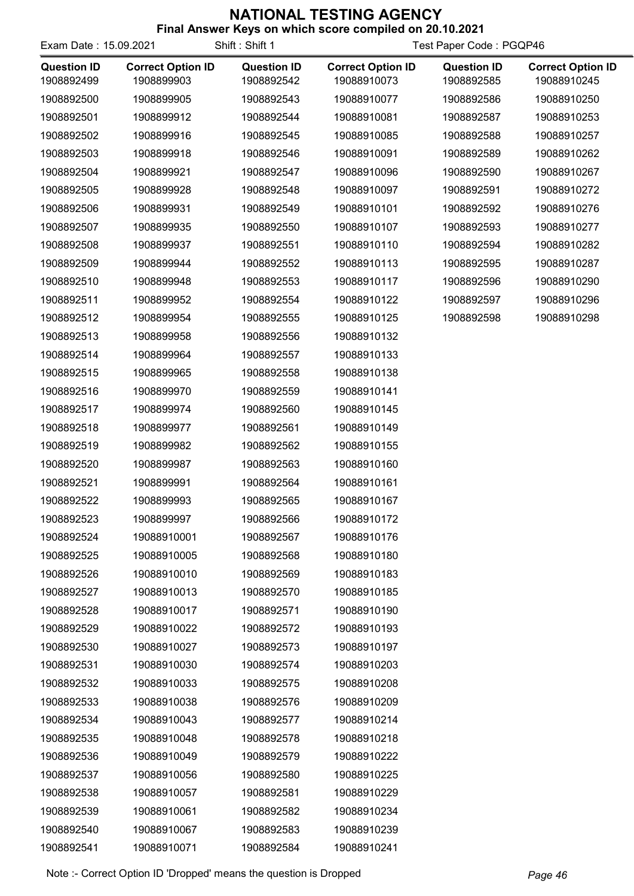# NATIONAL TESTING AGENCY

**Final Answer Keys on which score compiled on 20.10.2021**

Exam Date : 15.09.2021 Shift : Shift 1 Test Paper Code : PGQP46

| Question ID | Correct Option ID | Question ID | Correct Option ID | Question ID | Correct Option ID |
|---|---|---|---|---|---|
| 1908892499 | 1908899903 | 1908892542 | 19088910073 | 1908892585 | 19088910245 |
| 1908892500 | 1908899905 | 1908892543 | 19088910077 | 1908892586 | 19088910250 |
| 1908892501 | 1908899912 | 1908892544 | 19088910081 | 1908892587 | 19088910253 |
| 1908892502 | 1908899916 | 1908892545 | 19088910085 | 1908892588 | 19088910257 |
| 1908892503 | 1908899918 | 1908892546 | 19088910091 | 1908892589 | 19088910262 |
| 1908892504 | 1908899921 | 1908892547 | 19088910096 | 1908892590 | 19088910267 |
| 1908892505 | 1908899928 | 1908892548 | 19088910097 | 1908892591 | 19088910272 |
| 1908892506 | 1908899931 | 1908892549 | 19088910101 | 1908892592 | 19088910276 |
| 1908892507 | 1908899935 | 1908892550 | 19088910107 | 1908892593 | 19088910277 |
| 1908892508 | 1908899937 | 1908892551 | 19088910110 | 1908892594 | 19088910282 |
| 1908892509 | 1908899944 | 1908892552 | 19088910113 | 1908892595 | 19088910287 |
| 1908892510 | 1908899948 | 1908892553 | 19088910117 | 1908892596 | 19088910290 |
| 1908892511 | 1908899952 | 1908892554 | 19088910122 | 1908892597 | 19088910296 |
| 1908892512 | 1908899954 | 1908892555 | 19088910125 | 1908892598 | 19088910298 |
| 1908892513 | 1908899958 | 1908892556 | 19088910132 | | |
| 1908892514 | 1908899964 | 1908892557 | 19088910133 | | |
| 1908892515 | 1908899965 | 1908892558 | 19088910138 | | |
| 1908892516 | 1908899970 | 1908892559 | 19088910141 | | |
| 1908892517 | 1908899974 | 1908892560 | 19088910145 | | |
| 1908892518 | 1908899977 | 1908892561 | 19088910149 | | |
| 1908892519 | 1908899982 | 1908892562 | 19088910155 | | |
| 1908892520 | 1908899987 | 1908892563 | 19088910160 | | |
| 1908892521 | 1908899991 | 1908892564 | 19088910161 | | |
| 1908892522 | 1908899993 | 1908892565 | 19088910167 | | |
| 1908892523 | 1908899997 | 1908892566 | 19088910172 | | |
| 1908892524 | 19088910001 | 1908892567 | 19088910176 | | |
| 1908892525 | 19088910005 | 1908892568 | 19088910180 | | |
| 1908892526 | 19088910010 | 1908892569 | 19088910183 | | |
| 1908892527 | 19088910013 | 1908892570 | 19088910185 | | |
| 1908892528 | 19088910017 | 1908892571 | 19088910190 | | |
| 1908892529 | 19088910022 | 1908892572 | 19088910193 | | |
| 1908892530 | 19088910027 | 1908892573 | 19088910197 | | |
| 1908892531 | 19088910030 | 1908892574 | 19088910203 | | |
| 1908892532 | 19088910033 | 1908892575 | 19088910208 | | |
| 1908892533 | 19088910038 | 1908892576 | 19088910209 | | |
| 1908892534 | 19088910043 | 1908892577 | 19088910214 | | |
| 1908892535 | 19088910048 | 1908892578 | 19088910218 | | |
| 1908892536 | 19088910049 | 1908892579 | 19088910222 | | |
| 1908892537 | 19088910056 | 1908892580 | 19088910225 | | |
| 1908892538 | 19088910057 | 1908892581 | 19088910229 | | |
| 1908892539 | 19088910061 | 1908892582 | 19088910234 | | |
| 1908892540 | 19088910067 | 1908892583 | 19088910239 | | |
| 1908892541 | 19088910071 | 1908892584 | 19088910241 | | |

Note :- Correct Option ID 'Dropped' means the question is Dropped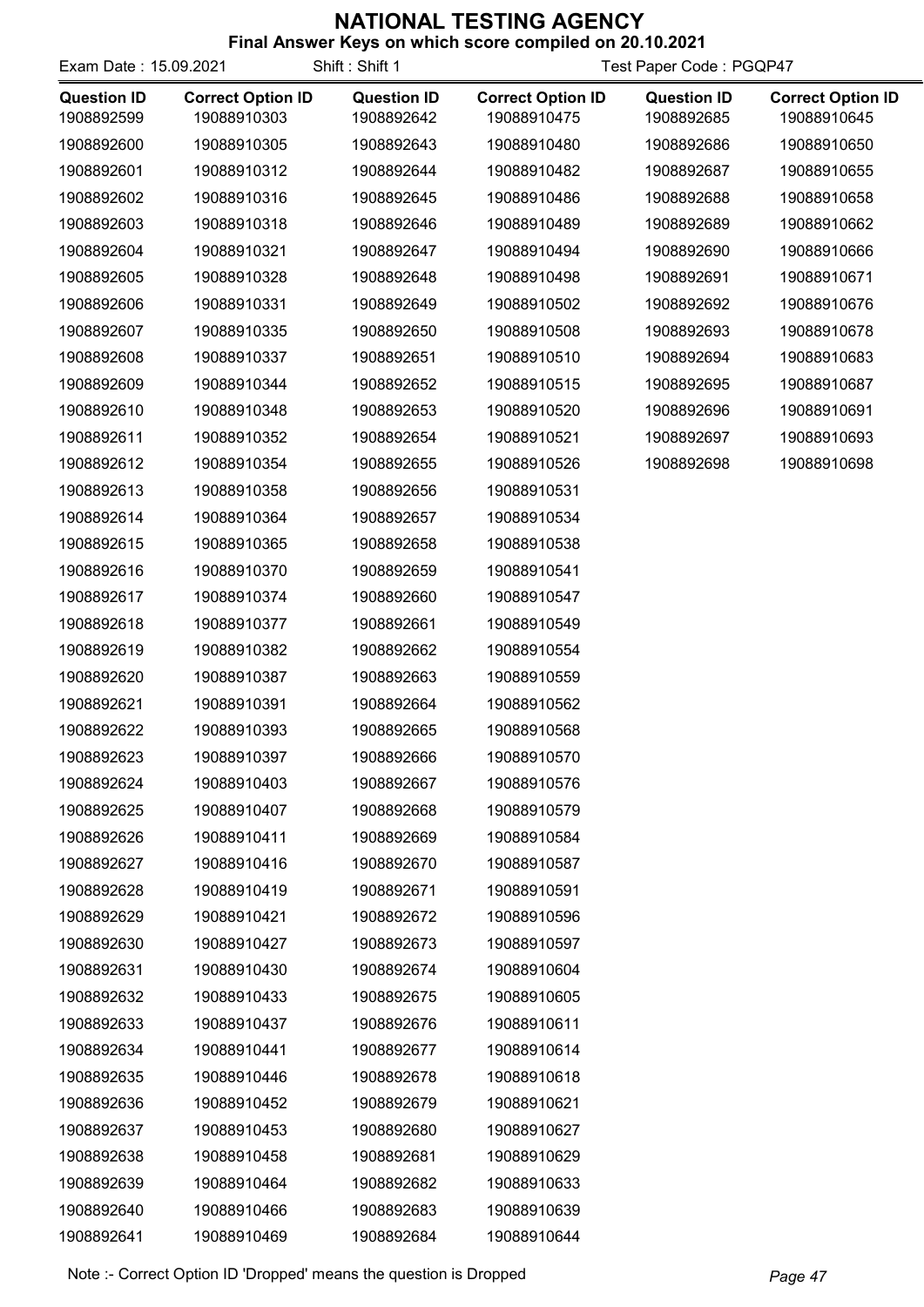# NATIONAL TESTING AGENCY

**Final Answer Keys on which score compiled on 20.10.2021**

Exam Date : 15.09.2021 Shift : Shift 1 Test Paper Code : PGQP47

| Question ID | Correct Option ID | Question ID | Correct Option ID | Question ID | Correct Option ID |
|---|---|---|---|---|---|
| 1908892599 | 19088910303 | 1908892642 | 19088910475 | 1908892685 | 19088910645 |
| 1908892600 | 19088910305 | 1908892643 | 19088910480 | 1908892686 | 19088910650 |
| 1908892601 | 19088910312 | 1908892644 | 19088910482 | 1908892687 | 19088910655 |
| 1908892602 | 19088910316 | 1908892645 | 19088910486 | 1908892688 | 19088910658 |
| 1908892603 | 19088910318 | 1908892646 | 19088910489 | 1908892689 | 19088910662 |
| 1908892604 | 19088910321 | 1908892647 | 19088910494 | 1908892690 | 19088910666 |
| 1908892605 | 19088910328 | 1908892648 | 19088910498 | 1908892691 | 19088910671 |
| 1908892606 | 19088910331 | 1908892649 | 19088910502 | 1908892692 | 19088910676 |
| 1908892607 | 19088910335 | 1908892650 | 19088910508 | 1908892693 | 19088910678 |
| 1908892608 | 19088910337 | 1908892651 | 19088910510 | 1908892694 | 19088910683 |
| 1908892609 | 19088910344 | 1908892652 | 19088910515 | 1908892695 | 19088910687 |
| 1908892610 | 19088910348 | 1908892653 | 19088910520 | 1908892696 | 19088910691 |
| 1908892611 | 19088910352 | 1908892654 | 19088910521 | 1908892697 | 19088910693 |
| 1908892612 | 19088910354 | 1908892655 | 19088910526 | 1908892698 | 19088910698 |
| 1908892613 | 19088910358 | 1908892656 | 19088910531 | | |
| 1908892614 | 19088910364 | 1908892657 | 19088910534 | | |
| 1908892615 | 19088910365 | 1908892658 | 19088910538 | | |
| 1908892616 | 19088910370 | 1908892659 | 19088910541 | | |
| 1908892617 | 19088910374 | 1908892660 | 19088910547 | | |
| 1908892618 | 19088910377 | 1908892661 | 19088910549 | | |
| 1908892619 | 19088910382 | 1908892662 | 19088910554 | | |
| 1908892620 | 19088910387 | 1908892663 | 19088910559 | | |
| 1908892621 | 19088910391 | 1908892664 | 19088910562 | | |
| 1908892622 | 19088910393 | 1908892665 | 19088910568 | | |
| 1908892623 | 19088910397 | 1908892666 | 19088910570 | | |
| 1908892624 | 19088910403 | 1908892667 | 19088910576 | | |
| 1908892625 | 19088910407 | 1908892668 | 19088910579 | | |
| 1908892626 | 19088910411 | 1908892669 | 19088910584 | | |
| 1908892627 | 19088910416 | 1908892670 | 19088910587 | | |
| 1908892628 | 19088910419 | 1908892671 | 19088910591 | | |
| 1908892629 | 19088910421 | 1908892672 | 19088910596 | | |
| 1908892630 | 19088910427 | 1908892673 | 19088910597 | | |
| 1908892631 | 19088910430 | 1908892674 | 19088910604 | | |
| 1908892632 | 19088910433 | 1908892675 | 19088910605 | | |
| 1908892633 | 19088910437 | 1908892676 | 19088910611 | | |
| 1908892634 | 19088910441 | 1908892677 | 19088910614 | | |
| 1908892635 | 19088910446 | 1908892678 | 19088910618 | | |
| 1908892636 | 19088910452 | 1908892679 | 19088910621 | | |
| 1908892637 | 19088910453 | 1908892680 | 19088910627 | | |
| 1908892638 | 19088910458 | 1908892681 | 19088910629 | | |
| 1908892639 | 19088910464 | 1908892682 | 19088910633 | | |
| 1908892640 | 19088910466 | 1908892683 | 19088910639 | | |
| 1908892641 | 19088910469 | 1908892684 | 19088910644 | | |

Note :- Correct Option ID 'Dropped' means the question is Dropped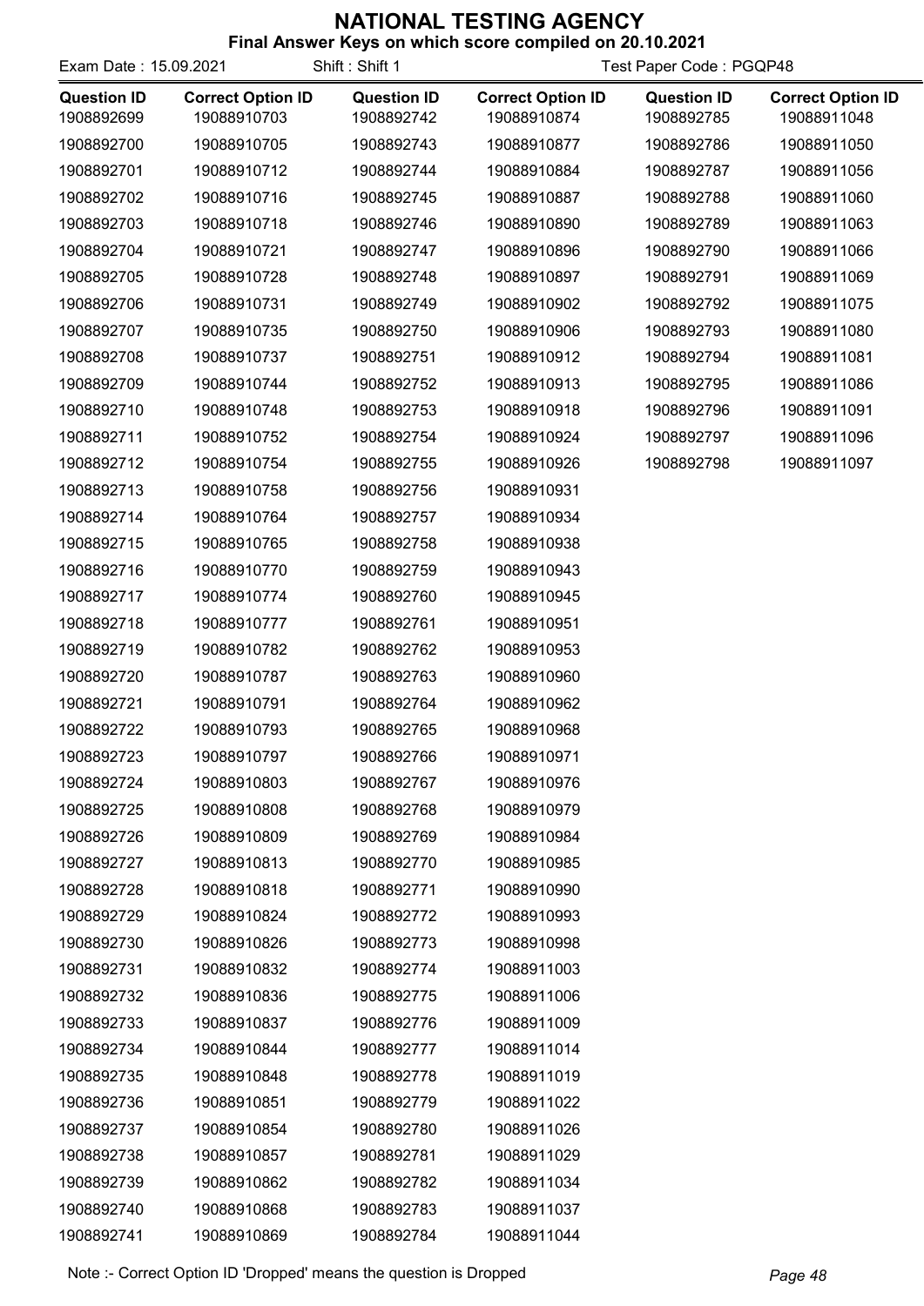# NATIONAL TESTING AGENCY

**Final Answer Keys on which score compiled on 20.10.2021**

Exam Date : 15.09.2021 Shift : Shift 1 Test Paper Code : PGQP48

| Question ID | Correct Option ID | Question ID | Correct Option ID | Question ID | Correct Option ID |
|---|---|---|---|---|---|
| 1908892699 | 19088910703 | 1908892742 | 19088910874 | 1908892785 | 19088911048 |
| 1908892700 | 19088910705 | 1908892743 | 19088910877 | 1908892786 | 19088911050 |
| 1908892701 | 19088910712 | 1908892744 | 19088910884 | 1908892787 | 19088911056 |
| 1908892702 | 19088910716 | 1908892745 | 19088910887 | 1908892788 | 19088911060 |
| 1908892703 | 19088910718 | 1908892746 | 19088910890 | 1908892789 | 19088911063 |
| 1908892704 | 19088910721 | 1908892747 | 19088910896 | 1908892790 | 19088911066 |
| 1908892705 | 19088910728 | 1908892748 | 19088910897 | 1908892791 | 19088911069 |
| 1908892706 | 19088910731 | 1908892749 | 19088910902 | 1908892792 | 19088911075 |
| 1908892707 | 19088910735 | 1908892750 | 19088910906 | 1908892793 | 19088911080 |
| 1908892708 | 19088910737 | 1908892751 | 19088910912 | 1908892794 | 19088911081 |
| 1908892709 | 19088910744 | 1908892752 | 19088910913 | 1908892795 | 19088911086 |
| 1908892710 | 19088910748 | 1908892753 | 19088910918 | 1908892796 | 19088911091 |
| 1908892711 | 19088910752 | 1908892754 | 19088910924 | 1908892797 | 19088911096 |
| 1908892712 | 19088910754 | 1908892755 | 19088910926 | 1908892798 | 19088911097 |
| 1908892713 | 19088910758 | 1908892756 | 19088910931 | | |
| 1908892714 | 19088910764 | 1908892757 | 19088910934 | | |
| 1908892715 | 19088910765 | 1908892758 | 19088910938 | | |
| 1908892716 | 19088910770 | 1908892759 | 19088910943 | | |
| 1908892717 | 19088910774 | 1908892760 | 19088910945 | | |
| 1908892718 | 19088910777 | 1908892761 | 19088910951 | | |
| 1908892719 | 19088910782 | 1908892762 | 19088910953 | | |
| 1908892720 | 19088910787 | 1908892763 | 19088910960 | | |
| 1908892721 | 19088910791 | 1908892764 | 19088910962 | | |
| 1908892722 | 19088910793 | 1908892765 | 19088910968 | | |
| 1908892723 | 19088910797 | 1908892766 | 19088910971 | | |
| 1908892724 | 19088910803 | 1908892767 | 19088910976 | | |
| 1908892725 | 19088910808 | 1908892768 | 19088910979 | | |
| 1908892726 | 19088910809 | 1908892769 | 19088910984 | | |
| 1908892727 | 19088910813 | 1908892770 | 19088910985 | | |
| 1908892728 | 19088910818 | 1908892771 | 19088910990 | | |
| 1908892729 | 19088910824 | 1908892772 | 19088910993 | | |
| 1908892730 | 19088910826 | 1908892773 | 19088910998 | | |
| 1908892731 | 19088910832 | 1908892774 | 19088911003 | | |
| 1908892732 | 19088910836 | 1908892775 | 19088911006 | | |
| 1908892733 | 19088910837 | 1908892776 | 19088911009 | | |
| 1908892734 | 19088910844 | 1908892777 | 19088911014 | | |
| 1908892735 | 19088910848 | 1908892778 | 19088911019 | | |
| 1908892736 | 19088910851 | 1908892779 | 19088911022 | | |
| 1908892737 | 19088910854 | 1908892780 | 19088911026 | | |
| 1908892738 | 19088910857 | 1908892781 | 19088911029 | | |
| 1908892739 | 19088910862 | 1908892782 | 19088911034 | | |
| 1908892740 | 19088910868 | 1908892783 | 19088911037 | | |
| 1908892741 | 19088910869 | 1908892784 | 19088911044 | | |

Note :- Correct Option ID 'Dropped' means the question is Dropped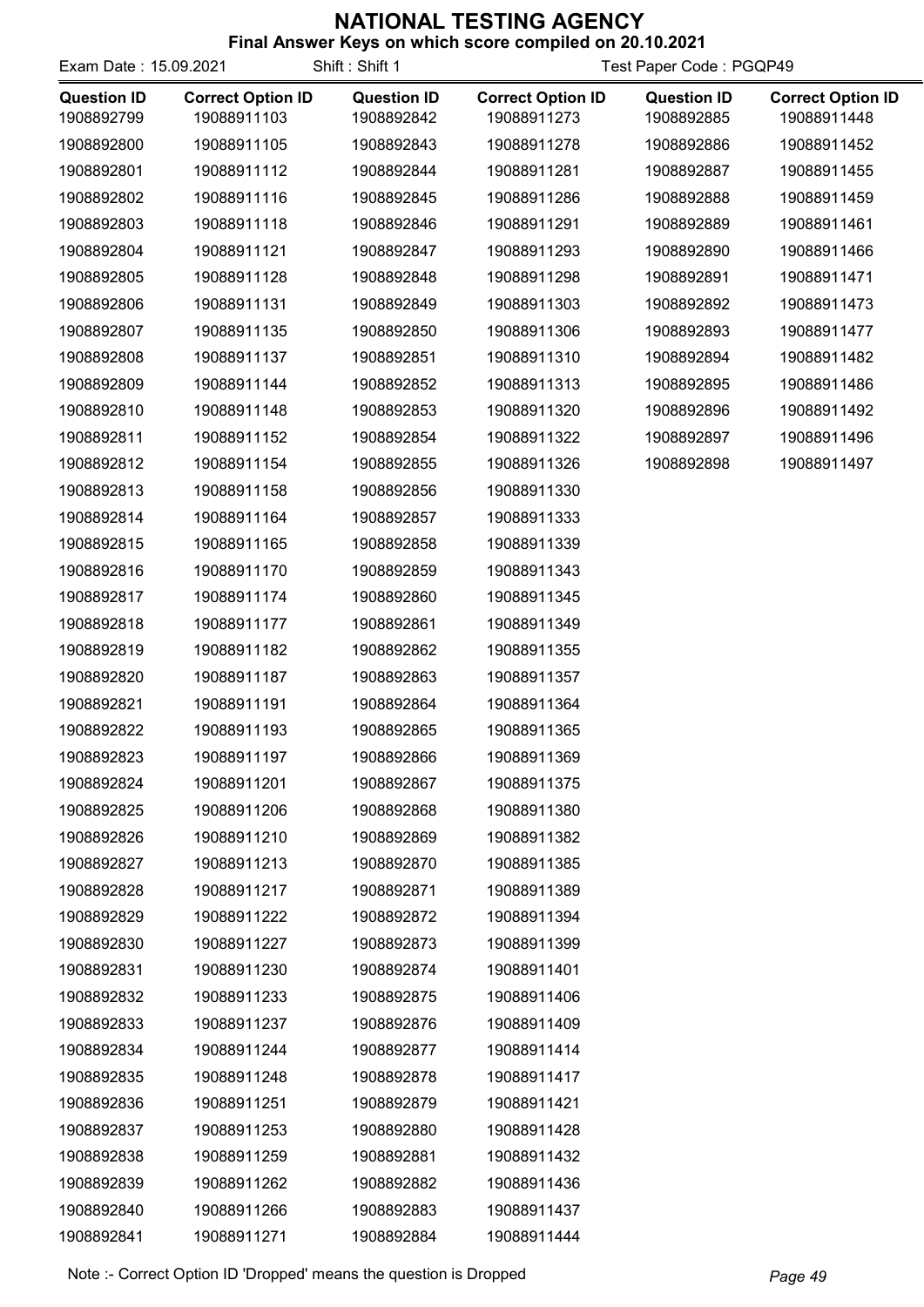# NATIONAL TESTING AGENCY

**Final Answer Keys on which score compiled on 20.10.2021**

Exam Date : 15.09.2021 | Shift : Shift 1 | Test Paper Code : PGQP49

| Question ID | Correct Option ID | Question ID | Correct Option ID | Question ID | Correct Option ID |
|---|---|---|---|---|---|
| 1908892799 | 19088911103 | 1908892842 | 19088911273 | 1908892885 | 19088911448 |
| 1908892800 | 19088911105 | 1908892843 | 19088911278 | 1908892886 | 19088911452 |
| 1908892801 | 19088911112 | 1908892844 | 19088911281 | 1908892887 | 19088911455 |
| 1908892802 | 19088911116 | 1908892845 | 19088911286 | 1908892888 | 19088911459 |
| 1908892803 | 19088911118 | 1908892846 | 19088911291 | 1908892889 | 19088911461 |
| 1908892804 | 19088911121 | 1908892847 | 19088911293 | 1908892890 | 19088911466 |
| 1908892805 | 19088911128 | 1908892848 | 19088911298 | 1908892891 | 19088911471 |
| 1908892806 | 19088911131 | 1908892849 | 19088911303 | 1908892892 | 19088911473 |
| 1908892807 | 19088911135 | 1908892850 | 19088911306 | 1908892893 | 19088911477 |
| 1908892808 | 19088911137 | 1908892851 | 19088911310 | 1908892894 | 19088911482 |
| 1908892809 | 19088911144 | 1908892852 | 19088911313 | 1908892895 | 19088911486 |
| 1908892810 | 19088911148 | 1908892853 | 19088911320 | 1908892896 | 19088911492 |
| 1908892811 | 19088911152 | 1908892854 | 19088911322 | 1908892897 | 19088911496 |
| 1908892812 | 19088911154 | 1908892855 | 19088911326 | 1908892898 | 19088911497 |
| 1908892813 | 19088911158 | 1908892856 | 19088911330 | | |
| 1908892814 | 19088911164 | 1908892857 | 19088911333 | | |
| 1908892815 | 19088911165 | 1908892858 | 19088911339 | | |
| 1908892816 | 19088911170 | 1908892859 | 19088911343 | | |
| 1908892817 | 19088911174 | 1908892860 | 19088911345 | | |
| 1908892818 | 19088911177 | 1908892861 | 19088911349 | | |
| 1908892819 | 19088911182 | 1908892862 | 19088911355 | | |
| 1908892820 | 19088911187 | 1908892863 | 19088911357 | | |
| 1908892821 | 19088911191 | 1908892864 | 19088911364 | | |
| 1908892822 | 19088911193 | 1908892865 | 19088911365 | | |
| 1908892823 | 19088911197 | 1908892866 | 19088911369 | | |
| 1908892824 | 19088911201 | 1908892867 | 19088911375 | | |
| 1908892825 | 19088911206 | 1908892868 | 19088911380 | | |
| 1908892826 | 19088911210 | 1908892869 | 19088911382 | | |
| 1908892827 | 19088911213 | 1908892870 | 19088911385 | | |
| 1908892828 | 19088911217 | 1908892871 | 19088911389 | | |
| 1908892829 | 19088911222 | 1908892872 | 19088911394 | | |
| 1908892830 | 19088911227 | 1908892873 | 19088911399 | | |
| 1908892831 | 19088911230 | 1908892874 | 19088911401 | | |
| 1908892832 | 19088911233 | 1908892875 | 19088911406 | | |
| 1908892833 | 19088911237 | 1908892876 | 19088911409 | | |
| 1908892834 | 19088911244 | 1908892877 | 19088911414 | | |
| 1908892835 | 19088911248 | 1908892878 | 19088911417 | | |
| 1908892836 | 19088911251 | 1908892879 | 19088911421 | | |
| 1908892837 | 19088911253 | 1908892880 | 19088911428 | | |
| 1908892838 | 19088911259 | 1908892881 | 19088911432 | | |
| 1908892839 | 19088911262 | 1908892882 | 19088911436 | | |
| 1908892840 | 19088911266 | 1908892883 | 19088911437 | | |
| 1908892841 | 19088911271 | 1908892884 | 19088911444 | | |

Note :- Correct Option ID 'Dropped' means the question is Dropped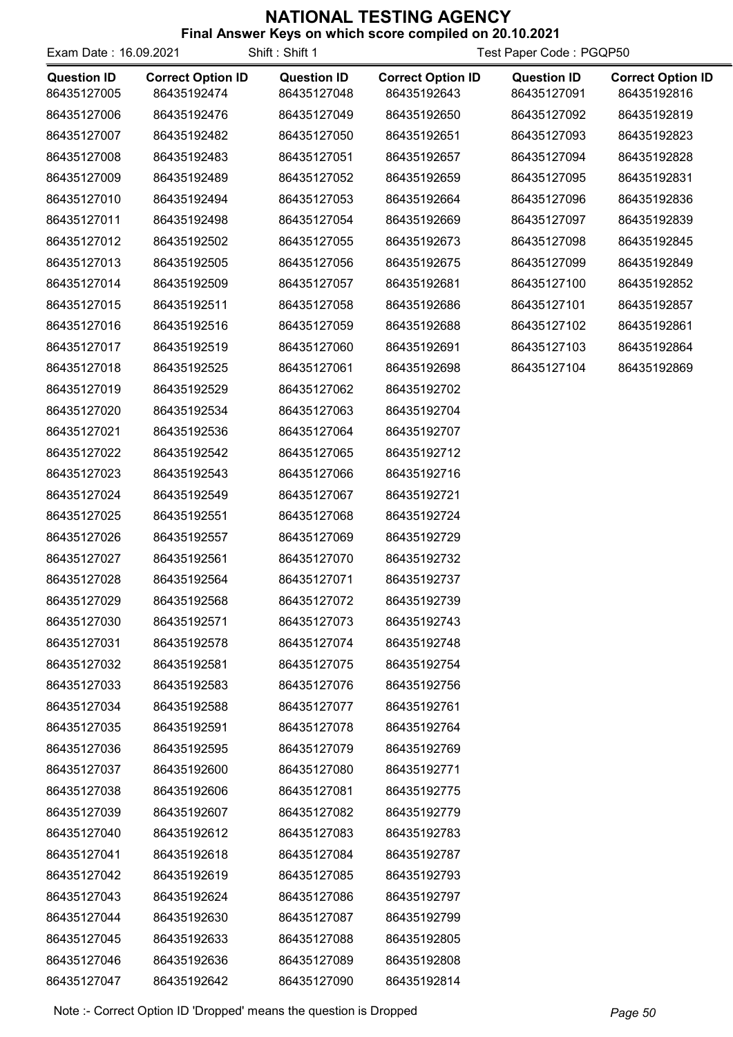# NATIONAL TESTING AGENCY

**Final Answer Keys on which score compiled on 20.10.2021**

Exam Date : 16.09.2021 Shift : Shift 1 Test Paper Code : PGQP50

| Question ID | Correct Option ID | Question ID | Correct Option ID | Question ID | Correct Option ID |
|---|---|---|---|---|---|
| 86435127005 | 86435192474 | 86435127048 | 86435192643 | 86435127091 | 86435192816 |
| 86435127006 | 86435192476 | 86435127049 | 86435192650 | 86435127092 | 86435192819 |
| 86435127007 | 86435192482 | 86435127050 | 86435192651 | 86435127093 | 86435192823 |
| 86435127008 | 86435192483 | 86435127051 | 86435192657 | 86435127094 | 86435192828 |
| 86435127009 | 86435192489 | 86435127052 | 86435192659 | 86435127095 | 86435192831 |
| 86435127010 | 86435192494 | 86435127053 | 86435192664 | 86435127096 | 86435192836 |
| 86435127011 | 86435192498 | 86435127054 | 86435192669 | 86435127097 | 86435192839 |
| 86435127012 | 86435192502 | 86435127055 | 86435192673 | 86435127098 | 86435192845 |
| 86435127013 | 86435192505 | 86435127056 | 86435192675 | 86435127099 | 86435192849 |
| 86435127014 | 86435192509 | 86435127057 | 86435192681 | 86435127100 | 86435192852 |
| 86435127015 | 86435192511 | 86435127058 | 86435192686 | 86435127101 | 86435192857 |
| 86435127016 | 86435192516 | 86435127059 | 86435192688 | 86435127102 | 86435192861 |
| 86435127017 | 86435192519 | 86435127060 | 86435192691 | 86435127103 | 86435192864 |
| 86435127018 | 86435192525 | 86435127061 | 86435192698 | 86435127104 | 86435192869 |
| 86435127019 | 86435192529 | 86435127062 | 86435192702 | | |
| 86435127020 | 86435192534 | 86435127063 | 86435192704 | | |
| 86435127021 | 86435192536 | 86435127064 | 86435192707 | | |
| 86435127022 | 86435192542 | 86435127065 | 86435192712 | | |
| 86435127023 | 86435192543 | 86435127066 | 86435192716 | | |
| 86435127024 | 86435192549 | 86435127067 | 86435192721 | | |
| 86435127025 | 86435192551 | 86435127068 | 86435192724 | | |
| 86435127026 | 86435192557 | 86435127069 | 86435192729 | | |
| 86435127027 | 86435192561 | 86435127070 | 86435192732 | | |
| 86435127028 | 86435192564 | 86435127071 | 86435192737 | | |
| 86435127029 | 86435192568 | 86435127072 | 86435192739 | | |
| 86435127030 | 86435192571 | 86435127073 | 86435192743 | | |
| 86435127031 | 86435192578 | 86435127074 | 86435192748 | | |
| 86435127032 | 86435192581 | 86435127075 | 86435192754 | | |
| 86435127033 | 86435192583 | 86435127076 | 86435192756 | | |
| 86435127034 | 86435192588 | 86435127077 | 86435192761 | | |
| 86435127035 | 86435192591 | 86435127078 | 86435192764 | | |
| 86435127036 | 86435192595 | 86435127079 | 86435192769 | | |
| 86435127037 | 86435192600 | 86435127080 | 86435192771 | | |
| 86435127038 | 86435192606 | 86435127081 | 86435192775 | | |
| 86435127039 | 86435192607 | 86435127082 | 86435192779 | | |
| 86435127040 | 86435192612 | 86435127083 | 86435192783 | | |
| 86435127041 | 86435192618 | 86435127084 | 86435192787 | | |
| 86435127042 | 86435192619 | 86435127085 | 86435192793 | | |
| 86435127043 | 86435192624 | 86435127086 | 86435192797 | | |
| 86435127044 | 86435192630 | 86435127087 | 86435192799 | | |
| 86435127045 | 86435192633 | 86435127088 | 86435192805 | | |
| 86435127046 | 86435192636 | 86435127089 | 86435192808 | | |
| 86435127047 | 86435192642 | 86435127090 | 86435192814 | | |

Note :- Correct Option ID 'Dropped' means the question is Dropped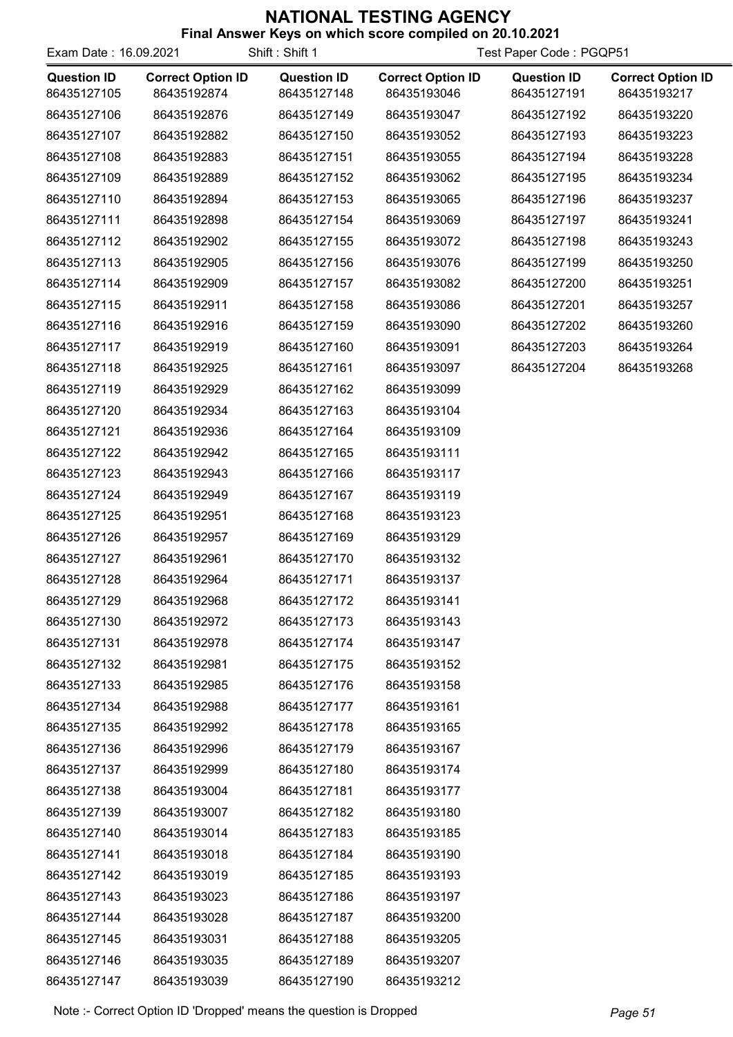# NATIONAL TESTING AGENCY

**Final Answer Keys on which score compiled on 20.10.2021**

Exam Date : 16.09.2021 Shift : Shift 1 Test Paper Code : PGQP51

| Question ID | Correct Option ID | Question ID | Correct Option ID | Question ID | Correct Option ID |
|---|---|---|---|---|---|
| 86435127105 | 86435192874 | 86435127148 | 86435193046 | 86435127191 | 86435193217 |
| 86435127106 | 86435192876 | 86435127149 | 86435193047 | 86435127192 | 86435193220 |
| 86435127107 | 86435192882 | 86435127150 | 86435193052 | 86435127193 | 86435193223 |
| 86435127108 | 86435192883 | 86435127151 | 86435193055 | 86435127194 | 86435193228 |
| 86435127109 | 86435192889 | 86435127152 | 86435193062 | 86435127195 | 86435193234 |
| 86435127110 | 86435192894 | 86435127153 | 86435193065 | 86435127196 | 86435193237 |
| 86435127111 | 86435192898 | 86435127154 | 86435193069 | 86435127197 | 86435193241 |
| 86435127112 | 86435192902 | 86435127155 | 86435193072 | 86435127198 | 86435193243 |
| 86435127113 | 86435192905 | 86435127156 | 86435193076 | 86435127199 | 86435193250 |
| 86435127114 | 86435192909 | 86435127157 | 86435193082 | 86435127200 | 86435193251 |
| 86435127115 | 86435192911 | 86435127158 | 86435193086 | 86435127201 | 86435193257 |
| 86435127116 | 86435192916 | 86435127159 | 86435193090 | 86435127202 | 86435193260 |
| 86435127117 | 86435192919 | 86435127160 | 86435193091 | 86435127203 | 86435193264 |
| 86435127118 | 86435192925 | 86435127161 | 86435193097 | 86435127204 | 86435193268 |
| 86435127119 | 86435192929 | 86435127162 | 86435193099 | | |
| 86435127120 | 86435192934 | 86435127163 | 86435193104 | | |
| 86435127121 | 86435192936 | 86435127164 | 86435193109 | | |
| 86435127122 | 86435192942 | 86435127165 | 86435193111 | | |
| 86435127123 | 86435192943 | 86435127166 | 86435193117 | | |
| 86435127124 | 86435192949 | 86435127167 | 86435193119 | | |
| 86435127125 | 86435192951 | 86435127168 | 86435193123 | | |
| 86435127126 | 86435192957 | 86435127169 | 86435193129 | | |
| 86435127127 | 86435192961 | 86435127170 | 86435193132 | | |
| 86435127128 | 86435192964 | 86435127171 | 86435193137 | | |
| 86435127129 | 86435192968 | 86435127172 | 86435193141 | | |
| 86435127130 | 86435192972 | 86435127173 | 86435193143 | | |
| 86435127131 | 86435192978 | 86435127174 | 86435193147 | | |
| 86435127132 | 86435192981 | 86435127175 | 86435193152 | | |
| 86435127133 | 86435192985 | 86435127176 | 86435193158 | | |
| 86435127134 | 86435192988 | 86435127177 | 86435193161 | | |
| 86435127135 | 86435192992 | 86435127178 | 86435193165 | | |
| 86435127136 | 86435192996 | 86435127179 | 86435193167 | | |
| 86435127137 | 86435192999 | 86435127180 | 86435193174 | | |
| 86435127138 | 86435193004 | 86435127181 | 86435193177 | | |
| 86435127139 | 86435193007 | 86435127182 | 86435193180 | | |
| 86435127140 | 86435193014 | 86435127183 | 86435193185 | | |
| 86435127141 | 86435193018 | 86435127184 | 86435193190 | | |
| 86435127142 | 86435193019 | 86435127185 | 86435193193 | | |
| 86435127143 | 86435193023 | 86435127186 | 86435193197 | | |
| 86435127144 | 86435193028 | 86435127187 | 86435193200 | | |
| 86435127145 | 86435193031 | 86435127188 | 86435193205 | | |
| 86435127146 | 86435193035 | 86435127189 | 86435193207 | | |
| 86435127147 | 86435193039 | 86435127190 | 86435193212 | | |

Note :- Correct Option ID 'Dropped' means the question is Dropped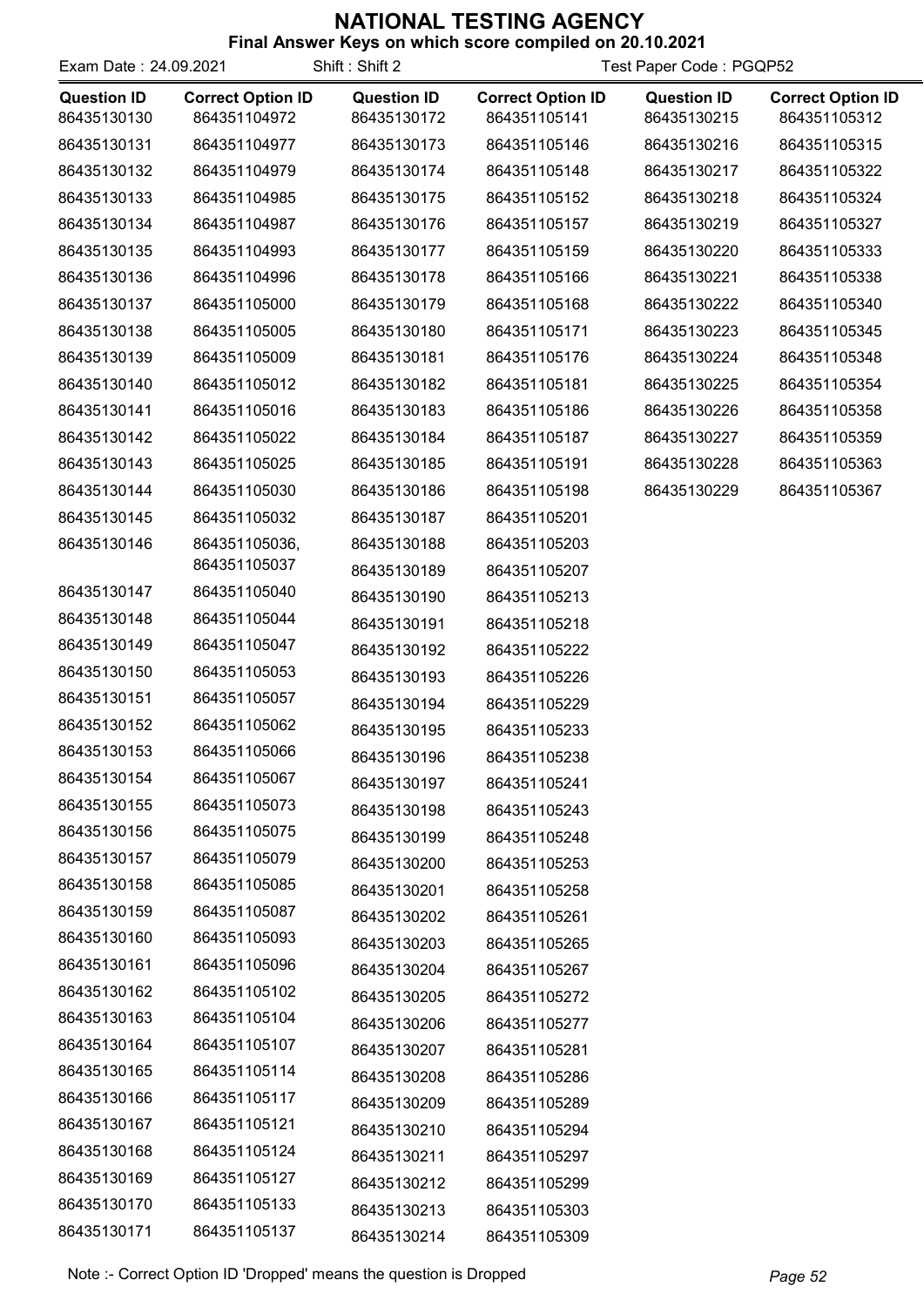# NATIONAL TESTING AGENCY

**Final Answer Keys on which score compiled on 20.10.2021**

Exam Date : 24.09.2021 | Shift : Shift 2 | Test Paper Code : PGQP52

| Question ID | Correct Option ID | Question ID | Correct Option ID | Question ID | Correct Option ID |
|---|---|---|---|---|---|
| 86435130130 | 864351104972 | 86435130172 | 864351105141 | 86435130215 | 864351105312 |
| 86435130131 | 864351104977 | 86435130173 | 864351105146 | 86435130216 | 864351105315 |
| 86435130132 | 864351104979 | 86435130174 | 864351105148 | 86435130217 | 864351105322 |
| 86435130133 | 864351104985 | 86435130175 | 864351105152 | 86435130218 | 864351105324 |
| 86435130134 | 864351104987 | 86435130176 | 864351105157 | 86435130219 | 864351105327 |
| 86435130135 | 864351104993 | 86435130177 | 864351105159 | 86435130220 | 864351105333 |
| 86435130136 | 864351104996 | 86435130178 | 864351105166 | 86435130221 | 864351105338 |
| 86435130137 | 864351105000 | 86435130179 | 864351105168 | 86435130222 | 864351105340 |
| 86435130138 | 864351105005 | 86435130180 | 864351105171 | 86435130223 | 864351105345 |
| 86435130139 | 864351105009 | 86435130181 | 864351105176 | 86435130224 | 864351105348 |
| 86435130140 | 864351105012 | 86435130182 | 864351105181 | 86435130225 | 864351105354 |
| 86435130141 | 864351105016 | 86435130183 | 864351105186 | 86435130226 | 864351105358 |
| 86435130142 | 864351105022 | 86435130184 | 864351105187 | 86435130227 | 864351105359 |
| 86435130143 | 864351105025 | 86435130185 | 864351105191 | 86435130228 | 864351105363 |
| 86435130144 | 864351105030 | 86435130186 | 864351105198 | 86435130229 | 864351105367 |
| 86435130145 | 864351105032 | 86435130187 | 864351105201 | | |
| 86435130146 | 864351105036, 864351105037 | 86435130188 | 864351105203 | | |
| | | 86435130189 | 864351105207 | | |
| 86435130147 | 864351105040 | 86435130190 | 864351105213 | | |
| 86435130148 | 864351105044 | 86435130191 | 864351105218 | | |
| 86435130149 | 864351105047 | 86435130192 | 864351105222 | | |
| 86435130150 | 864351105053 | 86435130193 | 864351105226 | | |
| 86435130151 | 864351105057 | 86435130194 | 864351105229 | | |
| 86435130152 | 864351105062 | 86435130195 | 864351105233 | | |
| 86435130153 | 864351105066 | 86435130196 | 864351105238 | | |
| 86435130154 | 864351105067 | 86435130197 | 864351105241 | | |
| 86435130155 | 864351105073 | 86435130198 | 864351105243 | | |
| 86435130156 | 864351105075 | 86435130199 | 864351105248 | | |
| 86435130157 | 864351105079 | 86435130200 | 864351105253 | | |
| 86435130158 | 864351105085 | 86435130201 | 864351105258 | | |
| 86435130159 | 864351105087 | 86435130202 | 864351105261 | | |
| 86435130160 | 864351105093 | 86435130203 | 864351105265 | | |
| 86435130161 | 864351105096 | 86435130204 | 864351105267 | | |
| 86435130162 | 864351105102 | 86435130205 | 864351105272 | | |
| 86435130163 | 864351105104 | 86435130206 | 864351105277 | | |
| 86435130164 | 864351105107 | 86435130207 | 864351105281 | | |
| 86435130165 | 864351105114 | 86435130208 | 864351105286 | | |
| 86435130166 | 864351105117 | 86435130209 | 864351105289 | | |
| 86435130167 | 864351105121 | 86435130210 | 864351105294 | | |
| 86435130168 | 864351105124 | 86435130211 | 864351105297 | | |
| 86435130169 | 864351105127 | 86435130212 | 864351105299 | | |
| 86435130170 | 864351105133 | 86435130213 | 864351105303 | | |
| 86435130171 | 864351105137 | 86435130214 | 864351105309 | | |

Note :- Correct Option ID 'Dropped' means the question is Dropped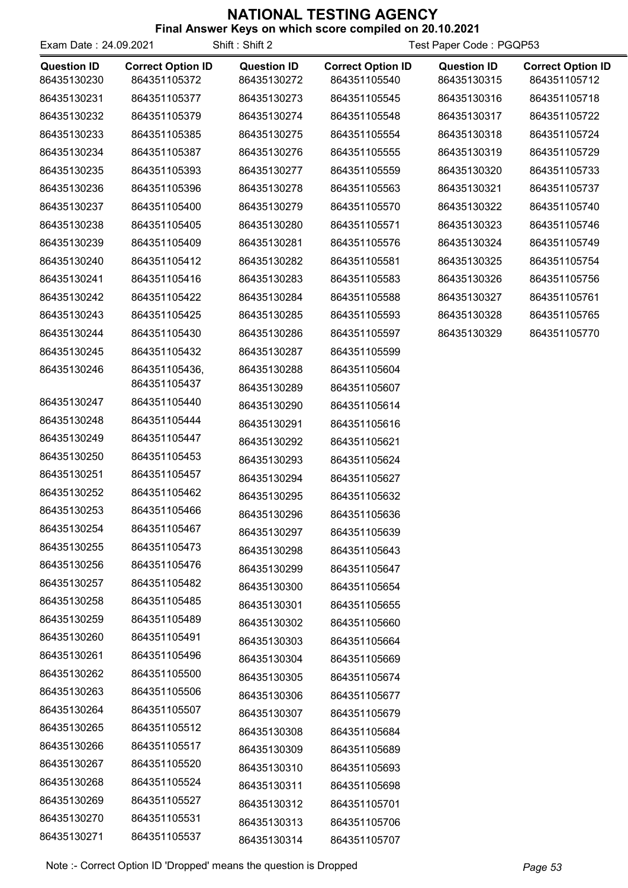# NATIONAL TESTING AGENCY

**Final Answer Keys on which score compiled on 20.10.2021**

Exam Date : 24.09.2021 Shift : Shift 2 Test Paper Code : PGQP53

| Question ID | Correct Option ID | Question ID | Correct Option ID | Question ID | Correct Option ID |
|---|---|---|---|---|---|
| 86435130230 | 864351105372 | 86435130272 | 864351105540 | 86435130315 | 864351105712 |
| 86435130231 | 864351105377 | 86435130273 | 864351105545 | 86435130316 | 864351105718 |
| 86435130232 | 864351105379 | 86435130274 | 864351105548 | 86435130317 | 864351105722 |
| 86435130233 | 864351105385 | 86435130275 | 864351105554 | 86435130318 | 864351105724 |
| 86435130234 | 864351105387 | 86435130276 | 864351105555 | 86435130319 | 864351105729 |
| 86435130235 | 864351105393 | 86435130277 | 864351105559 | 86435130320 | 864351105733 |
| 86435130236 | 864351105396 | 86435130278 | 864351105563 | 86435130321 | 864351105737 |
| 86435130237 | 864351105400 | 86435130279 | 864351105570 | 86435130322 | 864351105740 |
| 86435130238 | 864351105405 | 86435130280 | 864351105571 | 86435130323 | 864351105746 |
| 86435130239 | 864351105409 | 86435130281 | 864351105576 | 86435130324 | 864351105749 |
| 86435130240 | 864351105412 | 86435130282 | 864351105581 | 86435130325 | 864351105754 |
| 86435130241 | 864351105416 | 86435130283 | 864351105583 | 86435130326 | 864351105756 |
| 86435130242 | 864351105422 | 86435130284 | 864351105588 | 86435130327 | 864351105761 |
| 86435130243 | 864351105425 | 86435130285 | 864351105593 | 86435130328 | 864351105765 |
| 86435130244 | 864351105430 | 86435130286 | 864351105597 | 86435130329 | 864351105770 |
| 86435130245 | 864351105432 | 86435130287 | 864351105599 | | |
| 86435130246 | 864351105436, 864351105437 | 86435130288 | 864351105604 | | |
| | | 86435130289 | 864351105607 | | |
| 86435130247 | 864351105440 | 86435130290 | 864351105614 | | |
| 86435130248 | 864351105444 | 86435130291 | 864351105616 | | |
| 86435130249 | 864351105447 | 86435130292 | 864351105621 | | |
| 86435130250 | 864351105453 | 86435130293 | 864351105624 | | |
| 86435130251 | 864351105457 | 86435130294 | 864351105627 | | |
| 86435130252 | 864351105462 | 86435130295 | 864351105632 | | |
| 86435130253 | 864351105466 | 86435130296 | 864351105636 | | |
| 86435130254 | 864351105467 | 86435130297 | 864351105639 | | |
| 86435130255 | 864351105473 | 86435130298 | 864351105643 | | |
| 86435130256 | 864351105476 | 86435130299 | 864351105647 | | |
| 86435130257 | 864351105482 | 86435130300 | 864351105654 | | |
| 86435130258 | 864351105485 | 86435130301 | 864351105655 | | |
| 86435130259 | 864351105489 | 86435130302 | 864351105660 | | |
| 86435130260 | 864351105491 | 86435130303 | 864351105664 | | |
| 86435130261 | 864351105496 | 86435130304 | 864351105669 | | |
| 86435130262 | 864351105500 | 86435130305 | 864351105674 | | |
| 86435130263 | 864351105506 | 86435130306 | 864351105677 | | |
| 86435130264 | 864351105507 | 86435130307 | 864351105679 | | |
| 86435130265 | 864351105512 | 86435130308 | 864351105684 | | |
| 86435130266 | 864351105517 | 86435130309 | 864351105689 | | |
| 86435130267 | 864351105520 | 86435130310 | 864351105693 | | |
| 86435130268 | 864351105524 | 86435130311 | 864351105698 | | |
| 86435130269 | 864351105527 | 86435130312 | 864351105701 | | |
| 86435130270 | 864351105531 | 86435130313 | 864351105706 | | |
| 86435130271 | 864351105537 | 86435130314 | 864351105707 | | |

Note :- Correct Option ID 'Dropped' means the question is Dropped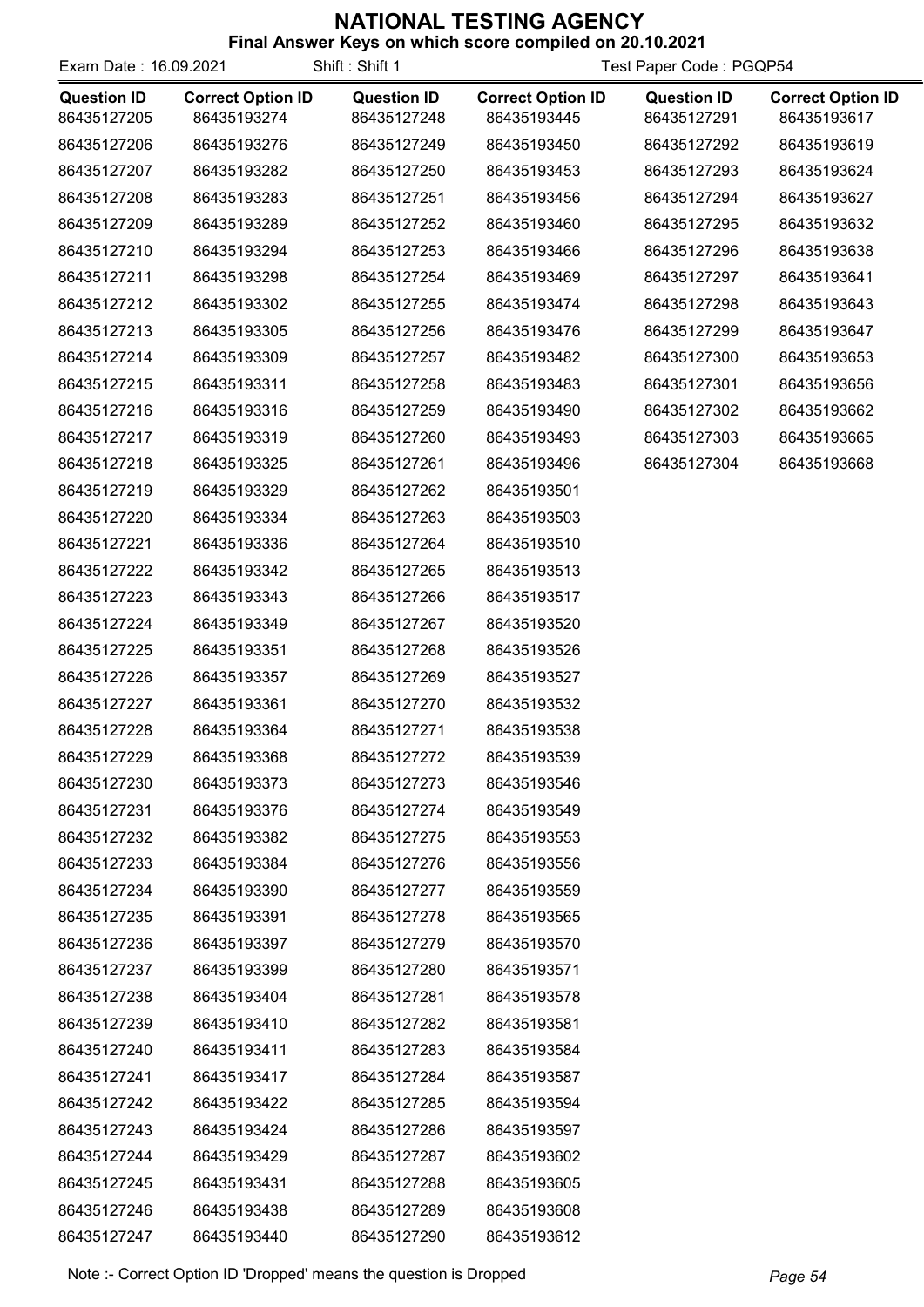# NATIONAL TESTING AGENCY

**Final Answer Keys on which score compiled on 20.10.2021**

Exam Date : 16.09.2021 Shift : Shift 1 Test Paper Code : PGQP54

| Question ID | Correct Option ID | Question ID | Correct Option ID | Question ID | Correct Option ID |
|---|---|---|---|---|---|
| 86435127205 | 86435193274 | 86435127248 | 86435193445 | 86435127291 | 86435193617 |
| 86435127206 | 86435193276 | 86435127249 | 86435193450 | 86435127292 | 86435193619 |
| 86435127207 | 86435193282 | 86435127250 | 86435193453 | 86435127293 | 86435193624 |
| 86435127208 | 86435193283 | 86435127251 | 86435193456 | 86435127294 | 86435193627 |
| 86435127209 | 86435193289 | 86435127252 | 86435193460 | 86435127295 | 86435193632 |
| 86435127210 | 86435193294 | 86435127253 | 86435193466 | 86435127296 | 86435193638 |
| 86435127211 | 86435193298 | 86435127254 | 86435193469 | 86435127297 | 86435193641 |
| 86435127212 | 86435193302 | 86435127255 | 86435193474 | 86435127298 | 86435193643 |
| 86435127213 | 86435193305 | 86435127256 | 86435193476 | 86435127299 | 86435193647 |
| 86435127214 | 86435193309 | 86435127257 | 86435193482 | 86435127300 | 86435193653 |
| 86435127215 | 86435193311 | 86435127258 | 86435193483 | 86435127301 | 86435193656 |
| 86435127216 | 86435193316 | 86435127259 | 86435193490 | 86435127302 | 86435193662 |
| 86435127217 | 86435193319 | 86435127260 | 86435193493 | 86435127303 | 86435193665 |
| 86435127218 | 86435193325 | 86435127261 | 86435193496 | 86435127304 | 86435193668 |
| 86435127219 | 86435193329 | 86435127262 | 86435193501 | | |
| 86435127220 | 86435193334 | 86435127263 | 86435193503 | | |
| 86435127221 | 86435193336 | 86435127264 | 86435193510 | | |
| 86435127222 | 86435193342 | 86435127265 | 86435193513 | | |
| 86435127223 | 86435193343 | 86435127266 | 86435193517 | | |
| 86435127224 | 86435193349 | 86435127267 | 86435193520 | | |
| 86435127225 | 86435193351 | 86435127268 | 86435193526 | | |
| 86435127226 | 86435193357 | 86435127269 | 86435193527 | | |
| 86435127227 | 86435193361 | 86435127270 | 86435193532 | | |
| 86435127228 | 86435193364 | 86435127271 | 86435193538 | | |
| 86435127229 | 86435193368 | 86435127272 | 86435193539 | | |
| 86435127230 | 86435193373 | 86435127273 | 86435193546 | | |
| 86435127231 | 86435193376 | 86435127274 | 86435193549 | | |
| 86435127232 | 86435193382 | 86435127275 | 86435193553 | | |
| 86435127233 | 86435193384 | 86435127276 | 86435193556 | | |
| 86435127234 | 86435193390 | 86435127277 | 86435193559 | | |
| 86435127235 | 86435193391 | 86435127278 | 86435193565 | | |
| 86435127236 | 86435193397 | 86435127279 | 86435193570 | | |
| 86435127237 | 86435193399 | 86435127280 | 86435193571 | | |
| 86435127238 | 86435193404 | 86435127281 | 86435193578 | | |
| 86435127239 | 86435193410 | 86435127282 | 86435193581 | | |
| 86435127240 | 86435193411 | 86435127283 | 86435193584 | | |
| 86435127241 | 86435193417 | 86435127284 | 86435193587 | | |
| 86435127242 | 86435193422 | 86435127285 | 86435193594 | | |
| 86435127243 | 86435193424 | 86435127286 | 86435193597 | | |
| 86435127244 | 86435193429 | 86435127287 | 86435193602 | | |
| 86435127245 | 86435193431 | 86435127288 | 86435193605 | | |
| 86435127246 | 86435193438 | 86435127289 | 86435193608 | | |
| 86435127247 | 86435193440 | 86435127290 | 86435193612 | | |

Note :- Correct Option ID 'Dropped' means the question is Dropped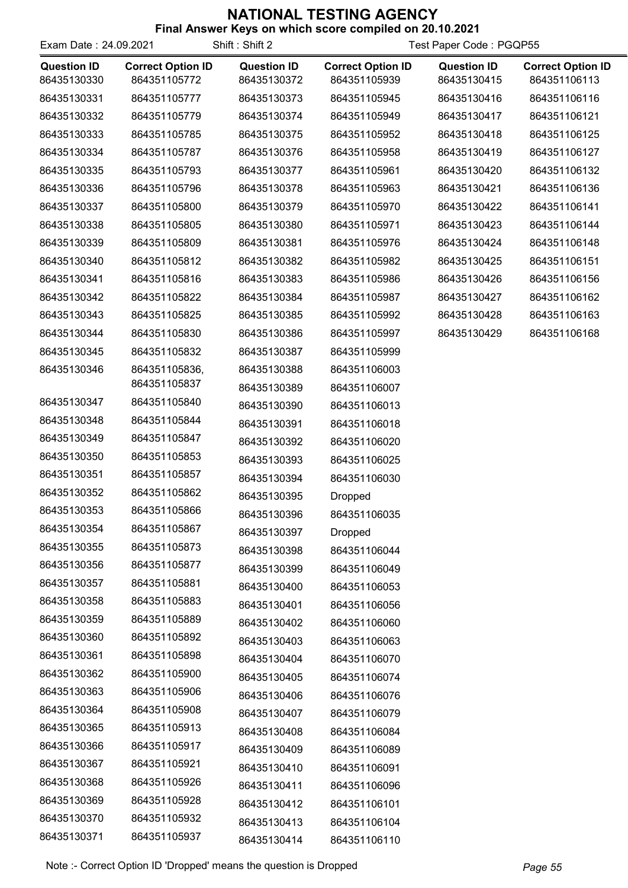# NATIONAL TESTING AGENCY

**Final Answer Keys on which score compiled on 20.10.2021**

Exam Date : 24.09.2021 | Shift : Shift 2 | Test Paper Code : PGQP55

| Question ID | Correct Option ID | Question ID | Correct Option ID | Question ID | Correct Option ID |
|---|---|---|---|---|---|
| 86435130330 | 864351105772 | 86435130372 | 864351105939 | 86435130415 | 864351106113 |
| 86435130331 | 864351105777 | 86435130373 | 864351105945 | 86435130416 | 864351106116 |
| 86435130332 | 864351105779 | 86435130374 | 864351105949 | 86435130417 | 864351106121 |
| 86435130333 | 864351105785 | 86435130375 | 864351105952 | 86435130418 | 864351106125 |
| 86435130334 | 864351105787 | 86435130376 | 864351105958 | 86435130419 | 864351106127 |
| 86435130335 | 864351105793 | 86435130377 | 864351105961 | 86435130420 | 864351106132 |
| 86435130336 | 864351105796 | 86435130378 | 864351105963 | 86435130421 | 864351106136 |
| 86435130337 | 864351105800 | 86435130379 | 864351105970 | 86435130422 | 864351106141 |
| 86435130338 | 864351105805 | 86435130380 | 864351105971 | 86435130423 | 864351106144 |
| 86435130339 | 864351105809 | 86435130381 | 864351105976 | 86435130424 | 864351106148 |
| 86435130340 | 864351105812 | 86435130382 | 864351105982 | 86435130425 | 864351106151 |
| 86435130341 | 864351105816 | 86435130383 | 864351105986 | 86435130426 | 864351106156 |
| 86435130342 | 864351105822 | 86435130384 | 864351105987 | 86435130427 | 864351106162 |
| 86435130343 | 864351105825 | 86435130385 | 864351105992 | 86435130428 | 864351106163 |
| 86435130344 | 864351105830 | 86435130386 | 864351105997 | 86435130429 | 864351106168 |
| 86435130345 | 864351105832 | 86435130387 | 864351105999 | | |
| 86435130346 | 864351105836, 864351105837 | 86435130388 | 864351106003 | | |
| | | 86435130389 | 864351106007 | | |
| 86435130347 | 864351105840 | 86435130390 | 864351106013 | | |
| 86435130348 | 864351105844 | 86435130391 | 864351106018 | | |
| 86435130349 | 864351105847 | 86435130392 | 864351106020 | | |
| 86435130350 | 864351105853 | 86435130393 | 864351106025 | | |
| 86435130351 | 864351105857 | 86435130394 | 864351106030 | | |
| 86435130352 | 864351105862 | 86435130395 | Dropped | | |
| 86435130353 | 864351105866 | 86435130396 | 864351106035 | | |
| 86435130354 | 864351105867 | 86435130397 | Dropped | | |
| 86435130355 | 864351105873 | 86435130398 | 864351106044 | | |
| 86435130356 | 864351105877 | 86435130399 | 864351106049 | | |
| 86435130357 | 864351105881 | 86435130400 | 864351106053 | | |
| 86435130358 | 864351105883 | 86435130401 | 864351106056 | | |
| 86435130359 | 864351105889 | 86435130402 | 864351106060 | | |
| 86435130360 | 864351105892 | 86435130403 | 864351106063 | | |
| 86435130361 | 864351105898 | 86435130404 | 864351106070 | | |
| 86435130362 | 864351105900 | 86435130405 | 864351106074 | | |
| 86435130363 | 864351105906 | 86435130406 | 864351106076 | | |
| 86435130364 | 864351105908 | 86435130407 | 864351106079 | | |
| 86435130365 | 864351105913 | 86435130408 | 864351106084 | | |
| 86435130366 | 864351105917 | 86435130409 | 864351106089 | | |
| 86435130367 | 864351105921 | 86435130410 | 864351106091 | | |
| 86435130368 | 864351105926 | 86435130411 | 864351106096 | | |
| 86435130369 | 864351105928 | 86435130412 | 864351106101 | | |
| 86435130370 | 864351105932 | 86435130413 | 864351106104 | | |
| 86435130371 | 864351105937 | 86435130414 | 864351106110 | | |

Note :- Correct Option ID 'Dropped' means the question is Dropped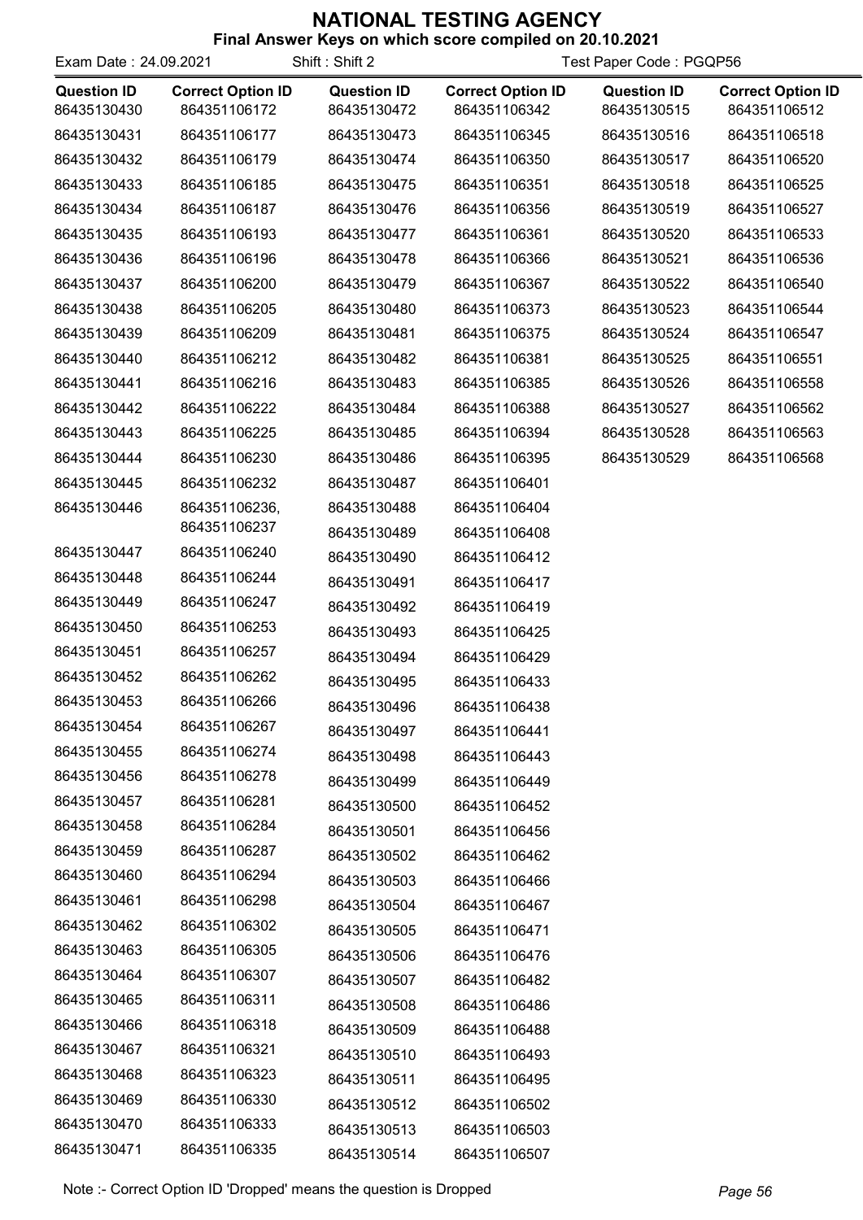# NATIONAL TESTING AGENCY

**Final Answer Keys on which score compiled on 20.10.2021**

Exam Date : 24.09.2021 | Shift : Shift 2 | Test Paper Code : PGQP56

| Question ID | Correct Option ID | Question ID | Correct Option ID | Question ID | Correct Option ID |
|---|---|---|---|---|---|
| 86435130430 | 864351106172 | 86435130472 | 864351106342 | 86435130515 | 864351106512 |
| 86435130431 | 864351106177 | 86435130473 | 864351106345 | 86435130516 | 864351106518 |
| 86435130432 | 864351106179 | 86435130474 | 864351106350 | 86435130517 | 864351106520 |
| 86435130433 | 864351106185 | 86435130475 | 864351106351 | 86435130518 | 864351106525 |
| 86435130434 | 864351106187 | 86435130476 | 864351106356 | 86435130519 | 864351106527 |
| 86435130435 | 864351106193 | 86435130477 | 864351106361 | 86435130520 | 864351106533 |
| 86435130436 | 864351106196 | 86435130478 | 864351106366 | 86435130521 | 864351106536 |
| 86435130437 | 864351106200 | 86435130479 | 864351106367 | 86435130522 | 864351106540 |
| 86435130438 | 864351106205 | 86435130480 | 864351106373 | 86435130523 | 864351106544 |
| 86435130439 | 864351106209 | 86435130481 | 864351106375 | 86435130524 | 864351106547 |
| 86435130440 | 864351106212 | 86435130482 | 864351106381 | 86435130525 | 864351106551 |
| 86435130441 | 864351106216 | 86435130483 | 864351106385 | 86435130526 | 864351106558 |
| 86435130442 | 864351106222 | 86435130484 | 864351106388 | 86435130527 | 864351106562 |
| 86435130443 | 864351106225 | 86435130485 | 864351106394 | 86435130528 | 864351106563 |
| 86435130444 | 864351106230 | 86435130486 | 864351106395 | 86435130529 | 864351106568 |
| 86435130445 | 864351106232 | 86435130487 | 864351106401 | | |
| 86435130446 | 864351106236, 864351106237 | 86435130488 | 864351106404 | | |
| | | 86435130489 | 864351106408 | | |
| 86435130447 | 864351106240 | 86435130490 | 864351106412 | | |
| 86435130448 | 864351106244 | 86435130491 | 864351106417 | | |
| 86435130449 | 864351106247 | 86435130492 | 864351106419 | | |
| 86435130450 | 864351106253 | 86435130493 | 864351106425 | | |
| 86435130451 | 864351106257 | 86435130494 | 864351106429 | | |
| 86435130452 | 864351106262 | 86435130495 | 864351106433 | | |
| 86435130453 | 864351106266 | 86435130496 | 864351106438 | | |
| 86435130454 | 864351106267 | 86435130497 | 864351106441 | | |
| 86435130455 | 864351106274 | 86435130498 | 864351106443 | | |
| 86435130456 | 864351106278 | 86435130499 | 864351106449 | | |
| 86435130457 | 864351106281 | 86435130500 | 864351106452 | | |
| 86435130458 | 864351106284 | 86435130501 | 864351106456 | | |
| 86435130459 | 864351106287 | 86435130502 | 864351106462 | | |
| 86435130460 | 864351106294 | 86435130503 | 864351106466 | | |
| 86435130461 | 864351106298 | 86435130504 | 864351106467 | | |
| 86435130462 | 864351106302 | 86435130505 | 864351106471 | | |
| 86435130463 | 864351106305 | 86435130506 | 864351106476 | | |
| 86435130464 | 864351106307 | 86435130507 | 864351106482 | | |
| 86435130465 | 864351106311 | 86435130508 | 864351106486 | | |
| 86435130466 | 864351106318 | 86435130509 | 864351106488 | | |
| 86435130467 | 864351106321 | 86435130510 | 864351106493 | | |
| 86435130468 | 864351106323 | 86435130511 | 864351106495 | | |
| 86435130469 | 864351106330 | 86435130512 | 864351106502 | | |
| 86435130470 | 864351106333 | 86435130513 | 864351106503 | | |
| 86435130471 | 864351106335 | 86435130514 | 864351106507 | | |

Note :- Correct Option ID 'Dropped' means the question is Dropped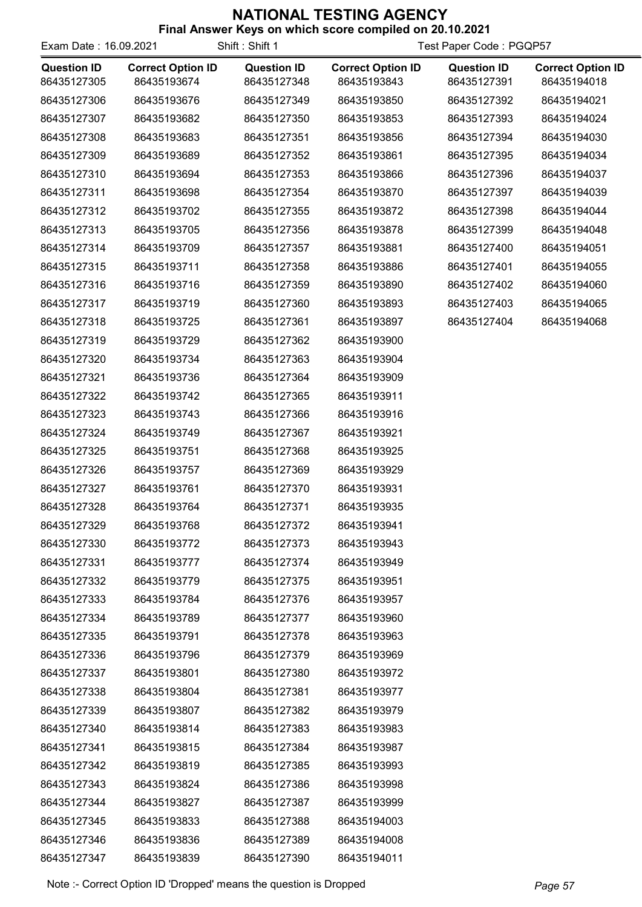# NATIONAL TESTING AGENCY

**Final Answer Keys on which score compiled on 20.10.2021**

Exam Date : 16.09.2021 | Shift : Shift 1 | Test Paper Code : PGQP57

| Question ID | Correct Option ID | Question ID | Correct Option ID | Question ID | Correct Option ID |
|---|---|---|---|---|---|
| 86435127305 | 86435193674 | 86435127348 | 86435193843 | 86435127391 | 86435194018 |
| 86435127306 | 86435193676 | 86435127349 | 86435193850 | 86435127392 | 86435194021 |
| 86435127307 | 86435193682 | 86435127350 | 86435193853 | 86435127393 | 86435194024 |
| 86435127308 | 86435193683 | 86435127351 | 86435193856 | 86435127394 | 86435194030 |
| 86435127309 | 86435193689 | 86435127352 | 86435193861 | 86435127395 | 86435194034 |
| 86435127310 | 86435193694 | 86435127353 | 86435193866 | 86435127396 | 86435194037 |
| 86435127311 | 86435193698 | 86435127354 | 86435193870 | 86435127397 | 86435194039 |
| 86435127312 | 86435193702 | 86435127355 | 86435193872 | 86435127398 | 86435194044 |
| 86435127313 | 86435193705 | 86435127356 | 86435193878 | 86435127399 | 86435194048 |
| 86435127314 | 86435193709 | 86435127357 | 86435193881 | 86435127400 | 86435194051 |
| 86435127315 | 86435193711 | 86435127358 | 86435193886 | 86435127401 | 86435194055 |
| 86435127316 | 86435193716 | 86435127359 | 86435193890 | 86435127402 | 86435194060 |
| 86435127317 | 86435193719 | 86435127360 | 86435193893 | 86435127403 | 86435194065 |
| 86435127318 | 86435193725 | 86435127361 | 86435193897 | 86435127404 | 86435194068 |
| 86435127319 | 86435193729 | 86435127362 | 86435193900 | | |
| 86435127320 | 86435193734 | 86435127363 | 86435193904 | | |
| 86435127321 | 86435193736 | 86435127364 | 86435193909 | | |
| 86435127322 | 86435193742 | 86435127365 | 86435193911 | | |
| 86435127323 | 86435193743 | 86435127366 | 86435193916 | | |
| 86435127324 | 86435193749 | 86435127367 | 86435193921 | | |
| 86435127325 | 86435193751 | 86435127368 | 86435193925 | | |
| 86435127326 | 86435193757 | 86435127369 | 86435193929 | | |
| 86435127327 | 86435193761 | 86435127370 | 86435193931 | | |
| 86435127328 | 86435193764 | 86435127371 | 86435193935 | | |
| 86435127329 | 86435193768 | 86435127372 | 86435193941 | | |
| 86435127330 | 86435193772 | 86435127373 | 86435193943 | | |
| 86435127331 | 86435193777 | 86435127374 | 86435193949 | | |
| 86435127332 | 86435193779 | 86435127375 | 86435193951 | | |
| 86435127333 | 86435193784 | 86435127376 | 86435193957 | | |
| 86435127334 | 86435193789 | 86435127377 | 86435193960 | | |
| 86435127335 | 86435193791 | 86435127378 | 86435193963 | | |
| 86435127336 | 86435193796 | 86435127379 | 86435193969 | | |
| 86435127337 | 86435193801 | 86435127380 | 86435193972 | | |
| 86435127338 | 86435193804 | 86435127381 | 86435193977 | | |
| 86435127339 | 86435193807 | 86435127382 | 86435193979 | | |
| 86435127340 | 86435193814 | 86435127383 | 86435193983 | | |
| 86435127341 | 86435193815 | 86435127384 | 86435193987 | | |
| 86435127342 | 86435193819 | 86435127385 | 86435193993 | | |
| 86435127343 | 86435193824 | 86435127386 | 86435193998 | | |
| 86435127344 | 86435193827 | 86435127387 | 86435193999 | | |
| 86435127345 | 86435193833 | 86435127388 | 86435194003 | | |
| 86435127346 | 86435193836 | 86435127389 | 86435194008 | | |
| 86435127347 | 86435193839 | 86435127390 | 86435194011 | | |

Note :- Correct Option ID 'Dropped' means the question is Dropped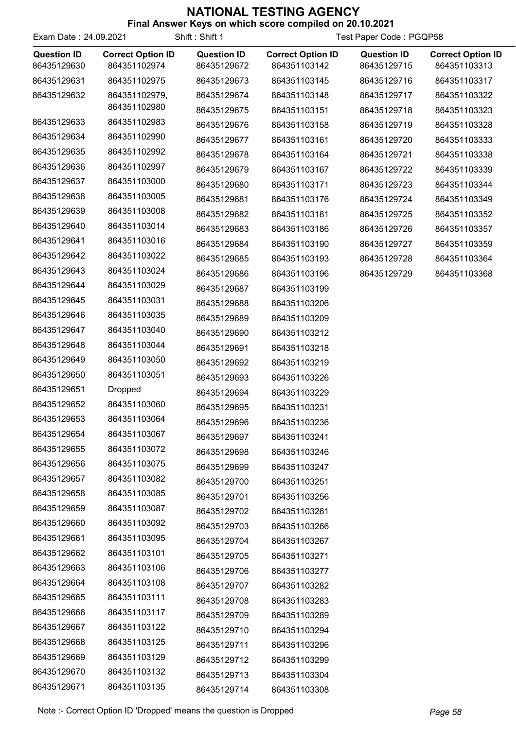# NATIONAL TESTING AGENCY

**Final Answer Keys on which score compiled on 20.10.2021**

Exam Date : 24.09.2021 | Shift : Shift 1 | Test Paper Code : PGQP58

| Question ID | Correct Option ID |
|---|---|
| 86435129630 | 864351102974 |
| 86435129631 | 864351102975 |
| 86435129632 | 864351102979, 864351102980 |
| 86435129633 | 864351102983 |
| 86435129634 | 864351102990 |
| 86435129635 | 864351102992 |
| 86435129636 | 864351102997 |
| 86435129637 | 864351103000 |
| 86435129638 | 864351103005 |
| 86435129639 | 864351103008 |
| 86435129640 | 864351103014 |
| 86435129641 | 864351103016 |
| 86435129642 | 864351103022 |
| 86435129643 | 864351103024 |
| 86435129644 | 864351103029 |
| 86435129645 | 864351103031 |
| 86435129646 | 864351103035 |
| 86435129647 | 864351103040 |
| 86435129648 | 864351103044 |
| 86435129649 | 864351103050 |
| 86435129650 | 864351103051 |
| 86435129651 | Dropped |
| 86435129652 | 864351103060 |
| 86435129653 | 864351103064 |
| 86435129654 | 864351103067 |
| 86435129655 | 864351103072 |
| 86435129656 | 864351103075 |
| 86435129657 | 864351103082 |
| 86435129658 | 864351103085 |
| 86435129659 | 864351103087 |
| 86435129660 | 864351103092 |
| 86435129661 | 864351103095 |
| 86435129662 | 864351103101 |
| 86435129663 | 864351103106 |
| 86435129664 | 864351103108 |
| 86435129665 | 864351103111 |
| 86435129666 | 864351103117 |
| 86435129667 | 864351103122 |
| 86435129668 | 864351103125 |
| 86435129669 | 864351103129 |
| 86435129670 | 864351103132 |
| 86435129671 | 864351103135 |
| 86435129672 | 864351103142 |
| 86435129673 | 864351103145 |
| 86435129674 | 864351103148 |
| 86435129675 | 864351103151 |
| 86435129676 | 864351103158 |
| 86435129677 | 864351103161 |
| 86435129678 | 864351103164 |
| 86435129679 | 864351103167 |
| 86435129680 | 864351103171 |
| 86435129681 | 864351103176 |
| 86435129682 | 864351103181 |
| 86435129683 | 864351103186 |
| 86435129684 | 864351103190 |
| 86435129685 | 864351103193 |
| 86435129686 | 864351103196 |
| 86435129687 | 864351103199 |
| 86435129688 | 864351103206 |
| 86435129689 | 864351103209 |
| 86435129690 | 864351103212 |
| 86435129691 | 864351103218 |
| 86435129692 | 864351103219 |
| 86435129693 | 864351103226 |
| 86435129694 | 864351103229 |
| 86435129695 | 864351103231 |
| 86435129696 | 864351103236 |
| 86435129697 | 864351103241 |
| 86435129698 | 864351103246 |
| 86435129699 | 864351103247 |
| 86435129700 | 864351103251 |
| 86435129701 | 864351103256 |
| 86435129702 | 864351103261 |
| 86435129703 | 864351103266 |
| 86435129704 | 864351103267 |
| 86435129705 | 864351103271 |
| 86435129706 | 864351103277 |
| 86435129707 | 864351103282 |
| 86435129708 | 864351103283 |
| 86435129709 | 864351103289 |
| 86435129710 | 864351103294 |
| 86435129711 | 864351103296 |
| 86435129712 | 864351103299 |
| 86435129713 | 864351103304 |
| 86435129714 | 864351103308 |
| 86435129715 | 864351103313 |
| 86435129716 | 864351103317 |
| 86435129717 | 864351103322 |
| 86435129718 | 864351103323 |
| 86435129719 | 864351103328 |
| 86435129720 | 864351103333 |
| 86435129721 | 864351103338 |
| 86435129722 | 864351103339 |
| 86435129723 | 864351103344 |
| 86435129724 | 864351103349 |
| 86435129725 | 864351103352 |
| 86435129726 | 864351103357 |
| 86435129727 | 864351103359 |
| 86435129728 | 864351103364 |
| 86435129729 | 864351103368 |

Note :- Correct Option ID 'Dropped' means the question is Dropped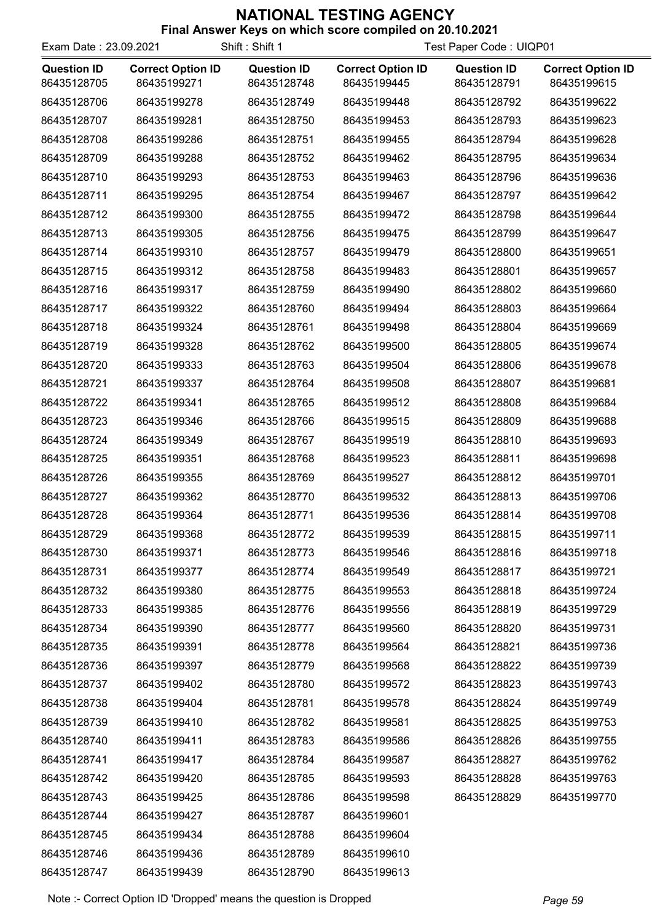# NATIONAL TESTING AGENCY

**Final Answer Keys on which score compiled on 20.10.2021**

Exam Date : 23.09.2021 Shift : Shift 1 Test Paper Code : UIQP01

| Question ID | Correct Option ID | Question ID | Correct Option ID | Question ID | Correct Option ID |
|---|---|---|---|---|---|
| 86435128705 | 86435199271 | 86435128748 | 86435199445 | 86435128791 | 86435199615 |
| 86435128706 | 86435199278 | 86435128749 | 86435199448 | 86435128792 | 86435199622 |
| 86435128707 | 86435199281 | 86435128750 | 86435199453 | 86435128793 | 86435199623 |
| 86435128708 | 86435199286 | 86435128751 | 86435199455 | 86435128794 | 86435199628 |
| 86435128709 | 86435199288 | 86435128752 | 86435199462 | 86435128795 | 86435199634 |
| 86435128710 | 86435199293 | 86435128753 | 86435199463 | 86435128796 | 86435199636 |
| 86435128711 | 86435199295 | 86435128754 | 86435199467 | 86435128797 | 86435199642 |
| 86435128712 | 86435199300 | 86435128755 | 86435199472 | 86435128798 | 86435199644 |
| 86435128713 | 86435199305 | 86435128756 | 86435199475 | 86435128799 | 86435199647 |
| 86435128714 | 86435199310 | 86435128757 | 86435199479 | 86435128800 | 86435199651 |
| 86435128715 | 86435199312 | 86435128758 | 86435199483 | 86435128801 | 86435199657 |
| 86435128716 | 86435199317 | 86435128759 | 86435199490 | 86435128802 | 86435199660 |
| 86435128717 | 86435199322 | 86435128760 | 86435199494 | 86435128803 | 86435199664 |
| 86435128718 | 86435199324 | 86435128761 | 86435199498 | 86435128804 | 86435199669 |
| 86435128719 | 86435199328 | 86435128762 | 86435199500 | 86435128805 | 86435199674 |
| 86435128720 | 86435199333 | 86435128763 | 86435199504 | 86435128806 | 86435199678 |
| 86435128721 | 86435199337 | 86435128764 | 86435199508 | 86435128807 | 86435199681 |
| 86435128722 | 86435199341 | 86435128765 | 86435199512 | 86435128808 | 86435199684 |
| 86435128723 | 86435199346 | 86435128766 | 86435199515 | 86435128809 | 86435199688 |
| 86435128724 | 86435199349 | 86435128767 | 86435199519 | 86435128810 | 86435199693 |
| 86435128725 | 86435199351 | 86435128768 | 86435199523 | 86435128811 | 86435199698 |
| 86435128726 | 86435199355 | 86435128769 | 86435199527 | 86435128812 | 86435199701 |
| 86435128727 | 86435199362 | 86435128770 | 86435199532 | 86435128813 | 86435199706 |
| 86435128728 | 86435199364 | 86435128771 | 86435199536 | 86435128814 | 86435199708 |
| 86435128729 | 86435199368 | 86435128772 | 86435199539 | 86435128815 | 86435199711 |
| 86435128730 | 86435199371 | 86435128773 | 86435199546 | 86435128816 | 86435199718 |
| 86435128731 | 86435199377 | 86435128774 | 86435199549 | 86435128817 | 86435199721 |
| 86435128732 | 86435199380 | 86435128775 | 86435199553 | 86435128818 | 86435199724 |
| 86435128733 | 86435199385 | 86435128776 | 86435199556 | 86435128819 | 86435199729 |
| 86435128734 | 86435199390 | 86435128777 | 86435199560 | 86435128820 | 86435199731 |
| 86435128735 | 86435199391 | 86435128778 | 86435199564 | 86435128821 | 86435199736 |
| 86435128736 | 86435199397 | 86435128779 | 86435199568 | 86435128822 | 86435199739 |
| 86435128737 | 86435199402 | 86435128780 | 86435199572 | 86435128823 | 86435199743 |
| 86435128738 | 86435199404 | 86435128781 | 86435199578 | 86435128824 | 86435199749 |
| 86435128739 | 86435199410 | 86435128782 | 86435199581 | 86435128825 | 86435199753 |
| 86435128740 | 86435199411 | 86435128783 | 86435199586 | 86435128826 | 86435199755 |
| 86435128741 | 86435199417 | 86435128784 | 86435199587 | 86435128827 | 86435199762 |
| 86435128742 | 86435199420 | 86435128785 | 86435199593 | 86435128828 | 86435199763 |
| 86435128743 | 86435199425 | 86435128786 | 86435199598 | 86435128829 | 86435199770 |
| 86435128744 | 86435199427 | 86435128787 | 86435199601 | | |
| 86435128745 | 86435199434 | 86435128788 | 86435199604 | | |
| 86435128746 | 86435199436 | 86435128789 | 86435199610 | | |
| 86435128747 | 86435199439 | 86435128790 | 86435199613 | | |

Note :- Correct Option ID 'Dropped' means the question is Dropped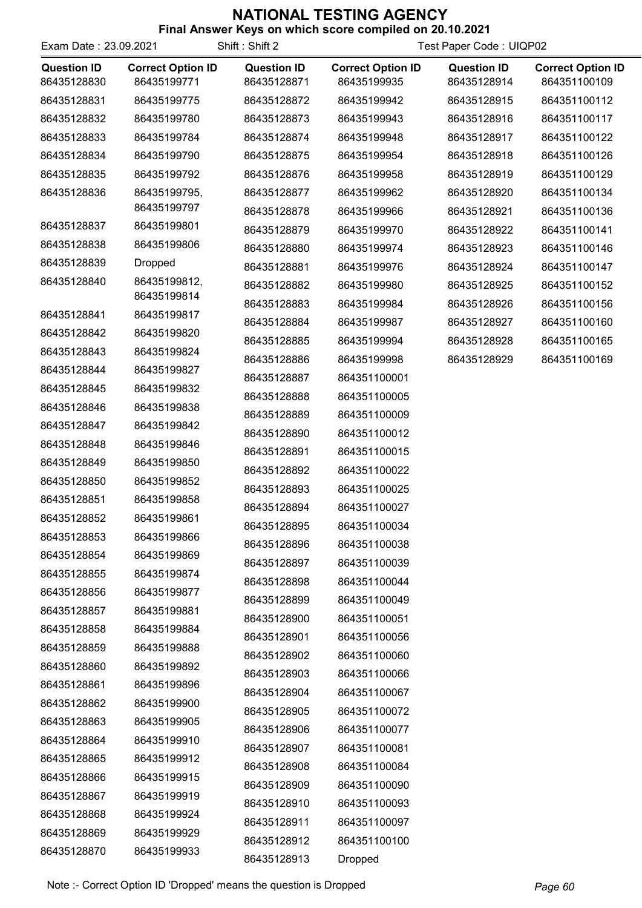# NATIONAL TESTING AGENCY

**Final Answer Keys on which score compiled on 20.10.2021**

Exam Date : 23.09.2021 Shift : Shift 2 Test Paper Code : UIQP02

| Question ID | Correct Option ID | Question ID | Correct Option ID | Question ID | Correct Option ID |
|---|---|---|---|---|---|
| 86435128830 | 86435199771 | 86435128871 | 86435199935 | 86435128914 | 864351100109 |
| 86435128831 | 86435199775 | 86435128872 | 86435199942 | 86435128915 | 864351100112 |
| 86435128832 | 86435199780 | 86435128873 | 86435199943 | 86435128916 | 864351100117 |
| 86435128833 | 86435199784 | 86435128874 | 86435199948 | 86435128917 | 864351100122 |
| 86435128834 | 86435199790 | 86435128875 | 86435199954 | 86435128918 | 864351100126 |
| 86435128835 | 86435199792 | 86435128876 | 86435199958 | 86435128919 | 864351100129 |
| 86435128836 | 86435199795, 86435199797 | 86435128877 | 86435199962 | 86435128920 | 864351100134 |
| 86435128837 | 86435199801 | 86435128878 | 86435199966 | 86435128921 | 864351100136 |
| 86435128838 | 86435199806 | 86435128879 | 86435199970 | 86435128922 | 864351100141 |
| 86435128839 | Dropped | 86435128880 | 86435199974 | 86435128923 | 864351100146 |
| 86435128840 | 86435199812, 86435199814 | 86435128881 | 86435199976 | 86435128924 | 864351100147 |
| 86435128841 | 86435199817 | 86435128882 | 86435199980 | 86435128925 | 864351100152 |
| 86435128842 | 86435199820 | 86435128883 | 86435199984 | 86435128926 | 864351100156 |
| 86435128843 | 86435199824 | 86435128884 | 86435199987 | 86435128927 | 864351100160 |
| 86435128844 | 86435199827 | 86435128885 | 86435199994 | 86435128928 | 864351100165 |
| 86435128845 | 86435199832 | 86435128886 | 86435199998 | 86435128929 | 864351100169 |
| 86435128846 | 86435199838 | 86435128887 | 864351100001 | | |
| 86435128847 | 86435199842 | 86435128888 | 864351100005 | | |
| 86435128848 | 86435199846 | 86435128889 | 864351100009 | | |
| 86435128849 | 86435199850 | 86435128890 | 864351100012 | | |
| 86435128850 | 86435199852 | 86435128891 | 864351100015 | | |
| 86435128851 | 86435199858 | 86435128892 | 864351100022 | | |
| 86435128852 | 86435199861 | 86435128893 | 864351100025 | | |
| 86435128853 | 86435199866 | 86435128894 | 864351100027 | | |
| 86435128854 | 86435199869 | 86435128895 | 864351100034 | | |
| 86435128855 | 86435199874 | 86435128896 | 864351100038 | | |
| 86435128856 | 86435199877 | 86435128897 | 864351100039 | | |
| 86435128857 | 86435199881 | 86435128898 | 864351100044 | | |
| 86435128858 | 86435199884 | 86435128899 | 864351100049 | | |
| 86435128859 | 86435199888 | 86435128900 | 864351100051 | | |
| 86435128860 | 86435199892 | 86435128901 | 864351100056 | | |
| 86435128861 | 86435199896 | 86435128902 | 864351100060 | | |
| 86435128862 | 86435199900 | 86435128903 | 864351100066 | | |
| 86435128863 | 86435199905 | 86435128904 | 864351100067 | | |
| 86435128864 | 86435199910 | 86435128905 | 864351100072 | | |
| 86435128865 | 86435199912 | 86435128906 | 864351100077 | | |
| 86435128866 | 86435199915 | 86435128907 | 864351100081 | | |
| 86435128867 | 86435199919 | 86435128908 | 864351100084 | | |
| 86435128868 | 86435199924 | 86435128909 | 864351100090 | | |
| 86435128869 | 86435199929 | 86435128910 | 864351100093 | | |
| 86435128870 | 86435199933 | 86435128911 | 864351100097 | | |
| | | 86435128912 | 864351100100 | | |
| | | 86435128913 | Dropped | | |

Note :- Correct Option ID 'Dropped' means the question is Dropped